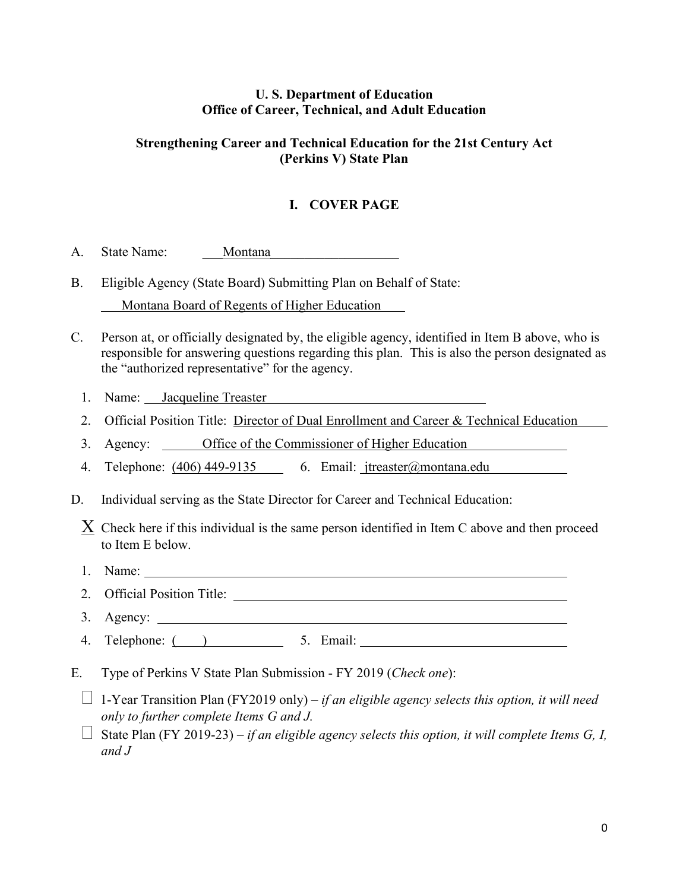**U. S. Department of Education**
**Office of Career, Technical, and Adult Education**

**Strengthening Career and Technical Education for the 21st Century Act (Perkins V) State Plan**

# I. COVER PAGE

A. State Name: Montana

B. Eligible Agency (State Board) Submitting Plan on Behalf of State:

Montana Board of Regents of Higher Education

C. Person at, or officially designated by, the eligible agency, identified in Item B above, who is responsible for answering questions regarding this plan. This is also the person designated as the "authorized representative" for the agency.

1. Name: Jacqueline Treaster
2. Official Position Title: Director of Dual Enrollment and Career & Technical Education
3. Agency: Office of the Commissioner of Higher Education
4. Telephone: (406) 449-9135 6. Email: jtreaster@montana.edu

D. Individual serving as the State Director for Career and Technical Education:

X Check here if this individual is the same person identified in Item C above and then proceed to Item E below.

1. Name: 
2. Official Position Title: 
3. Agency: 
4. Telephone: ( ) 5. Email: 

E. Type of Perkins V State Plan Submission - FY 2019 (*Check one*):

☐ 1-Year Transition Plan (FY2019 only) – *if an eligible agency selects this option, it will need only to further complete Items G and J.*

☐ State Plan (FY 2019-23) – *if an eligible agency selects this option, it will complete Items G, I, and J*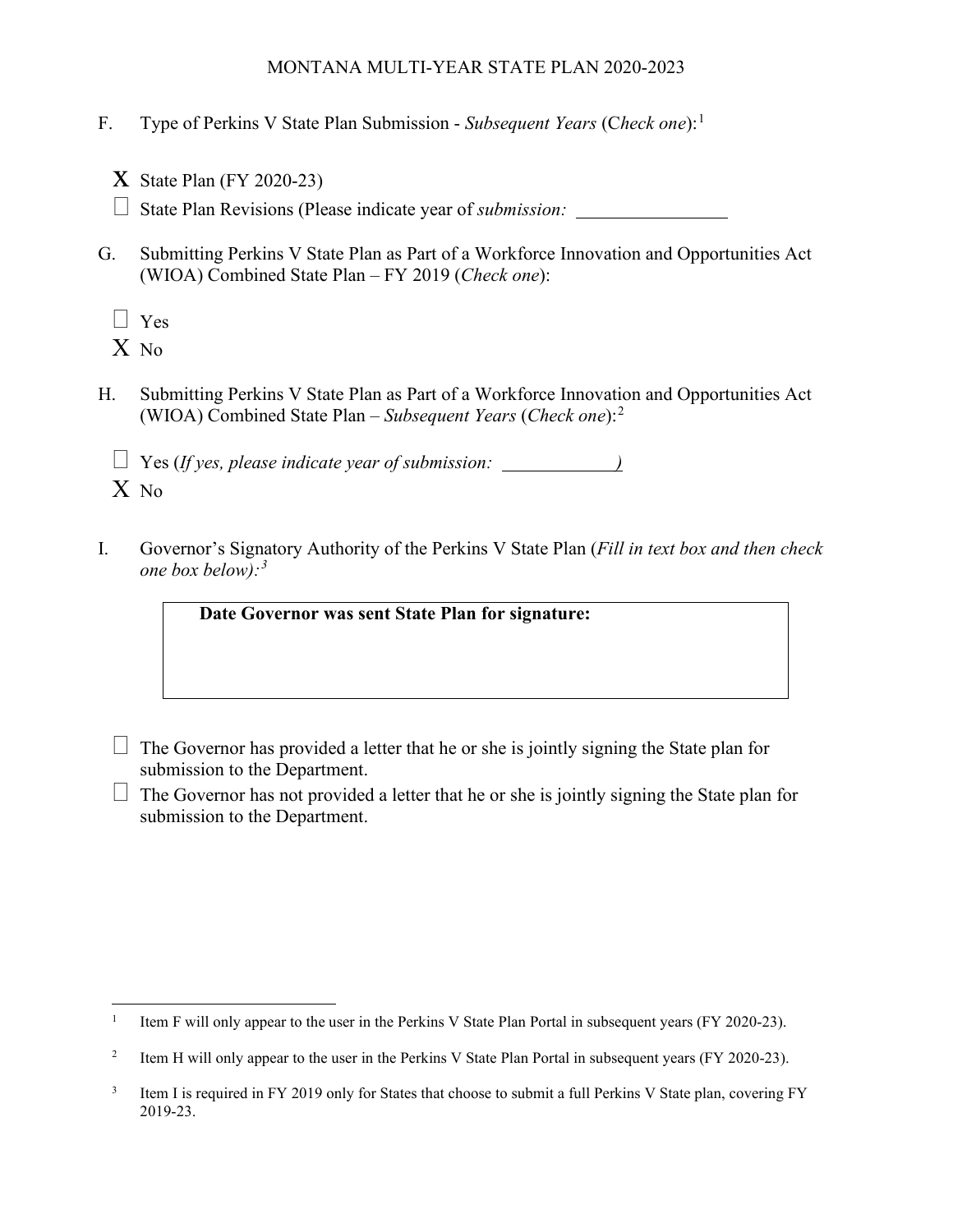F. Type of Perkins V State Plan Submission - *Subsequent Years* (C*heck one*):[1]

X State Plan (FY 2020-23)
☐ State Plan Revisions (Please indicate year of *submission:* ________________

G. Submitting Perkins V State Plan as Part of a Workforce Innovation and Opportunities Act (WIOA) Combined State Plan – FY 2019 (*Check one*):

☐ Yes
X No

H. Submitting Perkins V State Plan as Part of a Workforce Innovation and Opportunities Act (WIOA) Combined State Plan – *Subsequent Years* (*Check one*):[2]

☐ Yes (*If yes, please indicate year of submission:* ____________*)*
X No

I. Governor's Signatory Authority of the Perkins V State Plan (*Fill in text box and then check one box below):[3]*

| **Date Governor was sent State Plan for signature:** |
| --- |
| |

☐ The Governor has provided a letter that he or she is jointly signing the State plan for submission to the Department.
☐ The Governor has not provided a letter that he or she is jointly signing the State plan for submission to the Department.

---

[1] Item F will only appear to the user in the Perkins V State Plan Portal in subsequent years (FY 2020-23).

[2] Item H will only appear to the user in the Perkins V State Plan Portal in subsequent years (FY 2020-23).

[3] Item I is required in FY 2019 only for States that choose to submit a full Perkins V State plan, covering FY 2019-23.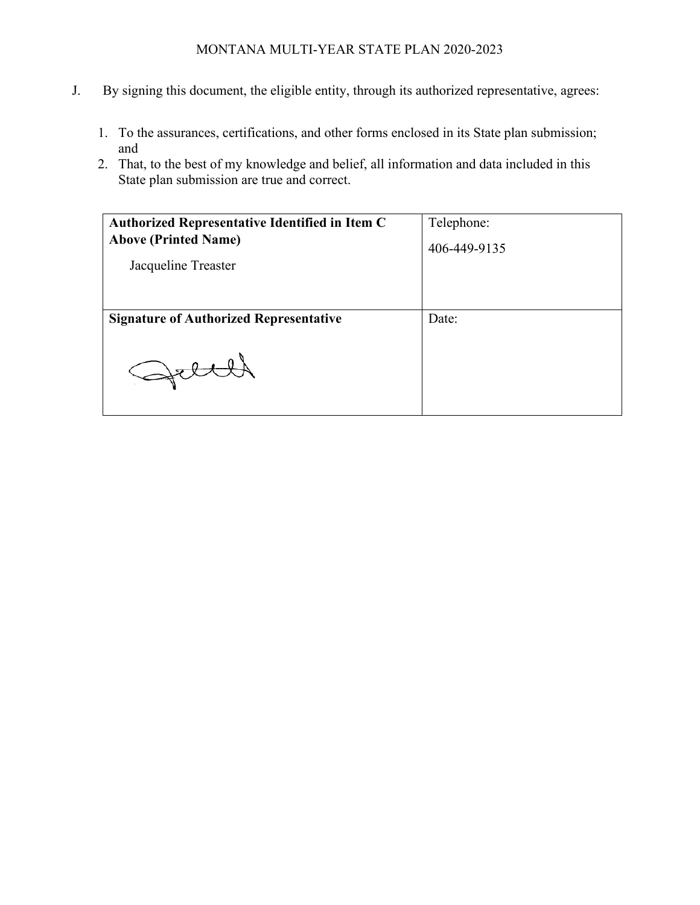J. By signing this document, the eligible entity, through its authorized representative, agrees:

1. To the assurances, certifications, and other forms enclosed in its State plan submission; and
2. That, to the best of my knowledge and belief, all information and data included in this State plan submission are true and correct.

| **Authorized Representative Identified in Item C Above (Printed Name)** Jacqueline Treaster | Telephone: 406-449-9135 |
| --- | --- |
| **Signature of Authorized Representative** | Date: |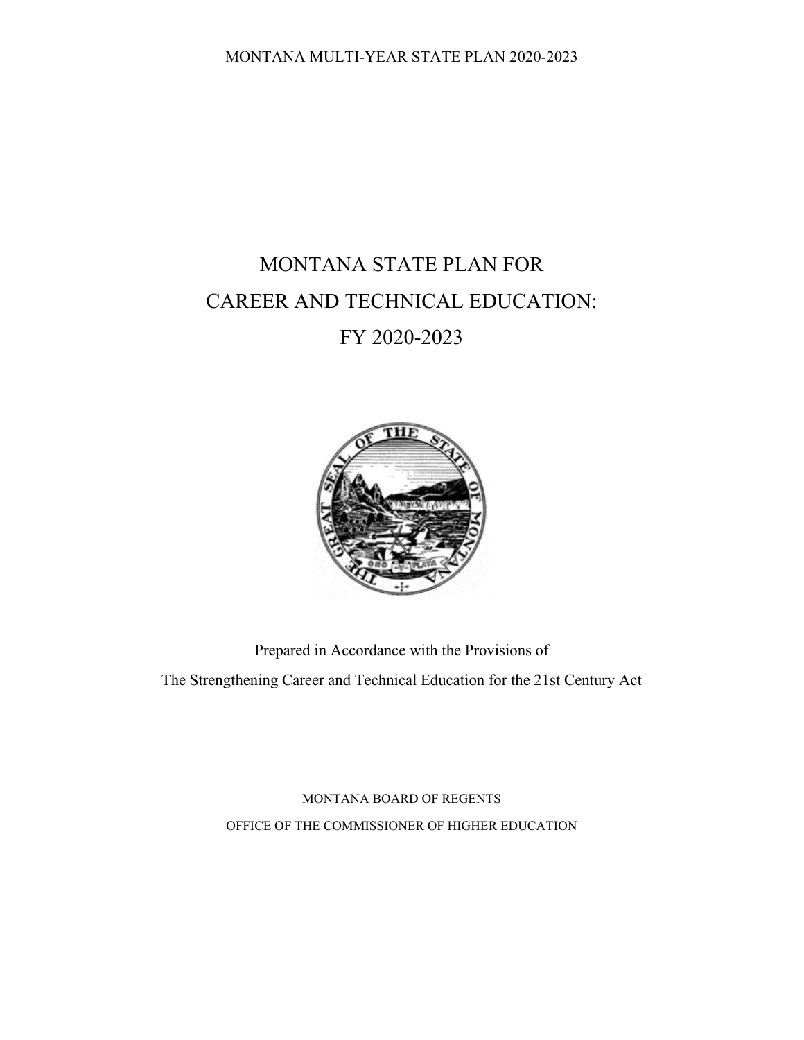# MONTANA STATE PLAN FOR CAREER AND TECHNICAL EDUCATION: FY 2020-2023

Prepared in Accordance with the Provisions of

The Strengthening Career and Technical Education for the 21st Century Act

MONTANA BOARD OF REGENTS

OFFICE OF THE COMMISSIONER OF HIGHER EDUCATION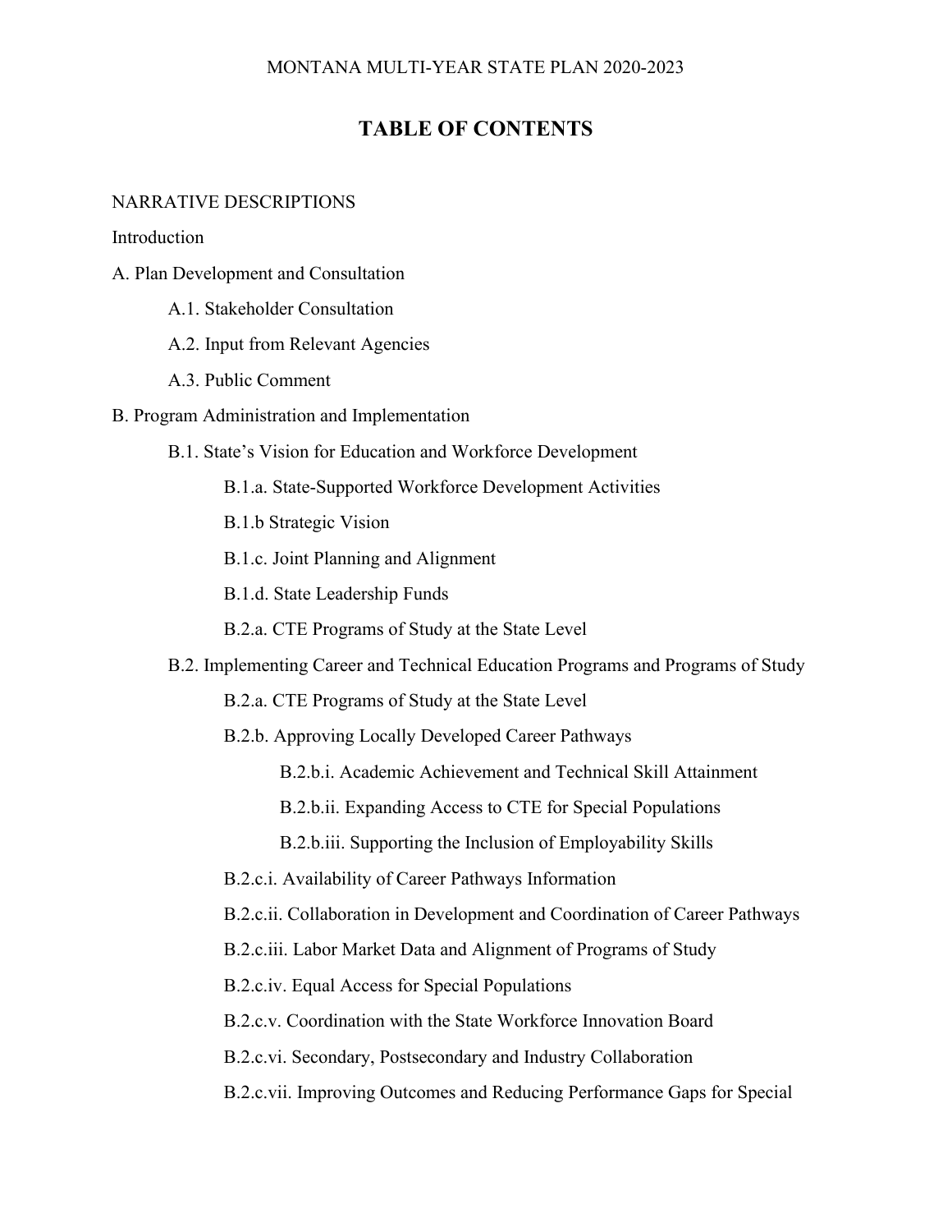# TABLE OF CONTENTS

NARRATIVE DESCRIPTIONS

Introduction

A. Plan Development and Consultation

- A.1. Stakeholder Consultation
- A.2. Input from Relevant Agencies
- A.3. Public Comment

B. Program Administration and Implementation

- B.1. State's Vision for Education and Workforce Development
  - B.1.a. State-Supported Workforce Development Activities
  - B.1.b Strategic Vision
  - B.1.c. Joint Planning and Alignment
  - B.1.d. State Leadership Funds
  - B.2.a. CTE Programs of Study at the State Level
- B.2. Implementing Career and Technical Education Programs and Programs of Study
  - B.2.a. CTE Programs of Study at the State Level
  - B.2.b. Approving Locally Developed Career Pathways
    - B.2.b.i. Academic Achievement and Technical Skill Attainment
    - B.2.b.ii. Expanding Access to CTE for Special Populations
    - B.2.b.iii. Supporting the Inclusion of Employability Skills
  - B.2.c.i. Availability of Career Pathways Information
  - B.2.c.ii. Collaboration in Development and Coordination of Career Pathways
  - B.2.c.iii. Labor Market Data and Alignment of Programs of Study
  - B.2.c.iv. Equal Access for Special Populations
  - B.2.c.v. Coordination with the State Workforce Innovation Board
  - B.2.c.vi. Secondary, Postsecondary and Industry Collaboration
  - B.2.c.vii. Improving Outcomes and Reducing Performance Gaps for Special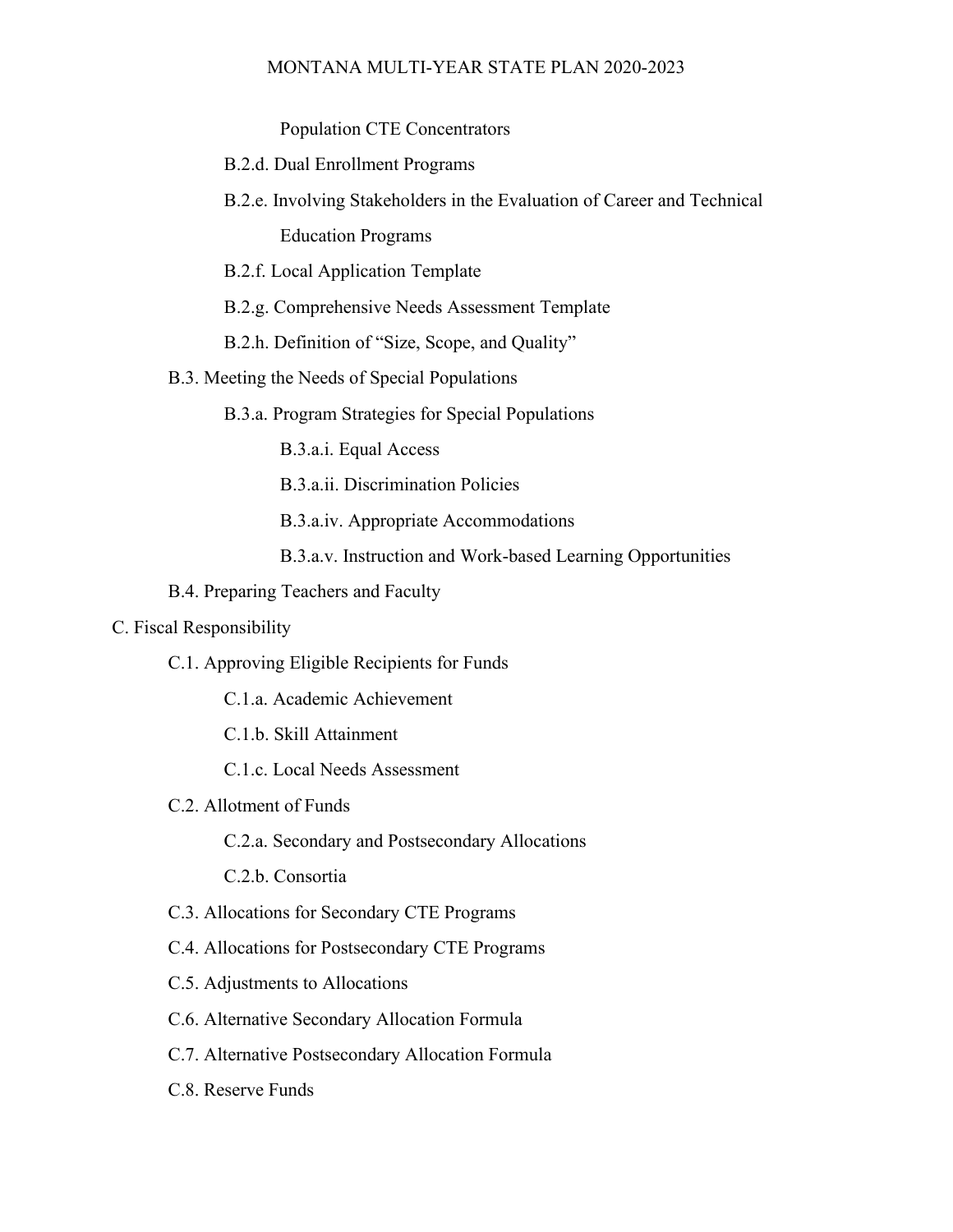Population CTE Concentrators

- B.2.d. Dual Enrollment Programs
- B.2.e. Involving Stakeholders in the Evaluation of Career and Technical Education Programs
- B.2.f. Local Application Template
- B.2.g. Comprehensive Needs Assessment Template
- B.2.h. Definition of "Size, Scope, and Quality"

- B.3. Meeting the Needs of Special Populations
  - B.3.a. Program Strategies for Special Populations
    - B.3.a.i. Equal Access
    - B.3.a.ii. Discrimination Policies
    - B.3.a.iv. Appropriate Accommodations
    - B.3.a.v. Instruction and Work-based Learning Opportunities
- B.4. Preparing Teachers and Faculty

C. Fiscal Responsibility

- C.1. Approving Eligible Recipients for Funds
  - C.1.a. Academic Achievement
  - C.1.b. Skill Attainment
  - C.1.c. Local Needs Assessment
- C.2. Allotment of Funds
  - C.2.a. Secondary and Postsecondary Allocations
  - C.2.b. Consortia
- C.3. Allocations for Secondary CTE Programs
- C.4. Allocations for Postsecondary CTE Programs
- C.5. Adjustments to Allocations
- C.6. Alternative Secondary Allocation Formula
- C.7. Alternative Postsecondary Allocation Formula
- C.8. Reserve Funds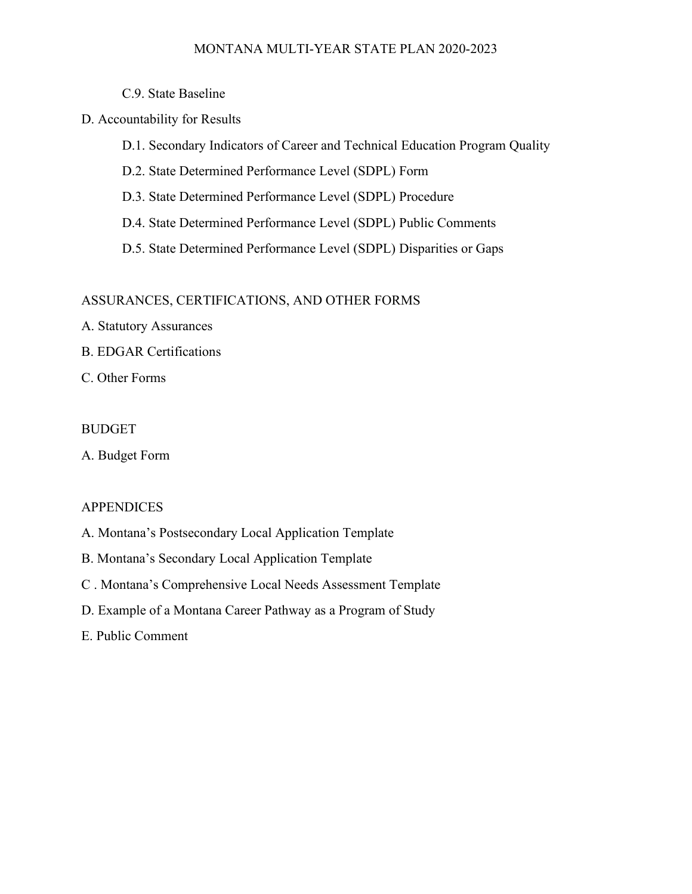C.9. State Baseline

D. Accountability for Results

D.1. Secondary Indicators of Career and Technical Education Program Quality

D.2. State Determined Performance Level (SDPL) Form

D.3. State Determined Performance Level (SDPL) Procedure

D.4. State Determined Performance Level (SDPL) Public Comments

D.5. State Determined Performance Level (SDPL) Disparities or Gaps

ASSURANCES, CERTIFICATIONS, AND OTHER FORMS

A. Statutory Assurances

B. EDGAR Certifications

C. Other Forms

BUDGET

A. Budget Form

APPENDICES

A. Montana's Postsecondary Local Application Template

B. Montana's Secondary Local Application Template

C . Montana's Comprehensive Local Needs Assessment Template

D. Example of a Montana Career Pathway as a Program of Study

E. Public Comment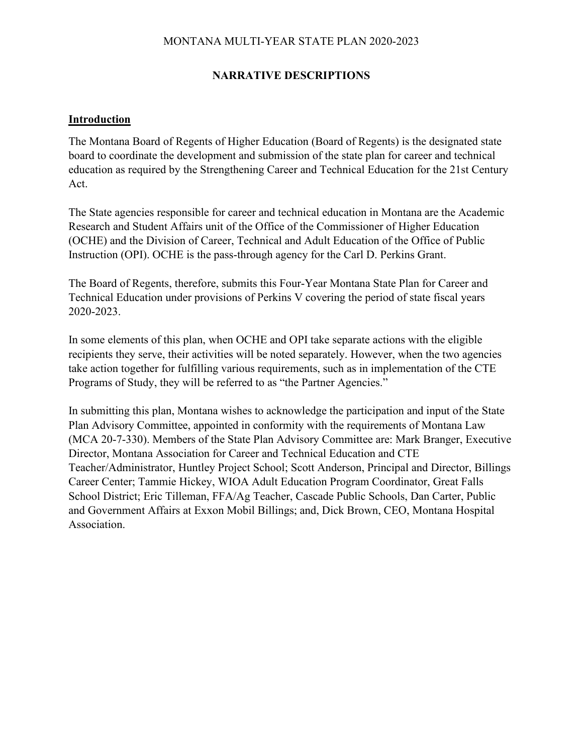MONTANA MULTI-YEAR STATE PLAN 2020-2023

## NARRATIVE DESCRIPTIONS

### Introduction

The Montana Board of Regents of Higher Education (Board of Regents) is the designated state board to coordinate the development and submission of the state plan for career and technical education as required by the Strengthening Career and Technical Education for the 21st Century Act.

The State agencies responsible for career and technical education in Montana are the Academic Research and Student Affairs unit of the Office of the Commissioner of Higher Education (OCHE) and the Division of Career, Technical and Adult Education of the Office of Public Instruction (OPI). OCHE is the pass-through agency for the Carl D. Perkins Grant.

The Board of Regents, therefore, submits this Four-Year Montana State Plan for Career and Technical Education under provisions of Perkins V covering the period of state fiscal years 2020-2023.

In some elements of this plan, when OCHE and OPI take separate actions with the eligible recipients they serve, their activities will be noted separately. However, when the two agencies take action together for fulfilling various requirements, such as in implementation of the CTE Programs of Study, they will be referred to as "the Partner Agencies."

In submitting this plan, Montana wishes to acknowledge the participation and input of the State Plan Advisory Committee, appointed in conformity with the requirements of Montana Law (MCA 20-7-330). Members of the State Plan Advisory Committee are: Mark Branger, Executive Director, Montana Association for Career and Technical Education and CTE Teacher/Administrator, Huntley Project School; Scott Anderson, Principal and Director, Billings Career Center; Tammie Hickey, WIOA Adult Education Program Coordinator, Great Falls School District; Eric Tilleman, FFA/Ag Teacher, Cascade Public Schools, Dan Carter, Public and Government Affairs at Exxon Mobil Billings; and, Dick Brown, CEO, Montana Hospital Association.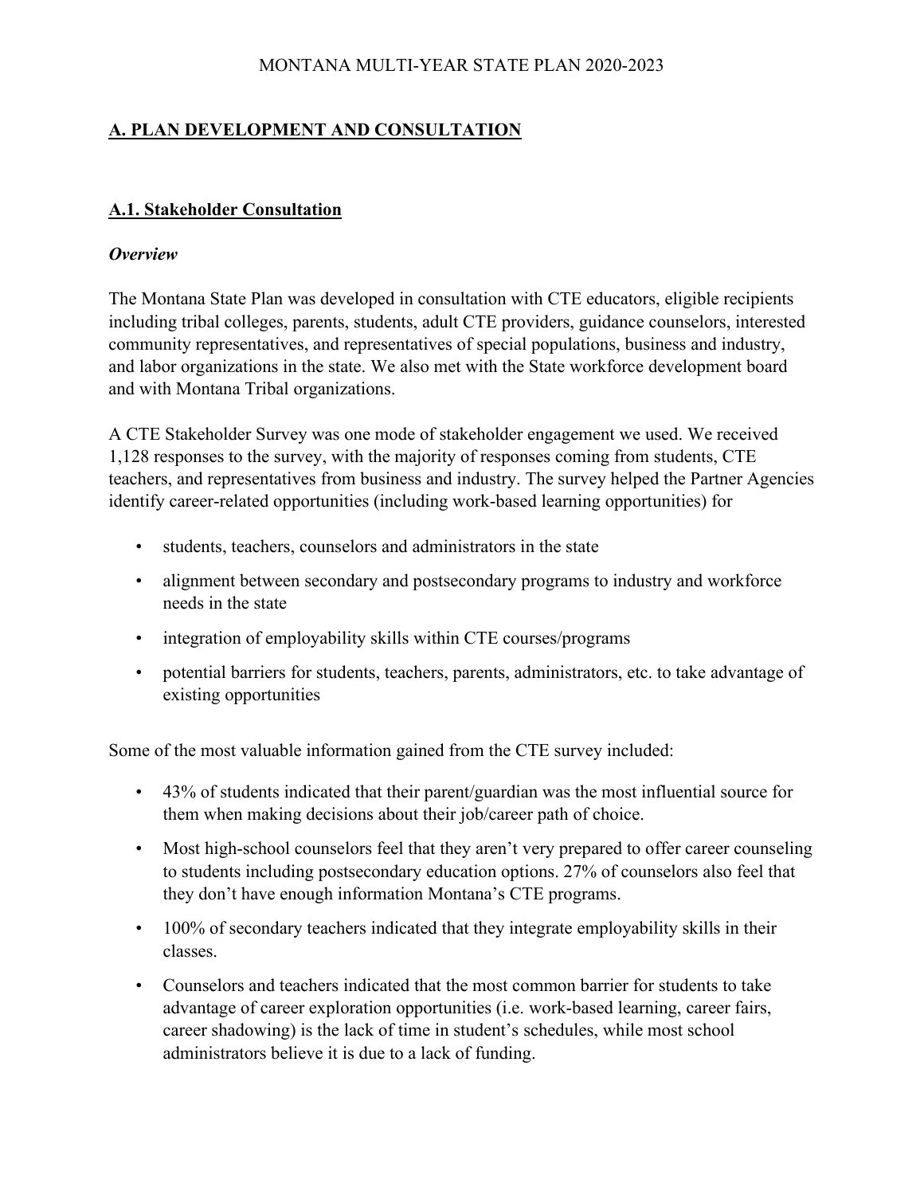## A. PLAN DEVELOPMENT AND CONSULTATION

### A.1. Stakeholder Consultation

***Overview***

The Montana State Plan was developed in consultation with CTE educators, eligible recipients including tribal colleges, parents, students, adult CTE providers, guidance counselors, interested community representatives, and representatives of special populations, business and industry, and labor organizations in the state. We also met with the State workforce development board and with Montana Tribal organizations.

A CTE Stakeholder Survey was one mode of stakeholder engagement we used. We received 1,128 responses to the survey, with the majority of responses coming from students, CTE teachers, and representatives from business and industry. The survey helped the Partner Agencies identify career-related opportunities (including work-based learning opportunities) for

- students, teachers, counselors and administrators in the state
- alignment between secondary and postsecondary programs to industry and workforce needs in the state
- integration of employability skills within CTE courses/programs
- potential barriers for students, teachers, parents, administrators, etc. to take advantage of existing opportunities

Some of the most valuable information gained from the CTE survey included:

- 43% of students indicated that their parent/guardian was the most influential source for them when making decisions about their job/career path of choice.
- Most high-school counselors feel that they aren't very prepared to offer career counseling to students including postsecondary education options. 27% of counselors also feel that they don't have enough information Montana's CTE programs.
- 100% of secondary teachers indicated that they integrate employability skills in their classes.
- Counselors and teachers indicated that the most common barrier for students to take advantage of career exploration opportunities (i.e. work-based learning, career fairs, career shadowing) is the lack of time in student's schedules, while most school administrators believe it is due to a lack of funding.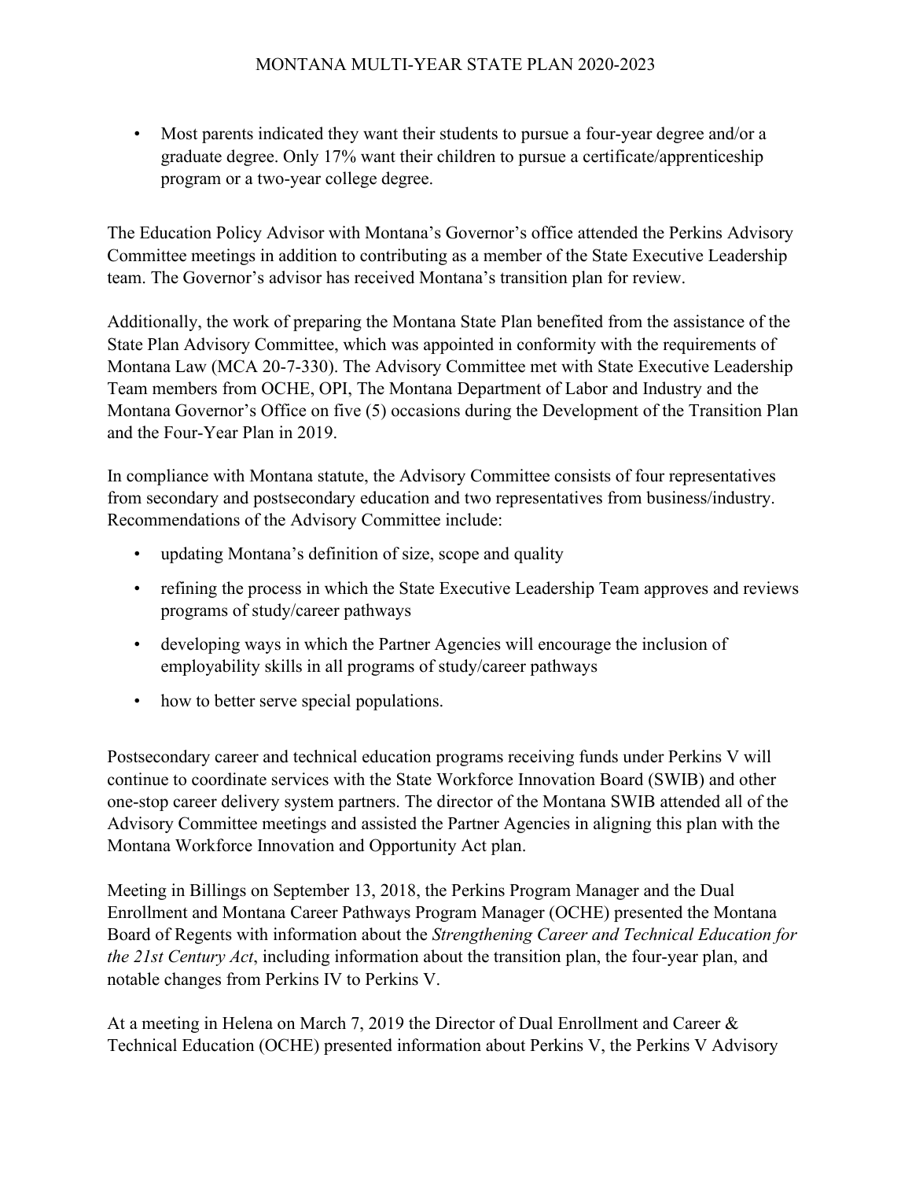- Most parents indicated they want their students to pursue a four-year degree and/or a graduate degree. Only 17% want their children to pursue a certificate/apprenticeship program or a two-year college degree.

The Education Policy Advisor with Montana's Governor's office attended the Perkins Advisory Committee meetings in addition to contributing as a member of the State Executive Leadership team. The Governor's advisor has received Montana's transition plan for review.

Additionally, the work of preparing the Montana State Plan benefited from the assistance of the State Plan Advisory Committee, which was appointed in conformity with the requirements of Montana Law (MCA 20-7-330). The Advisory Committee met with State Executive Leadership Team members from OCHE, OPI, The Montana Department of Labor and Industry and the Montana Governor's Office on five (5) occasions during the Development of the Transition Plan and the Four-Year Plan in 2019.

In compliance with Montana statute, the Advisory Committee consists of four representatives from secondary and postsecondary education and two representatives from business/industry. Recommendations of the Advisory Committee include:

- updating Montana's definition of size, scope and quality
- refining the process in which the State Executive Leadership Team approves and reviews programs of study/career pathways
- developing ways in which the Partner Agencies will encourage the inclusion of employability skills in all programs of study/career pathways
- how to better serve special populations.

Postsecondary career and technical education programs receiving funds under Perkins V will continue to coordinate services with the State Workforce Innovation Board (SWIB) and other one-stop career delivery system partners. The director of the Montana SWIB attended all of the Advisory Committee meetings and assisted the Partner Agencies in aligning this plan with the Montana Workforce Innovation and Opportunity Act plan.

Meeting in Billings on September 13, 2018, the Perkins Program Manager and the Dual Enrollment and Montana Career Pathways Program Manager (OCHE) presented the Montana Board of Regents with information about the *Strengthening Career and Technical Education for the 21st Century Act*, including information about the transition plan, the four-year plan, and notable changes from Perkins IV to Perkins V.

At a meeting in Helena on March 7, 2019 the Director of Dual Enrollment and Career & Technical Education (OCHE) presented information about Perkins V, the Perkins V Advisory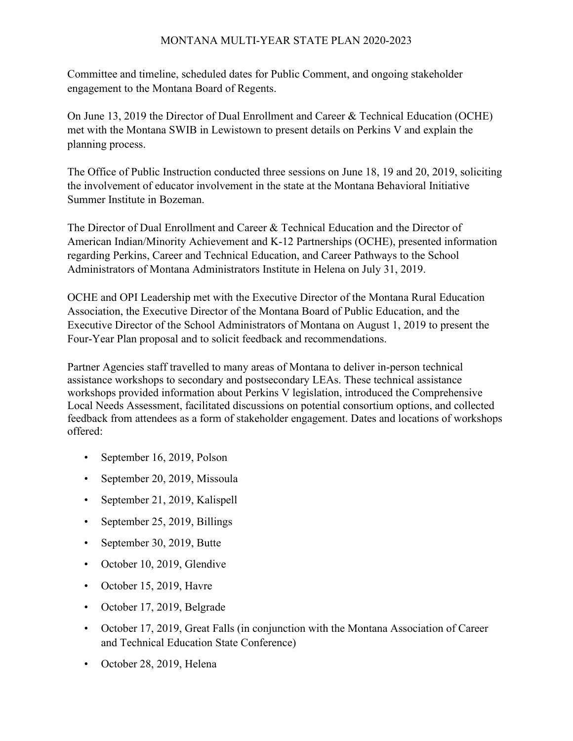Committee and timeline, scheduled dates for Public Comment, and ongoing stakeholder engagement to the Montana Board of Regents.

On June 13, 2019 the Director of Dual Enrollment and Career & Technical Education (OCHE) met with the Montana SWIB in Lewistown to present details on Perkins V and explain the planning process.

The Office of Public Instruction conducted three sessions on June 18, 19 and 20, 2019, soliciting the involvement of educator involvement in the state at the Montana Behavioral Initiative Summer Institute in Bozeman.

The Director of Dual Enrollment and Career & Technical Education and the Director of American Indian/Minority Achievement and K-12 Partnerships (OCHE), presented information regarding Perkins, Career and Technical Education, and Career Pathways to the School Administrators of Montana Administrators Institute in Helena on July 31, 2019.

OCHE and OPI Leadership met with the Executive Director of the Montana Rural Education Association, the Executive Director of the Montana Board of Public Education, and the Executive Director of the School Administrators of Montana on August 1, 2019 to present the Four-Year Plan proposal and to solicit feedback and recommendations.

Partner Agencies staff travelled to many areas of Montana to deliver in-person technical assistance workshops to secondary and postsecondary LEAs. These technical assistance workshops provided information about Perkins V legislation, introduced the Comprehensive Local Needs Assessment, facilitated discussions on potential consortium options, and collected feedback from attendees as a form of stakeholder engagement. Dates and locations of workshops offered:

- September 16, 2019, Polson
- September 20, 2019, Missoula
- September 21, 2019, Kalispell
- September 25, 2019, Billings
- September 30, 2019, Butte
- October 10, 2019, Glendive
- October 15, 2019, Havre
- October 17, 2019, Belgrade
- October 17, 2019, Great Falls (in conjunction with the Montana Association of Career and Technical Education State Conference)
- October 28, 2019, Helena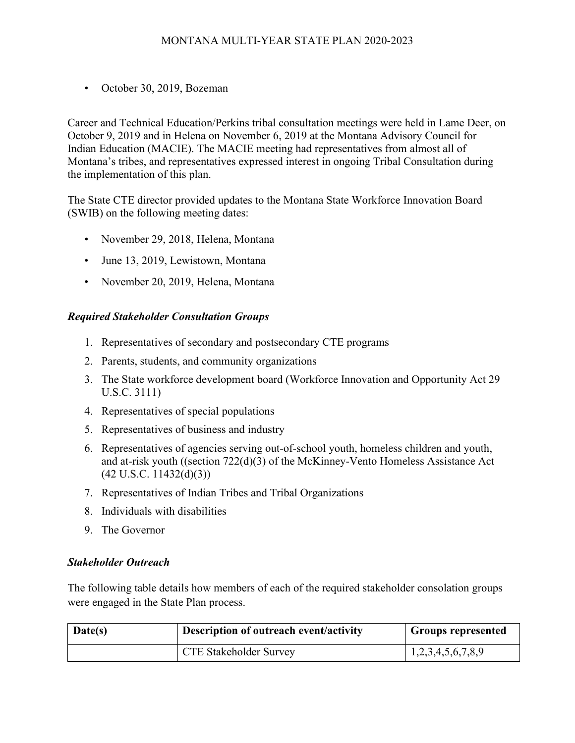- October 30, 2019, Bozeman

Career and Technical Education/Perkins tribal consultation meetings were held in Lame Deer, on October 9, 2019 and in Helena on November 6, 2019 at the Montana Advisory Council for Indian Education (MACIE). The MACIE meeting had representatives from almost all of Montana's tribes, and representatives expressed interest in ongoing Tribal Consultation during the implementation of this plan.

The State CTE director provided updates to the Montana State Workforce Innovation Board (SWIB) on the following meeting dates:

- November 29, 2018, Helena, Montana
- June 13, 2019, Lewistown, Montana
- November 20, 2019, Helena, Montana

***Required Stakeholder Consultation Groups***

1. Representatives of secondary and postsecondary CTE programs
2. Parents, students, and community organizations
3. The State workforce development board (Workforce Innovation and Opportunity Act 29 U.S.C. 3111)
4. Representatives of special populations
5. Representatives of business and industry
6. Representatives of agencies serving out-of-school youth, homeless children and youth, and at-risk youth ((section 722(d)(3) of the McKinney-Vento Homeless Assistance Act (42 U.S.C. 11432(d)(3))
7. Representatives of Indian Tribes and Tribal Organizations
8. Individuals with disabilities
9. The Governor

***Stakeholder Outreach***

The following table details how members of each of the required stakeholder consolation groups were engaged in the State Plan process.

| Date(s) | Description of outreach event/activity | Groups represented |
|---|---|---|
| | CTE Stakeholder Survey | 1,2,3,4,5,6,7,8,9 |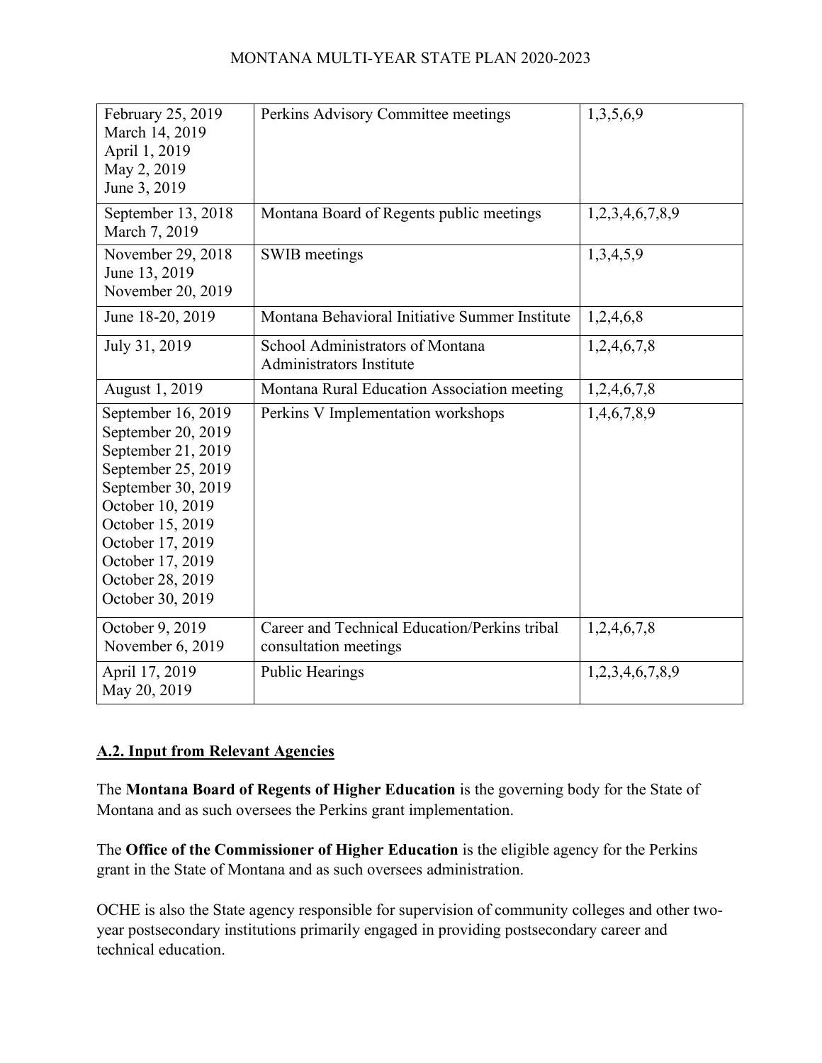| | | |
|---|---|---|
| February 25, 2019<br>March 14, 2019<br>April 1, 2019<br>May 2, 2019<br>June 3, 2019 | Perkins Advisory Committee meetings | 1,3,5,6,9 |
| September 13, 2018<br>March 7, 2019 | Montana Board of Regents public meetings | 1,2,3,4,6,7,8,9 |
| November 29, 2018<br>June 13, 2019<br>November 20, 2019 | SWIB meetings | 1,3,4,5,9 |
| June 18-20, 2019 | Montana Behavioral Initiative Summer Institute | 1,2,4,6,8 |
| July 31, 2019 | School Administrators of Montana Administrators Institute | 1,2,4,6,7,8 |
| August 1, 2019 | Montana Rural Education Association meeting | 1,2,4,6,7,8 |
| September 16, 2019<br>September 20, 2019<br>September 21, 2019<br>September 25, 2019<br>September 30, 2019<br>October 10, 2019<br>October 15, 2019<br>October 17, 2019<br>October 17, 2019<br>October 28, 2019<br>October 30, 2019 | Perkins V Implementation workshops | 1,4,6,7,8,9 |
| October 9, 2019<br>November 6, 2019 | Career and Technical Education/Perkins tribal consultation meetings | 1,2,4,6,7,8 |
| April 17, 2019<br>May 20, 2019 | Public Hearings | 1,2,3,4,6,7,8,9 |

## A.2. Input from Relevant Agencies

The **Montana Board of Regents of Higher Education** is the governing body for the State of Montana and as such oversees the Perkins grant implementation.

The **Office of the Commissioner of Higher Education** is the eligible agency for the Perkins grant in the State of Montana and as such oversees administration.

OCHE is also the State agency responsible for supervision of community colleges and other two-year postsecondary institutions primarily engaged in providing postsecondary career and technical education.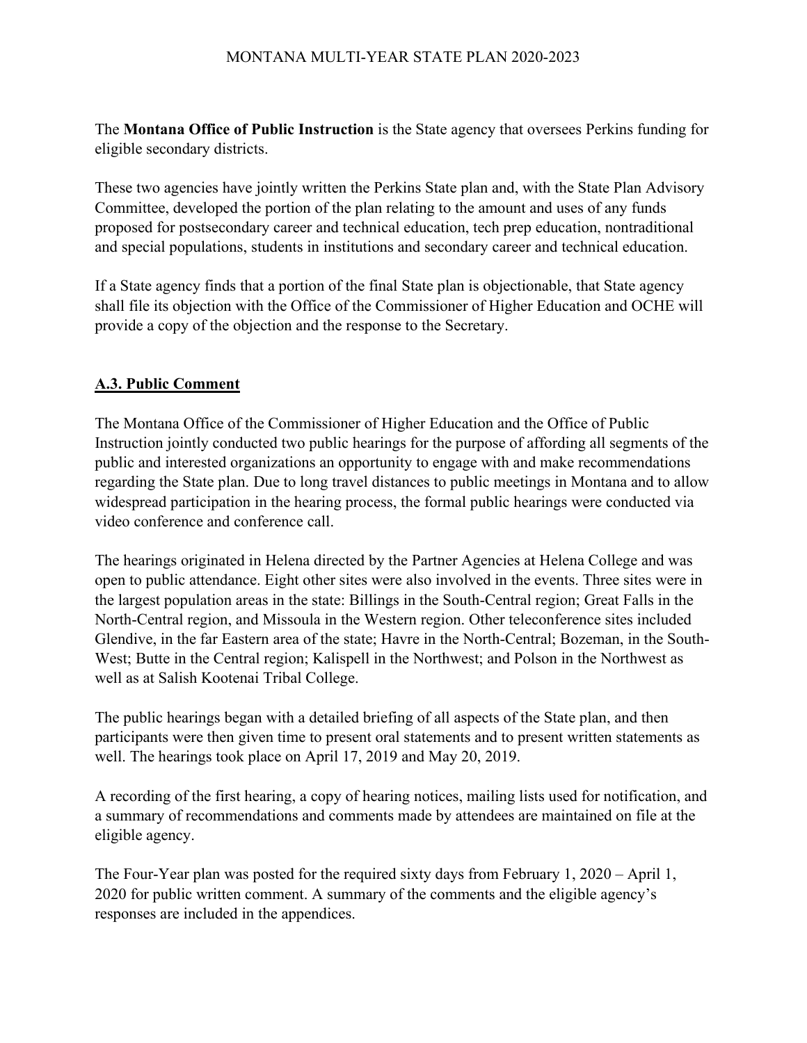The **Montana Office of Public Instruction** is the State agency that oversees Perkins funding for eligible secondary districts.

These two agencies have jointly written the Perkins State plan and, with the State Plan Advisory Committee, developed the portion of the plan relating to the amount and uses of any funds proposed for postsecondary career and technical education, tech prep education, nontraditional and special populations, students in institutions and secondary career and technical education.

If a State agency finds that a portion of the final State plan is objectionable, that State agency shall file its objection with the Office of the Commissioner of Higher Education and OCHE will provide a copy of the objection and the response to the Secretary.

## A.3. Public Comment

The Montana Office of the Commissioner of Higher Education and the Office of Public Instruction jointly conducted two public hearings for the purpose of affording all segments of the public and interested organizations an opportunity to engage with and make recommendations regarding the State plan. Due to long travel distances to public meetings in Montana and to allow widespread participation in the hearing process, the formal public hearings were conducted via video conference and conference call.

The hearings originated in Helena directed by the Partner Agencies at Helena College and was open to public attendance. Eight other sites were also involved in the events. Three sites were in the largest population areas in the state: Billings in the South-Central region; Great Falls in the North-Central region, and Missoula in the Western region. Other teleconference sites included Glendive, in the far Eastern area of the state; Havre in the North-Central; Bozeman, in the South-West; Butte in the Central region; Kalispell in the Northwest; and Polson in the Northwest as well as at Salish Kootenai Tribal College.

The public hearings began with a detailed briefing of all aspects of the State plan, and then participants were then given time to present oral statements and to present written statements as well. The hearings took place on April 17, 2019 and May 20, 2019.

A recording of the first hearing, a copy of hearing notices, mailing lists used for notification, and a summary of recommendations and comments made by attendees are maintained on file at the eligible agency.

The Four-Year plan was posted for the required sixty days from February 1, 2020 – April 1, 2020 for public written comment. A summary of the comments and the eligible agency's responses are included in the appendices.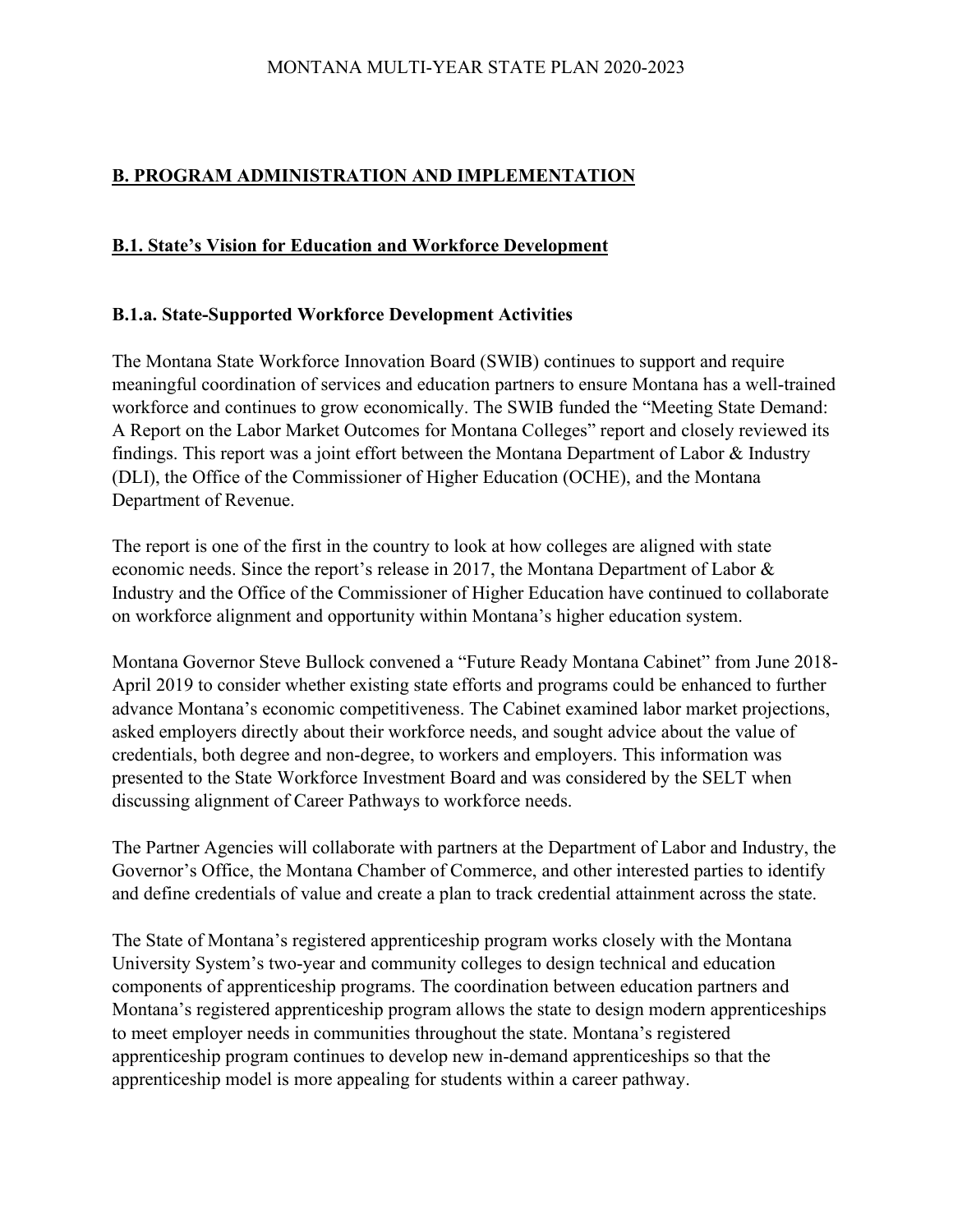## B. PROGRAM ADMINISTRATION AND IMPLEMENTATION

### B.1. State's Vision for Education and Workforce Development

#### B.1.a. State-Supported Workforce Development Activities

The Montana State Workforce Innovation Board (SWIB) continues to support and require meaningful coordination of services and education partners to ensure Montana has a well-trained workforce and continues to grow economically. The SWIB funded the "Meeting State Demand: A Report on the Labor Market Outcomes for Montana Colleges" report and closely reviewed its findings. This report was a joint effort between the Montana Department of Labor & Industry (DLI), the Office of the Commissioner of Higher Education (OCHE), and the Montana Department of Revenue.

The report is one of the first in the country to look at how colleges are aligned with state economic needs. Since the report's release in 2017, the Montana Department of Labor & Industry and the Office of the Commissioner of Higher Education have continued to collaborate on workforce alignment and opportunity within Montana's higher education system.

Montana Governor Steve Bullock convened a "Future Ready Montana Cabinet" from June 2018-April 2019 to consider whether existing state efforts and programs could be enhanced to further advance Montana's economic competitiveness. The Cabinet examined labor market projections, asked employers directly about their workforce needs, and sought advice about the value of credentials, both degree and non-degree, to workers and employers. This information was presented to the State Workforce Investment Board and was considered by the SELT when discussing alignment of Career Pathways to workforce needs.

The Partner Agencies will collaborate with partners at the Department of Labor and Industry, the Governor's Office, the Montana Chamber of Commerce, and other interested parties to identify and define credentials of value and create a plan to track credential attainment across the state.

The State of Montana's registered apprenticeship program works closely with the Montana University System's two-year and community colleges to design technical and education components of apprenticeship programs. The coordination between education partners and Montana's registered apprenticeship program allows the state to design modern apprenticeships to meet employer needs in communities throughout the state. Montana's registered apprenticeship program continues to develop new in-demand apprenticeships so that the apprenticeship model is more appealing for students within a career pathway.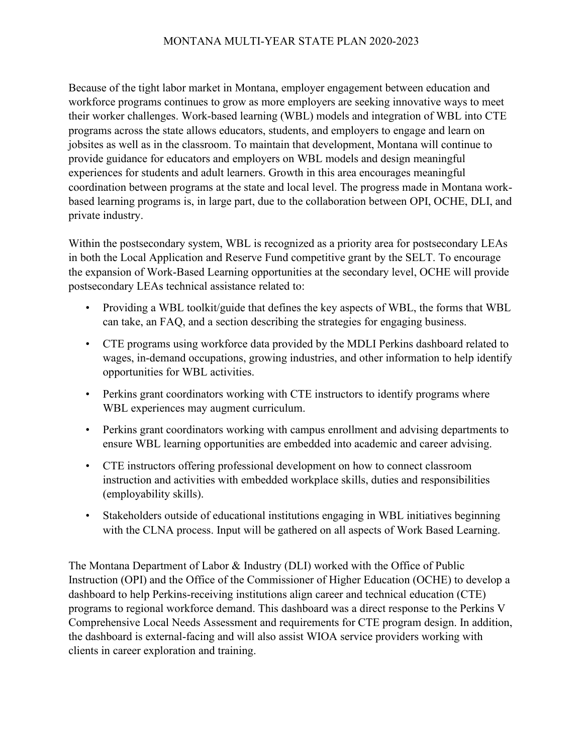Because of the tight labor market in Montana, employer engagement between education and workforce programs continues to grow as more employers are seeking innovative ways to meet their worker challenges. Work-based learning (WBL) models and integration of WBL into CTE programs across the state allows educators, students, and employers to engage and learn on jobsites as well as in the classroom. To maintain that development, Montana will continue to provide guidance for educators and employers on WBL models and design meaningful experiences for students and adult learners. Growth in this area encourages meaningful coordination between programs at the state and local level. The progress made in Montana work-based learning programs is, in large part, due to the collaboration between OPI, OCHE, DLI, and private industry.

Within the postsecondary system, WBL is recognized as a priority area for postsecondary LEAs in both the Local Application and Reserve Fund competitive grant by the SELT. To encourage the expansion of Work-Based Learning opportunities at the secondary level, OCHE will provide postsecondary LEAs technical assistance related to:

- Providing a WBL toolkit/guide that defines the key aspects of WBL, the forms that WBL can take, an FAQ, and a section describing the strategies for engaging business.
- CTE programs using workforce data provided by the MDLI Perkins dashboard related to wages, in-demand occupations, growing industries, and other information to help identify opportunities for WBL activities.
- Perkins grant coordinators working with CTE instructors to identify programs where WBL experiences may augment curriculum.
- Perkins grant coordinators working with campus enrollment and advising departments to ensure WBL learning opportunities are embedded into academic and career advising.
- CTE instructors offering professional development on how to connect classroom instruction and activities with embedded workplace skills, duties and responsibilities (employability skills).
- Stakeholders outside of educational institutions engaging in WBL initiatives beginning with the CLNA process. Input will be gathered on all aspects of Work Based Learning.

The Montana Department of Labor & Industry (DLI) worked with the Office of Public Instruction (OPI) and the Office of the Commissioner of Higher Education (OCHE) to develop a dashboard to help Perkins-receiving institutions align career and technical education (CTE) programs to regional workforce demand. This dashboard was a direct response to the Perkins V Comprehensive Local Needs Assessment and requirements for CTE program design. In addition, the dashboard is external-facing and will also assist WIOA service providers working with clients in career exploration and training.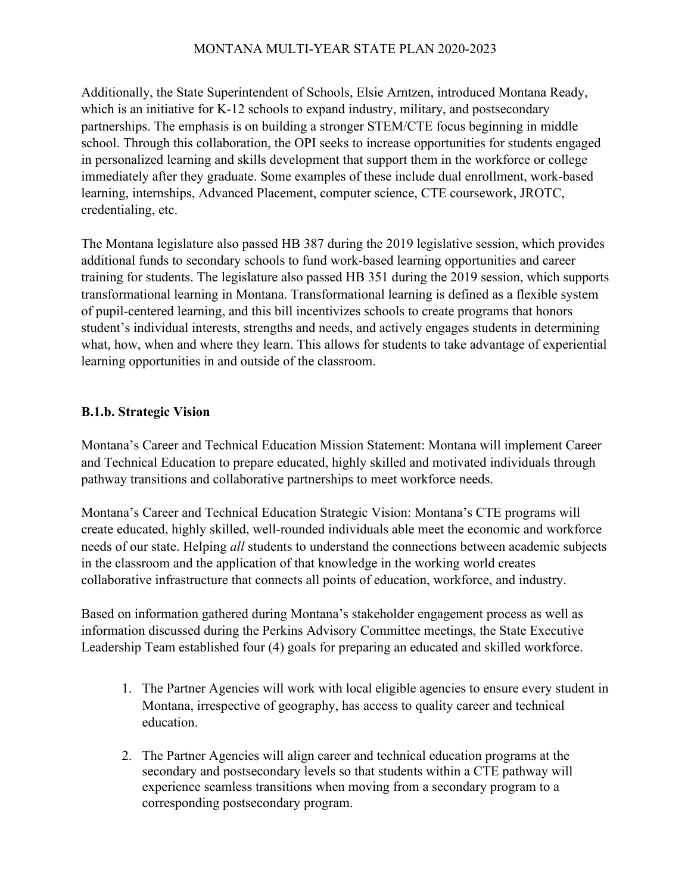Additionally, the State Superintendent of Schools, Elsie Arntzen, introduced Montana Ready, which is an initiative for K-12 schools to expand industry, military, and postsecondary partnerships. The emphasis is on building a stronger STEM/CTE focus beginning in middle school. Through this collaboration, the OPI seeks to increase opportunities for students engaged in personalized learning and skills development that support them in the workforce or college immediately after they graduate. Some examples of these include dual enrollment, work-based learning, internships, Advanced Placement, computer science, CTE coursework, JROTC, credentialing, etc.

The Montana legislature also passed HB 387 during the 2019 legislative session, which provides additional funds to secondary schools to fund work-based learning opportunities and career training for students. The legislature also passed HB 351 during the 2019 session, which supports transformational learning in Montana. Transformational learning is defined as a flexible system of pupil-centered learning, and this bill incentivizes schools to create programs that honors student's individual interests, strengths and needs, and actively engages students in determining what, how, when and where they learn. This allows for students to take advantage of experiential learning opportunities in and outside of the classroom.

### B.1.b. Strategic Vision

Montana's Career and Technical Education Mission Statement: Montana will implement Career and Technical Education to prepare educated, highly skilled and motivated individuals through pathway transitions and collaborative partnerships to meet workforce needs.

Montana's Career and Technical Education Strategic Vision: Montana's CTE programs will create educated, highly skilled, well-rounded individuals able meet the economic and workforce needs of our state. Helping *all* students to understand the connections between academic subjects in the classroom and the application of that knowledge in the working world creates collaborative infrastructure that connects all points of education, workforce, and industry.

Based on information gathered during Montana's stakeholder engagement process as well as information discussed during the Perkins Advisory Committee meetings, the State Executive Leadership Team established four (4) goals for preparing an educated and skilled workforce.

1. The Partner Agencies will work with local eligible agencies to ensure every student in Montana, irrespective of geography, has access to quality career and technical education.
2. The Partner Agencies will align career and technical education programs at the secondary and postsecondary levels so that students within a CTE pathway will experience seamless transitions when moving from a secondary program to a corresponding postsecondary program.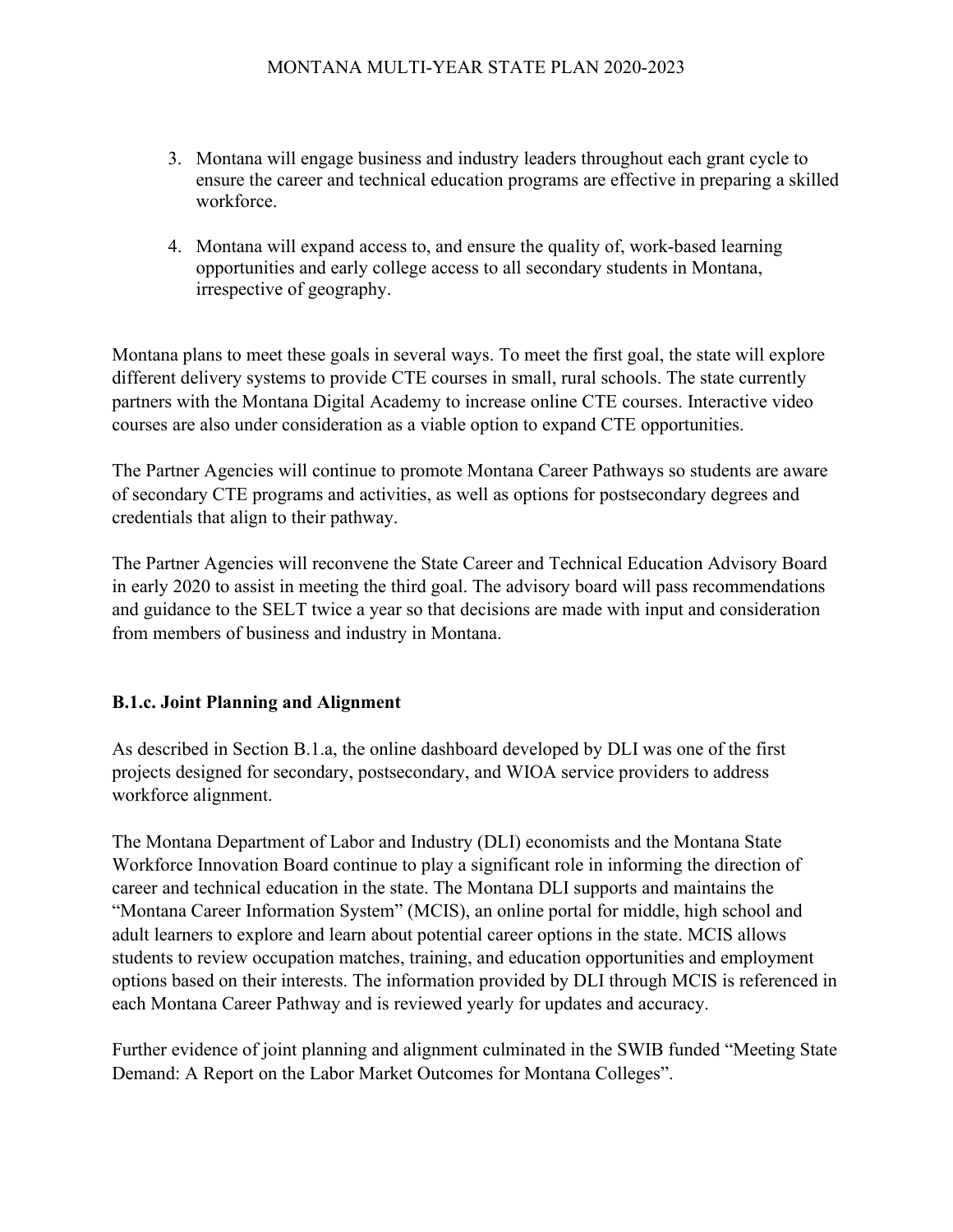3. Montana will engage business and industry leaders throughout each grant cycle to ensure the career and technical education programs are effective in preparing a skilled workforce.

4. Montana will expand access to, and ensure the quality of, work-based learning opportunities and early college access to all secondary students in Montana, irrespective of geography.

Montana plans to meet these goals in several ways. To meet the first goal, the state will explore different delivery systems to provide CTE courses in small, rural schools. The state currently partners with the Montana Digital Academy to increase online CTE courses. Interactive video courses are also under consideration as a viable option to expand CTE opportunities.

The Partner Agencies will continue to promote Montana Career Pathways so students are aware of secondary CTE programs and activities, as well as options for postsecondary degrees and credentials that align to their pathway.

The Partner Agencies will reconvene the State Career and Technical Education Advisory Board in early 2020 to assist in meeting the third goal. The advisory board will pass recommendations and guidance to the SELT twice a year so that decisions are made with input and consideration from members of business and industry in Montana.

### B.1.c. Joint Planning and Alignment

As described in Section B.1.a, the online dashboard developed by DLI was one of the first projects designed for secondary, postsecondary, and WIOA service providers to address workforce alignment.

The Montana Department of Labor and Industry (DLI) economists and the Montana State Workforce Innovation Board continue to play a significant role in informing the direction of career and technical education in the state. The Montana DLI supports and maintains the "Montana Career Information System" (MCIS), an online portal for middle, high school and adult learners to explore and learn about potential career options in the state. MCIS allows students to review occupation matches, training, and education opportunities and employment options based on their interests. The information provided by DLI through MCIS is referenced in each Montana Career Pathway and is reviewed yearly for updates and accuracy.

Further evidence of joint planning and alignment culminated in the SWIB funded "Meeting State Demand: A Report on the Labor Market Outcomes for Montana Colleges".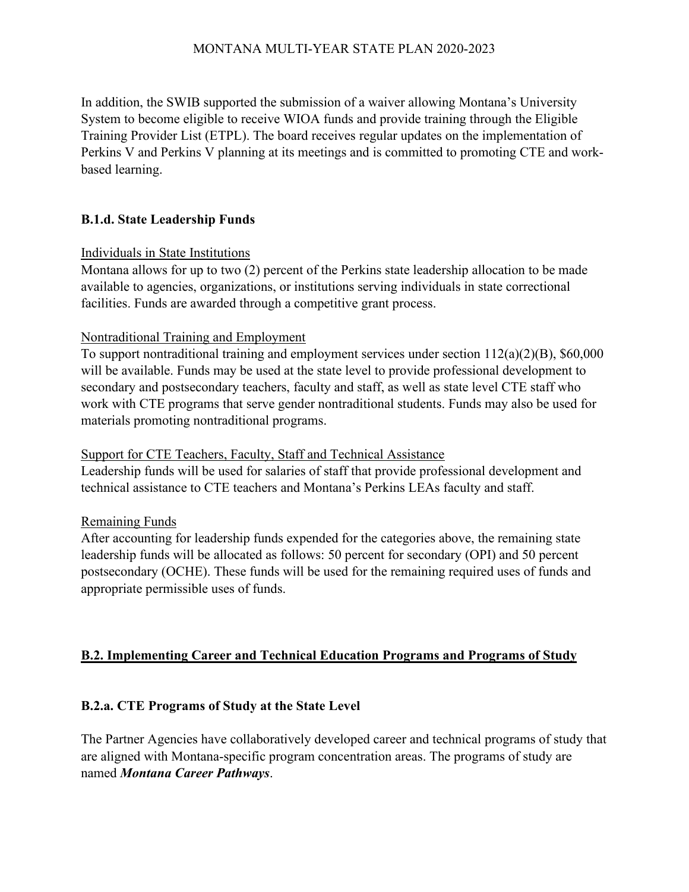In addition, the SWIB supported the submission of a waiver allowing Montana's University System to become eligible to receive WIOA funds and provide training through the Eligible Training Provider List (ETPL). The board receives regular updates on the implementation of Perkins V and Perkins V planning at its meetings and is committed to promoting CTE and work-based learning.

### B.1.d. State Leadership Funds

Individuals in State Institutions

Montana allows for up to two (2) percent of the Perkins state leadership allocation to be made available to agencies, organizations, or institutions serving individuals in state correctional facilities. Funds are awarded through a competitive grant process.

Nontraditional Training and Employment

To support nontraditional training and employment services under section 112(a)(2)(B), $60,000 will be available. Funds may be used at the state level to provide professional development to secondary and postsecondary teachers, faculty and staff, as well as state level CTE staff who work with CTE programs that serve gender nontraditional students. Funds may also be used for materials promoting nontraditional programs.

Support for CTE Teachers, Faculty, Staff and Technical Assistance

Leadership funds will be used for salaries of staff that provide professional development and technical assistance to CTE teachers and Montana's Perkins LEAs faculty and staff.

Remaining Funds

After accounting for leadership funds expended for the categories above, the remaining state leadership funds will be allocated as follows: 50 percent for secondary (OPI) and 50 percent postsecondary (OCHE). These funds will be used for the remaining required uses of funds and appropriate permissible uses of funds.

## B.2. Implementing Career and Technical Education Programs and Programs of Study

### B.2.a. CTE Programs of Study at the State Level

The Partner Agencies have collaboratively developed career and technical programs of study that are aligned with Montana-specific program concentration areas. The programs of study are named ***Montana Career Pathways***.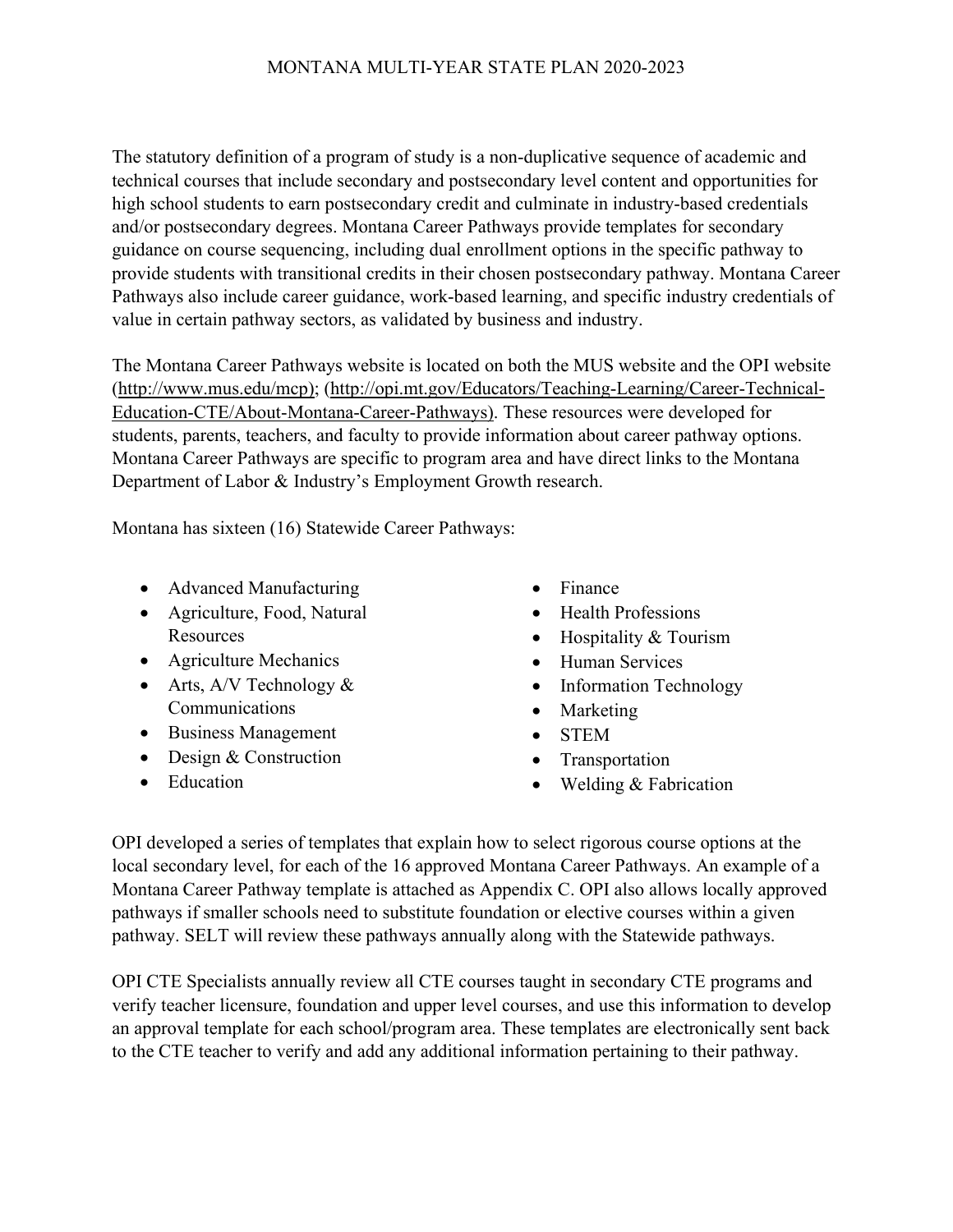The statutory definition of a program of study is a non-duplicative sequence of academic and technical courses that include secondary and postsecondary level content and opportunities for high school students to earn postsecondary credit and culminate in industry-based credentials and/or postsecondary degrees. Montana Career Pathways provide templates for secondary guidance on course sequencing, including dual enrollment options in the specific pathway to provide students with transitional credits in their chosen postsecondary pathway. Montana Career Pathways also include career guidance, work-based learning, and specific industry credentials of value in certain pathway sectors, as validated by business and industry.

The Montana Career Pathways website is located on both the MUS website and the OPI website (http://www.mus.edu/mcp); (http://opi.mt.gov/Educators/Teaching-Learning/Career-Technical-Education-CTE/About-Montana-Career-Pathways). These resources were developed for students, parents, teachers, and faculty to provide information about career pathway options. Montana Career Pathways are specific to program area and have direct links to the Montana Department of Labor & Industry's Employment Growth research.

Montana has sixteen (16) Statewide Career Pathways:

- Advanced Manufacturing
- Agriculture, Food, Natural Resources
- Agriculture Mechanics
- Arts, A/V Technology & Communications
- Business Management
- Design & Construction
- Education
- Finance
- Health Professions
- Hospitality & Tourism
- Human Services
- Information Technology
- Marketing
- STEM
- Transportation
- Welding & Fabrication

OPI developed a series of templates that explain how to select rigorous course options at the local secondary level, for each of the 16 approved Montana Career Pathways. An example of a Montana Career Pathway template is attached as Appendix C. OPI also allows locally approved pathways if smaller schools need to substitute foundation or elective courses within a given pathway. SELT will review these pathways annually along with the Statewide pathways.

OPI CTE Specialists annually review all CTE courses taught in secondary CTE programs and verify teacher licensure, foundation and upper level courses, and use this information to develop an approval template for each school/program area. These templates are electronically sent back to the CTE teacher to verify and add any additional information pertaining to their pathway.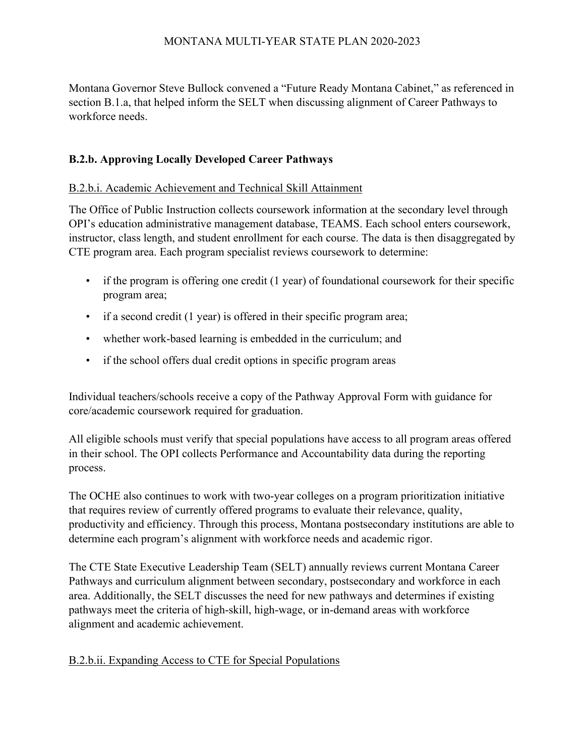Montana Governor Steve Bullock convened a "Future Ready Montana Cabinet," as referenced in section B.1.a, that helped inform the SELT when discussing alignment of Career Pathways to workforce needs.

### B.2.b. Approving Locally Developed Career Pathways

#### B.2.b.i. Academic Achievement and Technical Skill Attainment

The Office of Public Instruction collects coursework information at the secondary level through OPI's education administrative management database, TEAMS. Each school enters coursework, instructor, class length, and student enrollment for each course. The data is then disaggregated by CTE program area. Each program specialist reviews coursework to determine:

- if the program is offering one credit (1 year) of foundational coursework for their specific program area;
- if a second credit (1 year) is offered in their specific program area;
- whether work-based learning is embedded in the curriculum; and
- if the school offers dual credit options in specific program areas

Individual teachers/schools receive a copy of the Pathway Approval Form with guidance for core/academic coursework required for graduation.

All eligible schools must verify that special populations have access to all program areas offered in their school. The OPI collects Performance and Accountability data during the reporting process.

The OCHE also continues to work with two-year colleges on a program prioritization initiative that requires review of currently offered programs to evaluate their relevance, quality, productivity and efficiency. Through this process, Montana postsecondary institutions are able to determine each program's alignment with workforce needs and academic rigor.

The CTE State Executive Leadership Team (SELT) annually reviews current Montana Career Pathways and curriculum alignment between secondary, postsecondary and workforce in each area. Additionally, the SELT discusses the need for new pathways and determines if existing pathways meet the criteria of high-skill, high-wage, or in-demand areas with workforce alignment and academic achievement.

#### B.2.b.ii. Expanding Access to CTE for Special Populations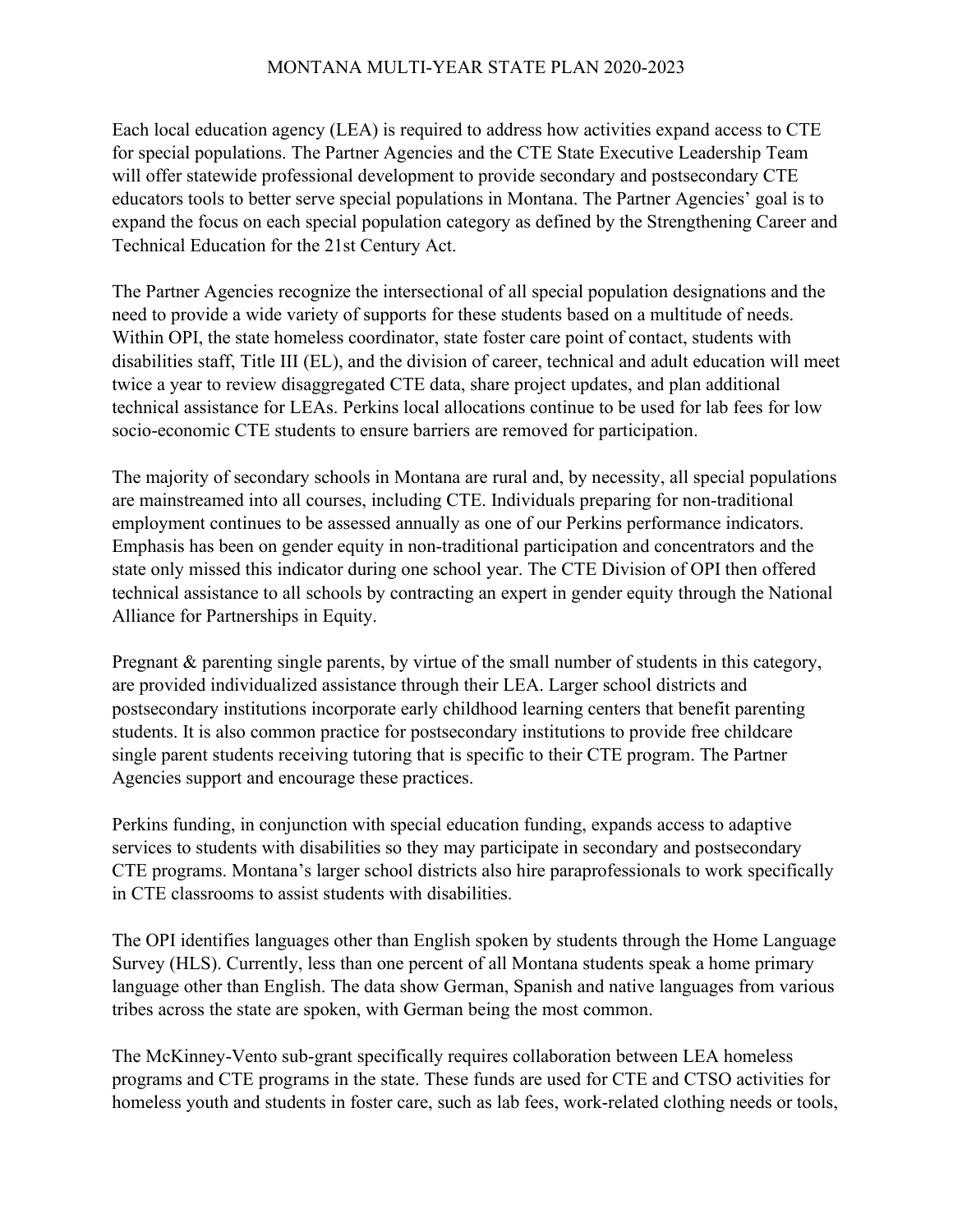Each local education agency (LEA) is required to address how activities expand access to CTE for special populations. The Partner Agencies and the CTE State Executive Leadership Team will offer statewide professional development to provide secondary and postsecondary CTE educators tools to better serve special populations in Montana. The Partner Agencies' goal is to expand the focus on each special population category as defined by the Strengthening Career and Technical Education for the 21st Century Act.

The Partner Agencies recognize the intersectional of all special population designations and the need to provide a wide variety of supports for these students based on a multitude of needs. Within OPI, the state homeless coordinator, state foster care point of contact, students with disabilities staff, Title III (EL), and the division of career, technical and adult education will meet twice a year to review disaggregated CTE data, share project updates, and plan additional technical assistance for LEAs. Perkins local allocations continue to be used for lab fees for low socio-economic CTE students to ensure barriers are removed for participation.

The majority of secondary schools in Montana are rural and, by necessity, all special populations are mainstreamed into all courses, including CTE. Individuals preparing for non-traditional employment continues to be assessed annually as one of our Perkins performance indicators. Emphasis has been on gender equity in non-traditional participation and concentrators and the state only missed this indicator during one school year. The CTE Division of OPI then offered technical assistance to all schools by contracting an expert in gender equity through the National Alliance for Partnerships in Equity.

Pregnant & parenting single parents, by virtue of the small number of students in this category, are provided individualized assistance through their LEA. Larger school districts and postsecondary institutions incorporate early childhood learning centers that benefit parenting students. It is also common practice for postsecondary institutions to provide free childcare single parent students receiving tutoring that is specific to their CTE program. The Partner Agencies support and encourage these practices.

Perkins funding, in conjunction with special education funding, expands access to adaptive services to students with disabilities so they may participate in secondary and postsecondary CTE programs. Montana's larger school districts also hire paraprofessionals to work specifically in CTE classrooms to assist students with disabilities.

The OPI identifies languages other than English spoken by students through the Home Language Survey (HLS). Currently, less than one percent of all Montana students speak a home primary language other than English. The data show German, Spanish and native languages from various tribes across the state are spoken, with German being the most common.

The McKinney-Vento sub-grant specifically requires collaboration between LEA homeless programs and CTE programs in the state. These funds are used for CTE and CTSO activities for homeless youth and students in foster care, such as lab fees, work-related clothing needs or tools,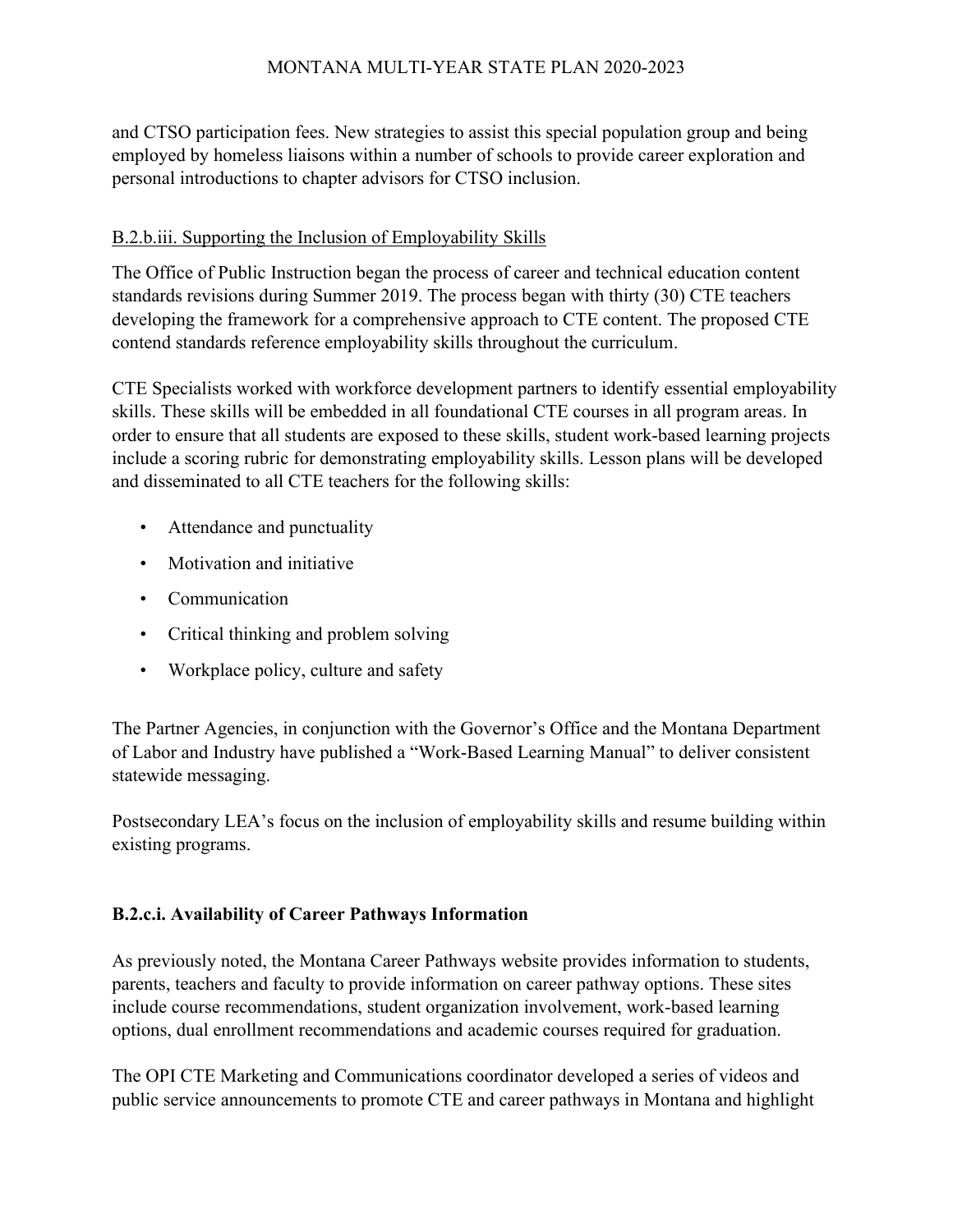and CTSO participation fees. New strategies to assist this special population group and being employed by homeless liaisons within a number of schools to provide career exploration and personal introductions to chapter advisors for CTSO inclusion.

<u>B.2.b.iii. Supporting the Inclusion of Employability Skills</u>

The Office of Public Instruction began the process of career and technical education content standards revisions during Summer 2019. The process began with thirty (30) CTE teachers developing the framework for a comprehensive approach to CTE content. The proposed CTE contend standards reference employability skills throughout the curriculum.

CTE Specialists worked with workforce development partners to identify essential employability skills. These skills will be embedded in all foundational CTE courses in all program areas. In order to ensure that all students are exposed to these skills, student work-based learning projects include a scoring rubric for demonstrating employability skills. Lesson plans will be developed and disseminated to all CTE teachers for the following skills:

- Attendance and punctuality
- Motivation and initiative
- Communication
- Critical thinking and problem solving
- Workplace policy, culture and safety

The Partner Agencies, in conjunction with the Governor's Office and the Montana Department of Labor and Industry have published a "Work-Based Learning Manual" to deliver consistent statewide messaging.

Postsecondary LEA's focus on the inclusion of employability skills and resume building within existing programs.

**B.2.c.i. Availability of Career Pathways Information**

As previously noted, the Montana Career Pathways website provides information to students, parents, teachers and faculty to provide information on career pathway options. These sites include course recommendations, student organization involvement, work-based learning options, dual enrollment recommendations and academic courses required for graduation.

The OPI CTE Marketing and Communications coordinator developed a series of videos and public service announcements to promote CTE and career pathways in Montana and highlight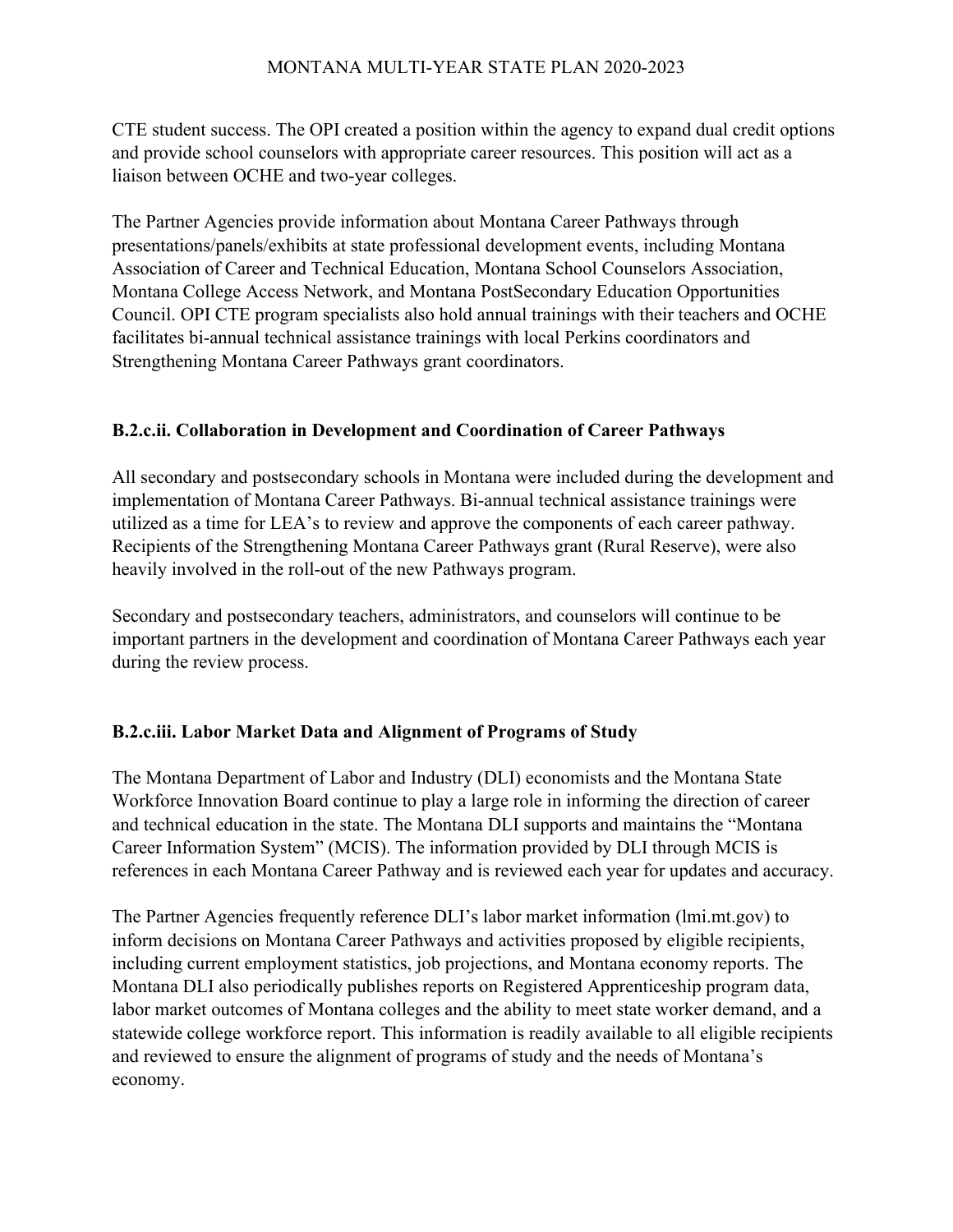CTE student success. The OPI created a position within the agency to expand dual credit options and provide school counselors with appropriate career resources. This position will act as a liaison between OCHE and two-year colleges.

The Partner Agencies provide information about Montana Career Pathways through presentations/panels/exhibits at state professional development events, including Montana Association of Career and Technical Education, Montana School Counselors Association, Montana College Access Network, and Montana PostSecondary Education Opportunities Council. OPI CTE program specialists also hold annual trainings with their teachers and OCHE facilitates bi-annual technical assistance trainings with local Perkins coordinators and Strengthening Montana Career Pathways grant coordinators.

### B.2.c.ii. Collaboration in Development and Coordination of Career Pathways

All secondary and postsecondary schools in Montana were included during the development and implementation of Montana Career Pathways. Bi-annual technical assistance trainings were utilized as a time for LEA's to review and approve the components of each career pathway. Recipients of the Strengthening Montana Career Pathways grant (Rural Reserve), were also heavily involved in the roll-out of the new Pathways program.

Secondary and postsecondary teachers, administrators, and counselors will continue to be important partners in the development and coordination of Montana Career Pathways each year during the review process.

### B.2.c.iii. Labor Market Data and Alignment of Programs of Study

The Montana Department of Labor and Industry (DLI) economists and the Montana State Workforce Innovation Board continue to play a large role in informing the direction of career and technical education in the state. The Montana DLI supports and maintains the "Montana Career Information System" (MCIS). The information provided by DLI through MCIS is references in each Montana Career Pathway and is reviewed each year for updates and accuracy.

The Partner Agencies frequently reference DLI's labor market information (lmi.mt.gov) to inform decisions on Montana Career Pathways and activities proposed by eligible recipients, including current employment statistics, job projections, and Montana economy reports. The Montana DLI also periodically publishes reports on Registered Apprenticeship program data, labor market outcomes of Montana colleges and the ability to meet state worker demand, and a statewide college workforce report. This information is readily available to all eligible recipients and reviewed to ensure the alignment of programs of study and the needs of Montana's economy.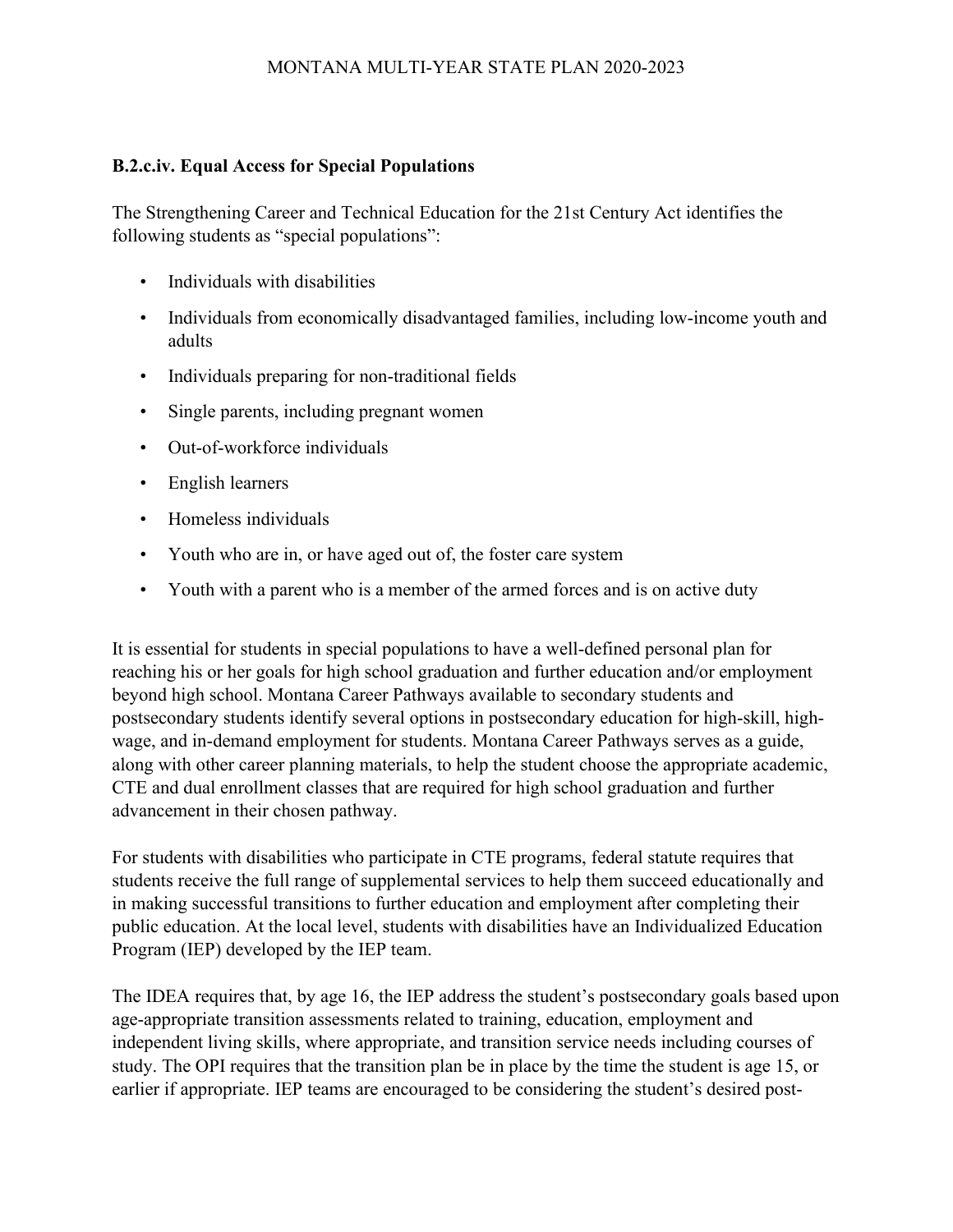### B.2.c.iv. Equal Access for Special Populations

The Strengthening Career and Technical Education for the 21st Century Act identifies the following students as "special populations":

- Individuals with disabilities
- Individuals from economically disadvantaged families, including low-income youth and adults
- Individuals preparing for non-traditional fields
- Single parents, including pregnant women
- Out-of-workforce individuals
- English learners
- Homeless individuals
- Youth who are in, or have aged out of, the foster care system
- Youth with a parent who is a member of the armed forces and is on active duty

It is essential for students in special populations to have a well-defined personal plan for reaching his or her goals for high school graduation and further education and/or employment beyond high school. Montana Career Pathways available to secondary students and postsecondary students identify several options in postsecondary education for high-skill, high-wage, and in-demand employment for students. Montana Career Pathways serves as a guide, along with other career planning materials, to help the student choose the appropriate academic, CTE and dual enrollment classes that are required for high school graduation and further advancement in their chosen pathway.

For students with disabilities who participate in CTE programs, federal statute requires that students receive the full range of supplemental services to help them succeed educationally and in making successful transitions to further education and employment after completing their public education. At the local level, students with disabilities have an Individualized Education Program (IEP) developed by the IEP team.

The IDEA requires that, by age 16, the IEP address the student's postsecondary goals based upon age-appropriate transition assessments related to training, education, employment and independent living skills, where appropriate, and transition service needs including courses of study. The OPI requires that the transition plan be in place by the time the student is age 15, or earlier if appropriate. IEP teams are encouraged to be considering the student's desired post-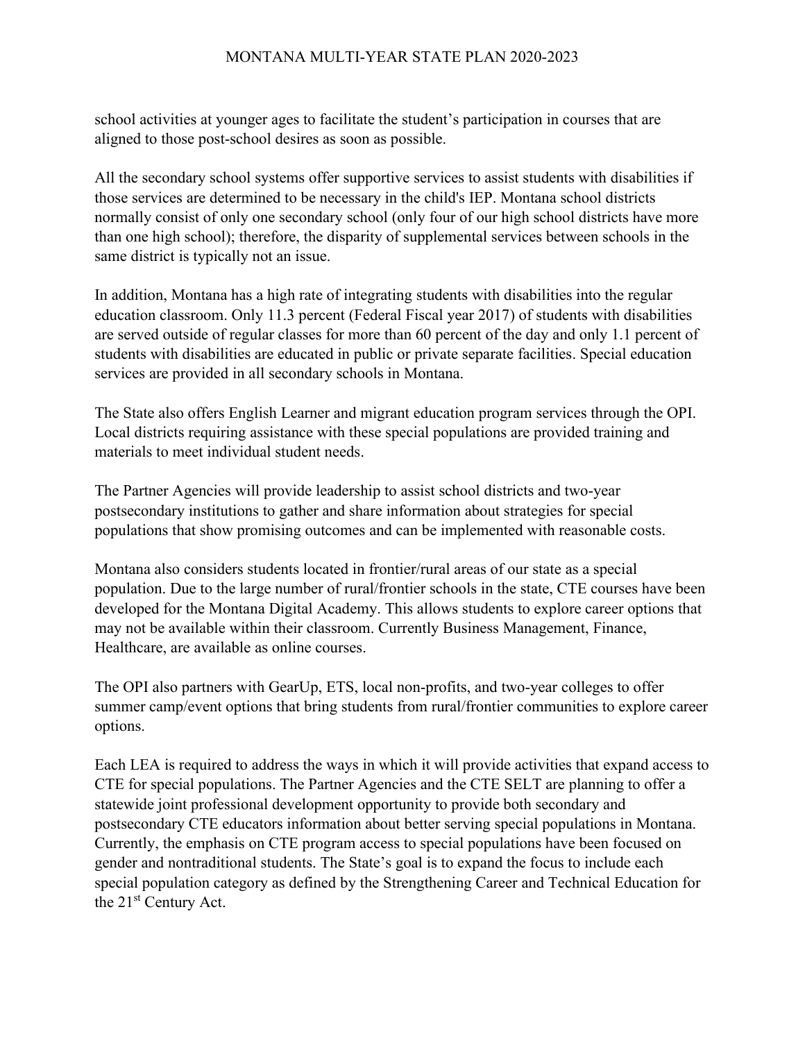school activities at younger ages to facilitate the student's participation in courses that are aligned to those post-school desires as soon as possible.

All the secondary school systems offer supportive services to assist students with disabilities if those services are determined to be necessary in the child's IEP. Montana school districts normally consist of only one secondary school (only four of our high school districts have more than one high school); therefore, the disparity of supplemental services between schools in the same district is typically not an issue.

In addition, Montana has a high rate of integrating students with disabilities into the regular education classroom. Only 11.3 percent (Federal Fiscal year 2017) of students with disabilities are served outside of regular classes for more than 60 percent of the day and only 1.1 percent of students with disabilities are educated in public or private separate facilities. Special education services are provided in all secondary schools in Montana.

The State also offers English Learner and migrant education program services through the OPI. Local districts requiring assistance with these special populations are provided training and materials to meet individual student needs.

The Partner Agencies will provide leadership to assist school districts and two-year postsecondary institutions to gather and share information about strategies for special populations that show promising outcomes and can be implemented with reasonable costs.

Montana also considers students located in frontier/rural areas of our state as a special population. Due to the large number of rural/frontier schools in the state, CTE courses have been developed for the Montana Digital Academy. This allows students to explore career options that may not be available within their classroom. Currently Business Management, Finance, Healthcare, are available as online courses.

The OPI also partners with GearUp, ETS, local non-profits, and two-year colleges to offer summer camp/event options that bring students from rural/frontier communities to explore career options.

Each LEA is required to address the ways in which it will provide activities that expand access to CTE for special populations. The Partner Agencies and the CTE SELT are planning to offer a statewide joint professional development opportunity to provide both secondary and postsecondary CTE educators information about better serving special populations in Montana. Currently, the emphasis on CTE program access to special populations have been focused on gender and nontraditional students. The State's goal is to expand the focus to include each special population category as defined by the Strengthening Career and Technical Education for the 21st Century Act.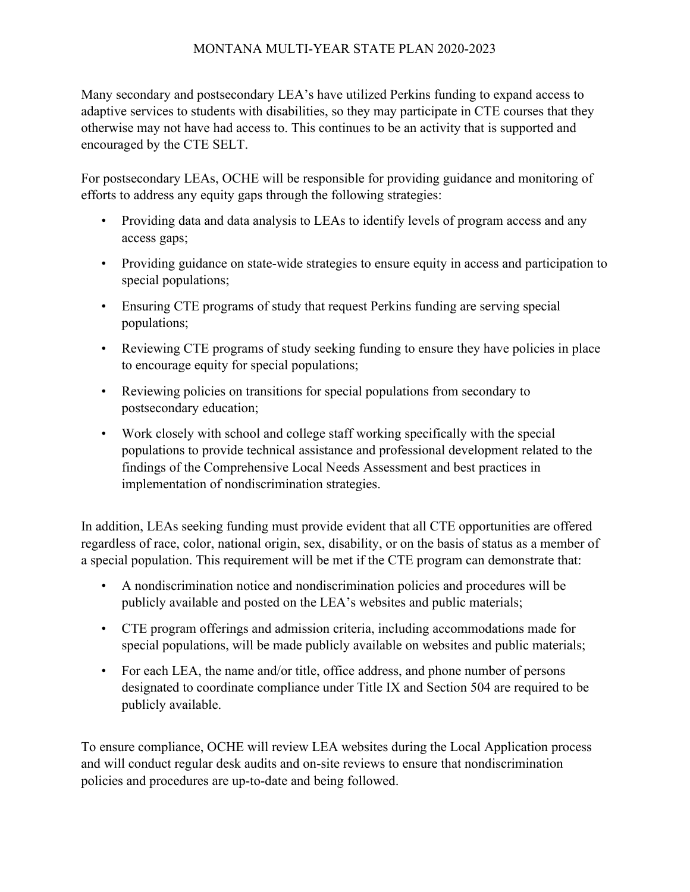Many secondary and postsecondary LEA's have utilized Perkins funding to expand access to adaptive services to students with disabilities, so they may participate in CTE courses that they otherwise may not have had access to. This continues to be an activity that is supported and encouraged by the CTE SELT.

For postsecondary LEAs, OCHE will be responsible for providing guidance and monitoring of efforts to address any equity gaps through the following strategies:

- Providing data and data analysis to LEAs to identify levels of program access and any access gaps;
- Providing guidance on state-wide strategies to ensure equity in access and participation to special populations;
- Ensuring CTE programs of study that request Perkins funding are serving special populations;
- Reviewing CTE programs of study seeking funding to ensure they have policies in place to encourage equity for special populations;
- Reviewing policies on transitions for special populations from secondary to postsecondary education;
- Work closely with school and college staff working specifically with the special populations to provide technical assistance and professional development related to the findings of the Comprehensive Local Needs Assessment and best practices in implementation of nondiscrimination strategies.

In addition, LEAs seeking funding must provide evident that all CTE opportunities are offered regardless of race, color, national origin, sex, disability, or on the basis of status as a member of a special population. This requirement will be met if the CTE program can demonstrate that:

- A nondiscrimination notice and nondiscrimination policies and procedures will be publicly available and posted on the LEA's websites and public materials;
- CTE program offerings and admission criteria, including accommodations made for special populations, will be made publicly available on websites and public materials;
- For each LEA, the name and/or title, office address, and phone number of persons designated to coordinate compliance under Title IX and Section 504 are required to be publicly available.

To ensure compliance, OCHE will review LEA websites during the Local Application process and will conduct regular desk audits and on-site reviews to ensure that nondiscrimination policies and procedures are up-to-date and being followed.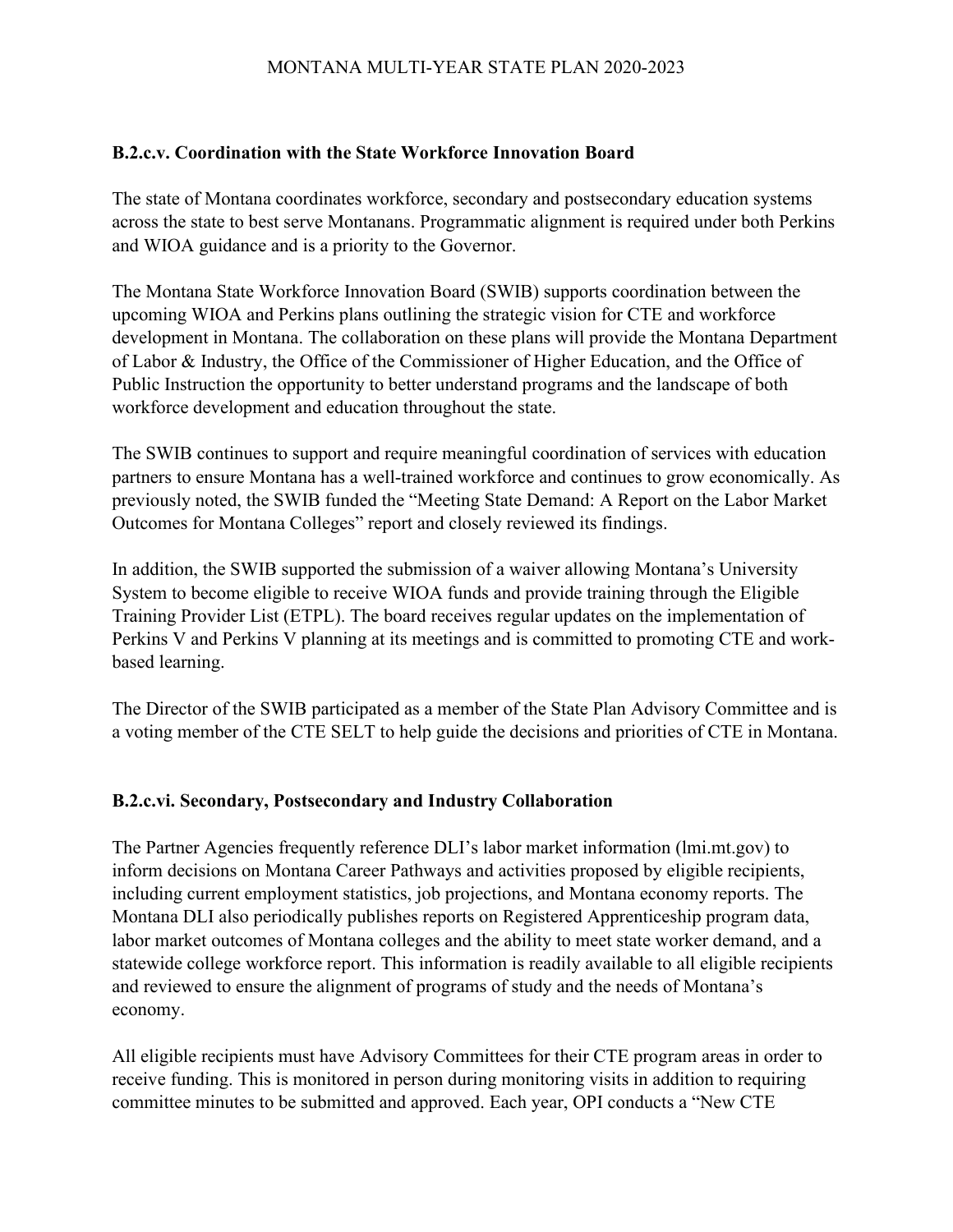### B.2.c.v. Coordination with the State Workforce Innovation Board

The state of Montana coordinates workforce, secondary and postsecondary education systems across the state to best serve Montanans. Programmatic alignment is required under both Perkins and WIOA guidance and is a priority to the Governor.

The Montana State Workforce Innovation Board (SWIB) supports coordination between the upcoming WIOA and Perkins plans outlining the strategic vision for CTE and workforce development in Montana. The collaboration on these plans will provide the Montana Department of Labor & Industry, the Office of the Commissioner of Higher Education, and the Office of Public Instruction the opportunity to better understand programs and the landscape of both workforce development and education throughout the state.

The SWIB continues to support and require meaningful coordination of services with education partners to ensure Montana has a well-trained workforce and continues to grow economically. As previously noted, the SWIB funded the "Meeting State Demand: A Report on the Labor Market Outcomes for Montana Colleges" report and closely reviewed its findings.

In addition, the SWIB supported the submission of a waiver allowing Montana's University System to become eligible to receive WIOA funds and provide training through the Eligible Training Provider List (ETPL). The board receives regular updates on the implementation of Perkins V and Perkins V planning at its meetings and is committed to promoting CTE and work-based learning.

The Director of the SWIB participated as a member of the State Plan Advisory Committee and is a voting member of the CTE SELT to help guide the decisions and priorities of CTE in Montana.

### B.2.c.vi. Secondary, Postsecondary and Industry Collaboration

The Partner Agencies frequently reference DLI's labor market information (lmi.mt.gov) to inform decisions on Montana Career Pathways and activities proposed by eligible recipients, including current employment statistics, job projections, and Montana economy reports. The Montana DLI also periodically publishes reports on Registered Apprenticeship program data, labor market outcomes of Montana colleges and the ability to meet state worker demand, and a statewide college workforce report. This information is readily available to all eligible recipients and reviewed to ensure the alignment of programs of study and the needs of Montana's economy.

All eligible recipients must have Advisory Committees for their CTE program areas in order to receive funding. This is monitored in person during monitoring visits in addition to requiring committee minutes to be submitted and approved. Each year, OPI conducts a "New CTE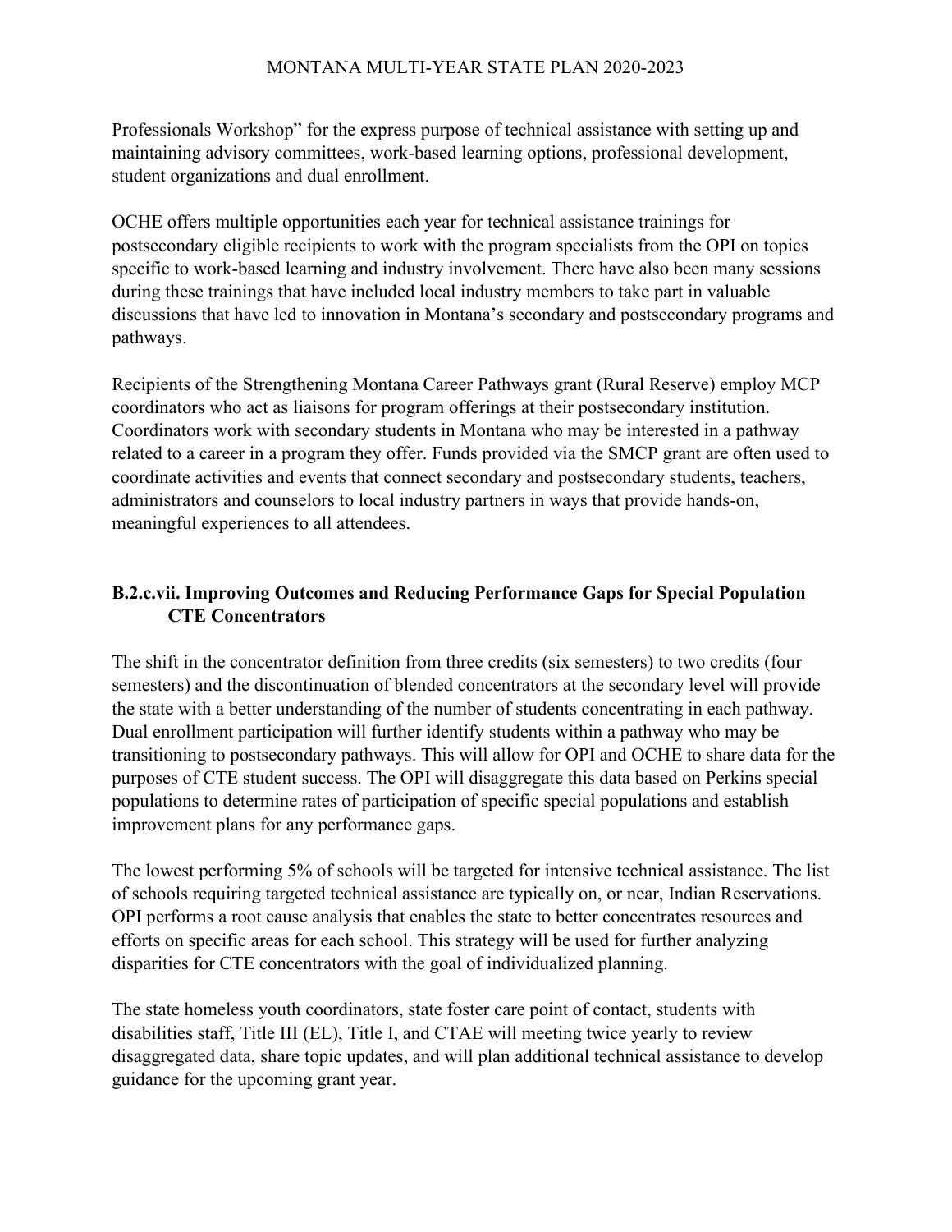Professionals Workshop" for the express purpose of technical assistance with setting up and maintaining advisory committees, work-based learning options, professional development, student organizations and dual enrollment.

OCHE offers multiple opportunities each year for technical assistance trainings for postsecondary eligible recipients to work with the program specialists from the OPI on topics specific to work-based learning and industry involvement. There have also been many sessions during these trainings that have included local industry members to take part in valuable discussions that have led to innovation in Montana's secondary and postsecondary programs and pathways.

Recipients of the Strengthening Montana Career Pathways grant (Rural Reserve) employ MCP coordinators who act as liaisons for program offerings at their postsecondary institution. Coordinators work with secondary students in Montana who may be interested in a pathway related to a career in a program they offer. Funds provided via the SMCP grant are often used to coordinate activities and events that connect secondary and postsecondary students, teachers, administrators and counselors to local industry partners in ways that provide hands-on, meaningful experiences to all attendees.

### B.2.c.vii. Improving Outcomes and Reducing Performance Gaps for Special Population CTE Concentrators

The shift in the concentrator definition from three credits (six semesters) to two credits (four semesters) and the discontinuation of blended concentrators at the secondary level will provide the state with a better understanding of the number of students concentrating in each pathway. Dual enrollment participation will further identify students within a pathway who may be transitioning to postsecondary pathways. This will allow for OPI and OCHE to share data for the purposes of CTE student success. The OPI will disaggregate this data based on Perkins special populations to determine rates of participation of specific special populations and establish improvement plans for any performance gaps.

The lowest performing 5% of schools will be targeted for intensive technical assistance. The list of schools requiring targeted technical assistance are typically on, or near, Indian Reservations. OPI performs a root cause analysis that enables the state to better concentrates resources and efforts on specific areas for each school. This strategy will be used for further analyzing disparities for CTE concentrators with the goal of individualized planning.

The state homeless youth coordinators, state foster care point of contact, students with disabilities staff, Title III (EL), Title I, and CTAE will meeting twice yearly to review disaggregated data, share topic updates, and will plan additional technical assistance to develop guidance for the upcoming grant year.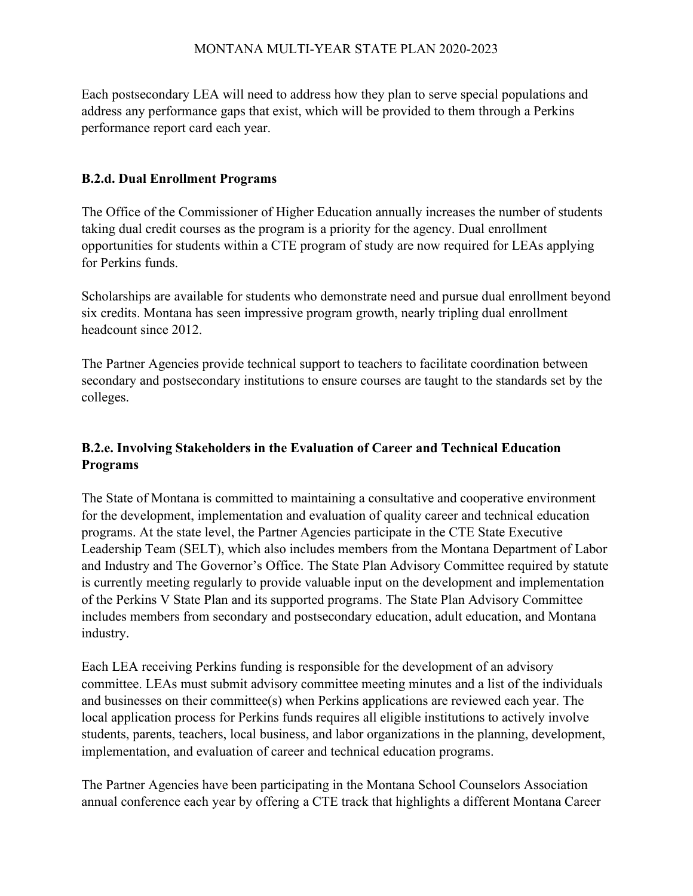Each postsecondary LEA will need to address how they plan to serve special populations and address any performance gaps that exist, which will be provided to them through a Perkins performance report card each year.

### B.2.d. Dual Enrollment Programs

The Office of the Commissioner of Higher Education annually increases the number of students taking dual credit courses as the program is a priority for the agency. Dual enrollment opportunities for students within a CTE program of study are now required for LEAs applying for Perkins funds.

Scholarships are available for students who demonstrate need and pursue dual enrollment beyond six credits. Montana has seen impressive program growth, nearly tripling dual enrollment headcount since 2012.

The Partner Agencies provide technical support to teachers to facilitate coordination between secondary and postsecondary institutions to ensure courses are taught to the standards set by the colleges.

### B.2.e. Involving Stakeholders in the Evaluation of Career and Technical Education Programs

The State of Montana is committed to maintaining a consultative and cooperative environment for the development, implementation and evaluation of quality career and technical education programs. At the state level, the Partner Agencies participate in the CTE State Executive Leadership Team (SELT), which also includes members from the Montana Department of Labor and Industry and The Governor's Office. The State Plan Advisory Committee required by statute is currently meeting regularly to provide valuable input on the development and implementation of the Perkins V State Plan and its supported programs. The State Plan Advisory Committee includes members from secondary and postsecondary education, adult education, and Montana industry.

Each LEA receiving Perkins funding is responsible for the development of an advisory committee. LEAs must submit advisory committee meeting minutes and a list of the individuals and businesses on their committee(s) when Perkins applications are reviewed each year. The local application process for Perkins funds requires all eligible institutions to actively involve students, parents, teachers, local business, and labor organizations in the planning, development, implementation, and evaluation of career and technical education programs.

The Partner Agencies have been participating in the Montana School Counselors Association annual conference each year by offering a CTE track that highlights a different Montana Career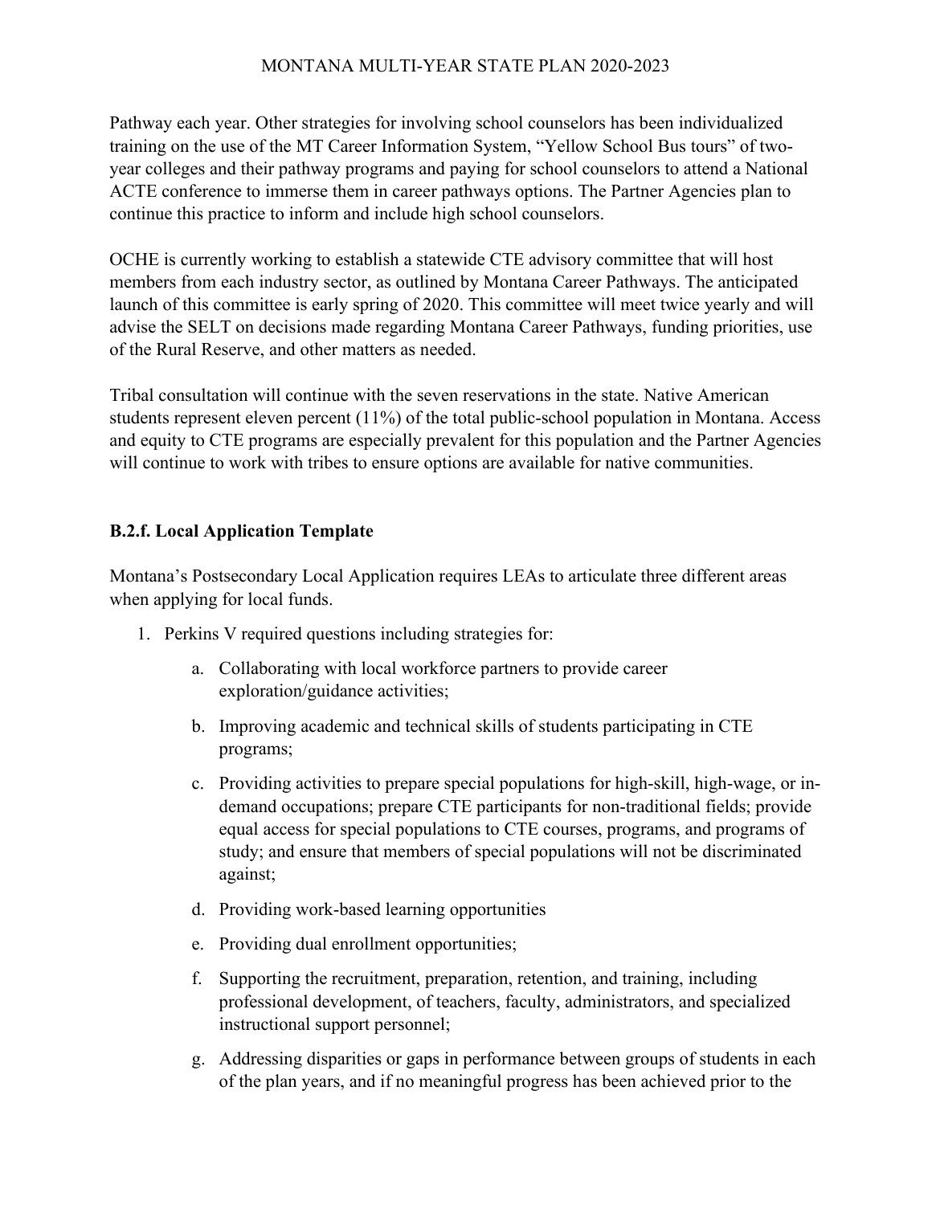Pathway each year. Other strategies for involving school counselors has been individualized training on the use of the MT Career Information System, "Yellow School Bus tours" of two-year colleges and their pathway programs and paying for school counselors to attend a National ACTE conference to immerse them in career pathways options. The Partner Agencies plan to continue this practice to inform and include high school counselors.

OCHE is currently working to establish a statewide CTE advisory committee that will host members from each industry sector, as outlined by Montana Career Pathways. The anticipated launch of this committee is early spring of 2020. This committee will meet twice yearly and will advise the SELT on decisions made regarding Montana Career Pathways, funding priorities, use of the Rural Reserve, and other matters as needed.

Tribal consultation will continue with the seven reservations in the state. Native American students represent eleven percent (11%) of the total public-school population in Montana. Access and equity to CTE programs are especially prevalent for this population and the Partner Agencies will continue to work with tribes to ensure options are available for native communities.

### B.2.f. Local Application Template

Montana's Postsecondary Local Application requires LEAs to articulate three different areas when applying for local funds.

1. Perkins V required questions including strategies for:
    a. Collaborating with local workforce partners to provide career exploration/guidance activities;
    b. Improving academic and technical skills of students participating in CTE programs;
    c. Providing activities to prepare special populations for high-skill, high-wage, or in-demand occupations; prepare CTE participants for non-traditional fields; provide equal access for special populations to CTE courses, programs, and programs of study; and ensure that members of special populations will not be discriminated against;
    d. Providing work-based learning opportunities
    e. Providing dual enrollment opportunities;
    f. Supporting the recruitment, preparation, retention, and training, including professional development, of teachers, faculty, administrators, and specialized instructional support personnel;
    g. Addressing disparities or gaps in performance between groups of students in each of the plan years, and if no meaningful progress has been achieved prior to the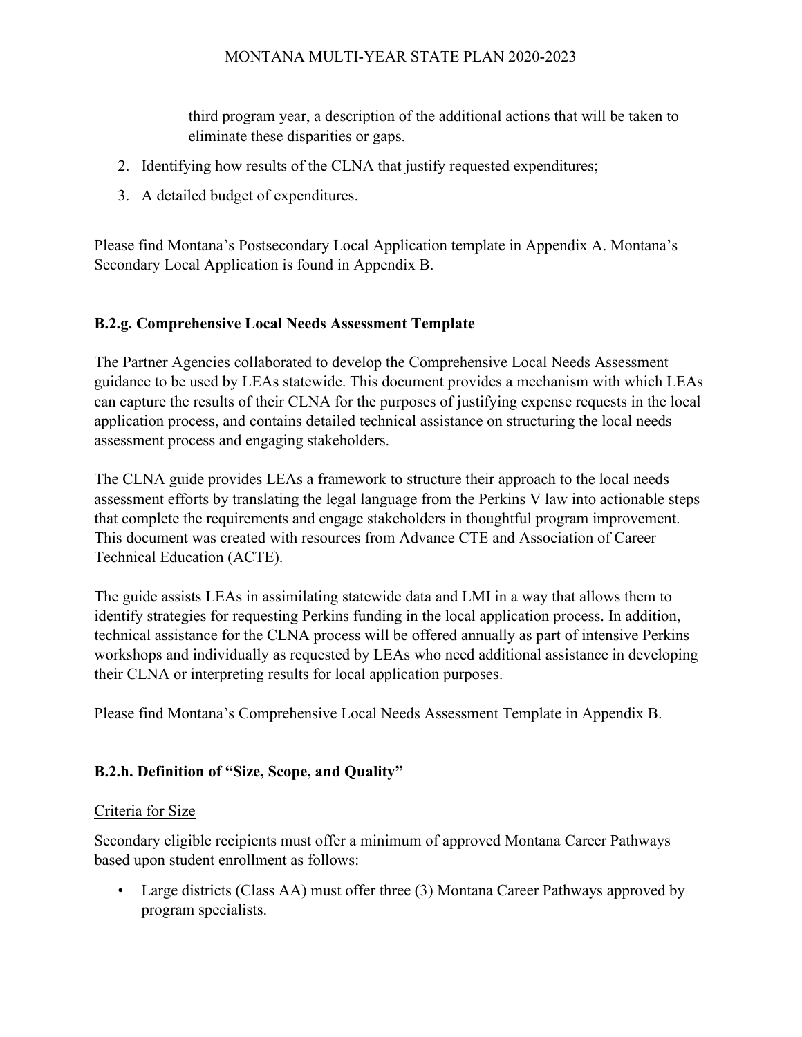third program year, a description of the additional actions that will be taken to eliminate these disparities or gaps.

2. Identifying how results of the CLNA that justify requested expenditures;
3. A detailed budget of expenditures.

Please find Montana's Postsecondary Local Application template in Appendix A. Montana's Secondary Local Application is found in Appendix B.

### B.2.g. Comprehensive Local Needs Assessment Template

The Partner Agencies collaborated to develop the Comprehensive Local Needs Assessment guidance to be used by LEAs statewide. This document provides a mechanism with which LEAs can capture the results of their CLNA for the purposes of justifying expense requests in the local application process, and contains detailed technical assistance on structuring the local needs assessment process and engaging stakeholders.

The CLNA guide provides LEAs a framework to structure their approach to the local needs assessment efforts by translating the legal language from the Perkins V law into actionable steps that complete the requirements and engage stakeholders in thoughtful program improvement. This document was created with resources from Advance CTE and Association of Career Technical Education (ACTE).

The guide assists LEAs in assimilating statewide data and LMI in a way that allows them to identify strategies for requesting Perkins funding in the local application process. In addition, technical assistance for the CLNA process will be offered annually as part of intensive Perkins workshops and individually as requested by LEAs who need additional assistance in developing their CLNA or interpreting results for local application purposes.

Please find Montana's Comprehensive Local Needs Assessment Template in Appendix B.

### B.2.h. Definition of "Size, Scope, and Quality"

Criteria for Size

Secondary eligible recipients must offer a minimum of approved Montana Career Pathways based upon student enrollment as follows:

- Large districts (Class AA) must offer three (3) Montana Career Pathways approved by program specialists.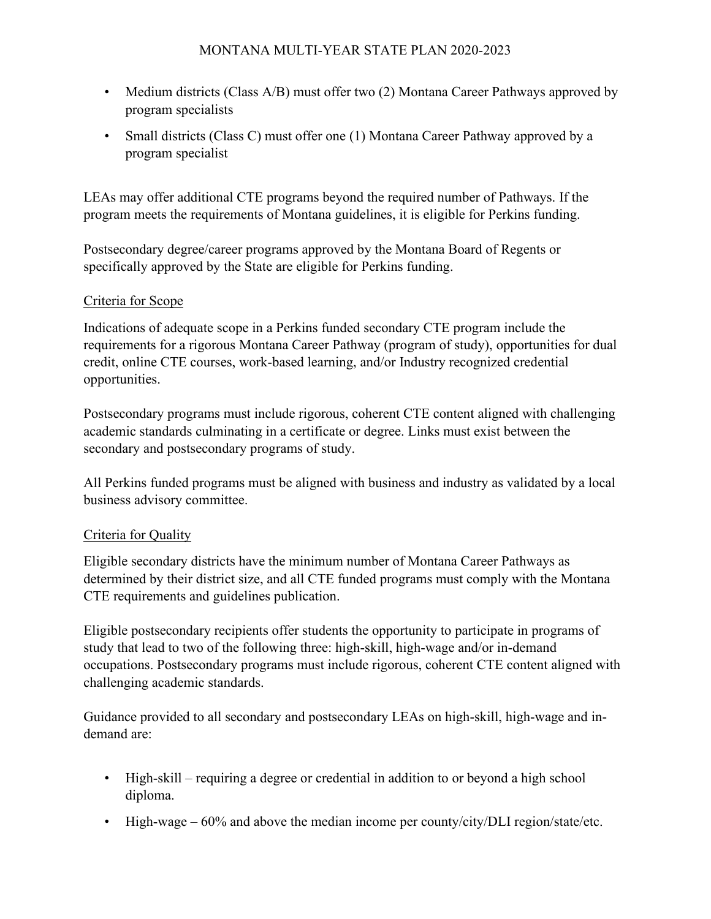- Medium districts (Class A/B) must offer two (2) Montana Career Pathways approved by program specialists
- Small districts (Class C) must offer one (1) Montana Career Pathway approved by a program specialist

LEAs may offer additional CTE programs beyond the required number of Pathways. If the program meets the requirements of Montana guidelines, it is eligible for Perkins funding.

Postsecondary degree/career programs approved by the Montana Board of Regents or specifically approved by the State are eligible for Perkins funding.

Criteria for Scope

Indications of adequate scope in a Perkins funded secondary CTE program include the requirements for a rigorous Montana Career Pathway (program of study), opportunities for dual credit, online CTE courses, work-based learning, and/or Industry recognized credential opportunities.

Postsecondary programs must include rigorous, coherent CTE content aligned with challenging academic standards culminating in a certificate or degree. Links must exist between the secondary and postsecondary programs of study.

All Perkins funded programs must be aligned with business and industry as validated by a local business advisory committee.

Criteria for Quality

Eligible secondary districts have the minimum number of Montana Career Pathways as determined by their district size, and all CTE funded programs must comply with the Montana CTE requirements and guidelines publication.

Eligible postsecondary recipients offer students the opportunity to participate in programs of study that lead to two of the following three: high-skill, high-wage and/or in-demand occupations. Postsecondary programs must include rigorous, coherent CTE content aligned with challenging academic standards.

Guidance provided to all secondary and postsecondary LEAs on high-skill, high-wage and in-demand are:

- High-skill – requiring a degree or credential in addition to or beyond a high school diploma.
- High-wage – 60% and above the median income per county/city/DLI region/state/etc.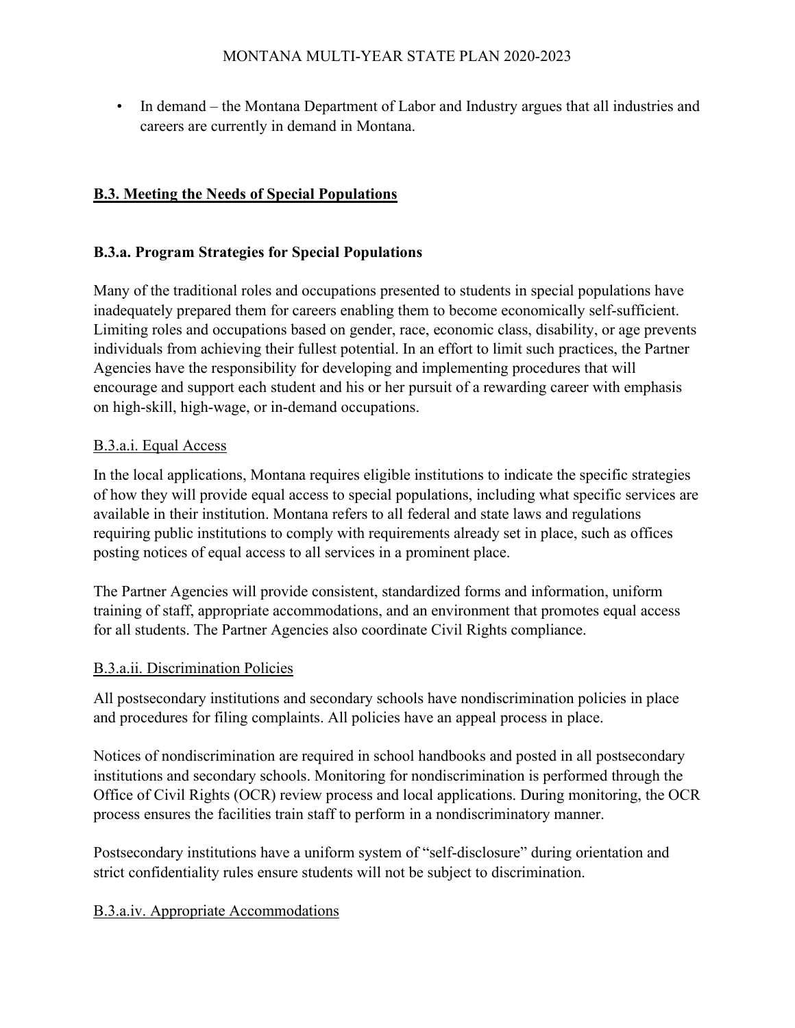- In demand – the Montana Department of Labor and Industry argues that all industries and careers are currently in demand in Montana.

## B.3. Meeting the Needs of Special Populations

### B.3.a. Program Strategies for Special Populations

Many of the traditional roles and occupations presented to students in special populations have inadequately prepared them for careers enabling them to become economically self-sufficient. Limiting roles and occupations based on gender, race, economic class, disability, or age prevents individuals from achieving their fullest potential. In an effort to limit such practices, the Partner Agencies have the responsibility for developing and implementing procedures that will encourage and support each student and his or her pursuit of a rewarding career with emphasis on high-skill, high-wage, or in-demand occupations.

#### B.3.a.i. Equal Access

In the local applications, Montana requires eligible institutions to indicate the specific strategies of how they will provide equal access to special populations, including what specific services are available in their institution. Montana refers to all federal and state laws and regulations requiring public institutions to comply with requirements already set in place, such as offices posting notices of equal access to all services in a prominent place.

The Partner Agencies will provide consistent, standardized forms and information, uniform training of staff, appropriate accommodations, and an environment that promotes equal access for all students. The Partner Agencies also coordinate Civil Rights compliance.

#### B.3.a.ii. Discrimination Policies

All postsecondary institutions and secondary schools have nondiscrimination policies in place and procedures for filing complaints. All policies have an appeal process in place.

Notices of nondiscrimination are required in school handbooks and posted in all postsecondary institutions and secondary schools. Monitoring for nondiscrimination is performed through the Office of Civil Rights (OCR) review process and local applications. During monitoring, the OCR process ensures the facilities train staff to perform in a nondiscriminatory manner.

Postsecondary institutions have a uniform system of "self-disclosure" during orientation and strict confidentiality rules ensure students will not be subject to discrimination.

#### B.3.a.iv. Appropriate Accommodations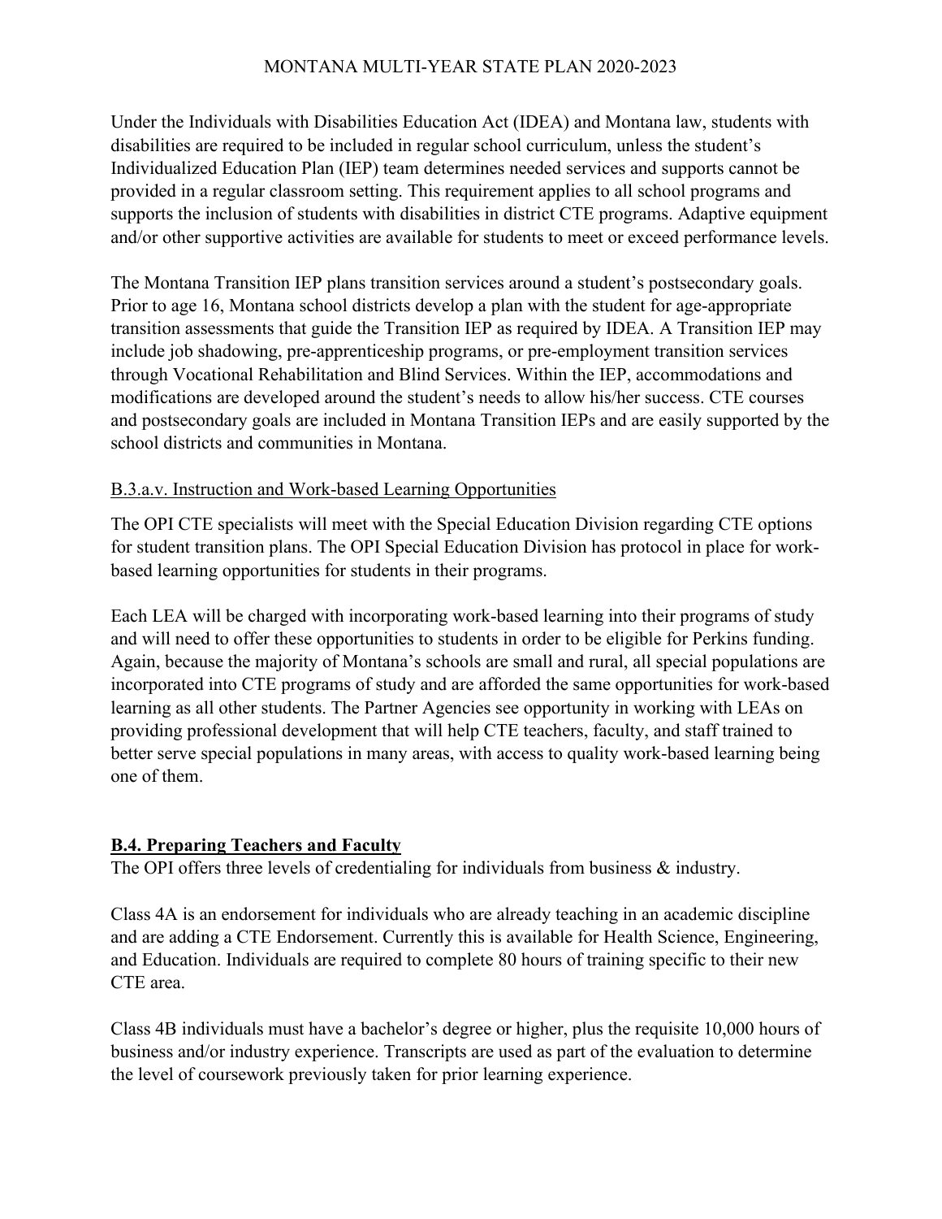Under the Individuals with Disabilities Education Act (IDEA) and Montana law, students with disabilities are required to be included in regular school curriculum, unless the student's Individualized Education Plan (IEP) team determines needed services and supports cannot be provided in a regular classroom setting. This requirement applies to all school programs and supports the inclusion of students with disabilities in district CTE programs. Adaptive equipment and/or other supportive activities are available for students to meet or exceed performance levels.

The Montana Transition IEP plans transition services around a student's postsecondary goals. Prior to age 16, Montana school districts develop a plan with the student for age-appropriate transition assessments that guide the Transition IEP as required by IDEA. A Transition IEP may include job shadowing, pre-apprenticeship programs, or pre-employment transition services through Vocational Rehabilitation and Blind Services. Within the IEP, accommodations and modifications are developed around the student's needs to allow his/her success. CTE courses and postsecondary goals are included in Montana Transition IEPs and are easily supported by the school districts and communities in Montana.

B.3.a.v. Instruction and Work-based Learning Opportunities

The OPI CTE specialists will meet with the Special Education Division regarding CTE options for student transition plans. The OPI Special Education Division has protocol in place for work-based learning opportunities for students in their programs.

Each LEA will be charged with incorporating work-based learning into their programs of study and will need to offer these opportunities to students in order to be eligible for Perkins funding. Again, because the majority of Montana's schools are small and rural, all special populations are incorporated into CTE programs of study and are afforded the same opportunities for work-based learning as all other students. The Partner Agencies see opportunity in working with LEAs on providing professional development that will help CTE teachers, faculty, and staff trained to better serve special populations in many areas, with access to quality work-based learning being one of them.

## B.4. Preparing Teachers and Faculty

The OPI offers three levels of credentialing for individuals from business & industry.

Class 4A is an endorsement for individuals who are already teaching in an academic discipline and are adding a CTE Endorsement. Currently this is available for Health Science, Engineering, and Education. Individuals are required to complete 80 hours of training specific to their new CTE area.

Class 4B individuals must have a bachelor's degree or higher, plus the requisite 10,000 hours of business and/or industry experience. Transcripts are used as part of the evaluation to determine the level of coursework previously taken for prior learning experience.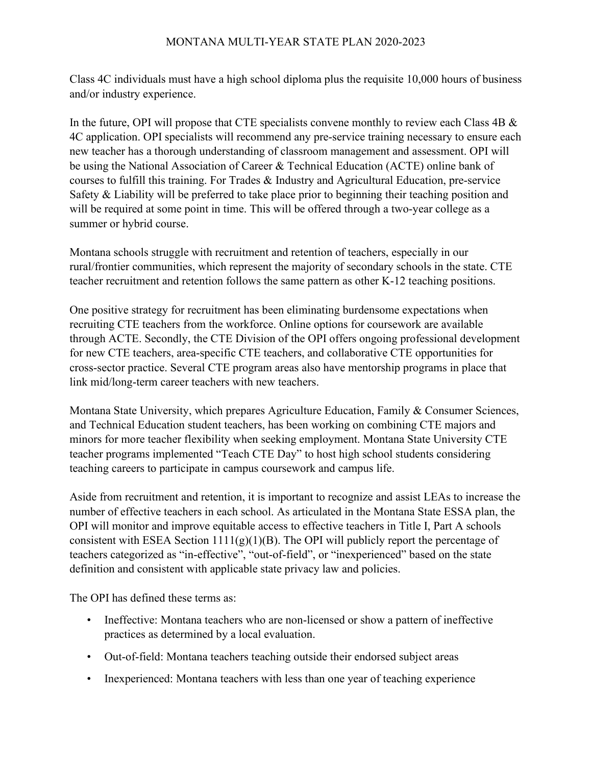Class 4C individuals must have a high school diploma plus the requisite 10,000 hours of business and/or industry experience.

In the future, OPI will propose that CTE specialists convene monthly to review each Class 4B & 4C application. OPI specialists will recommend any pre-service training necessary to ensure each new teacher has a thorough understanding of classroom management and assessment. OPI will be using the National Association of Career & Technical Education (ACTE) online bank of courses to fulfill this training. For Trades & Industry and Agricultural Education, pre-service Safety & Liability will be preferred to take place prior to beginning their teaching position and will be required at some point in time. This will be offered through a two-year college as a summer or hybrid course.

Montana schools struggle with recruitment and retention of teachers, especially in our rural/frontier communities, which represent the majority of secondary schools in the state. CTE teacher recruitment and retention follows the same pattern as other K-12 teaching positions.

One positive strategy for recruitment has been eliminating burdensome expectations when recruiting CTE teachers from the workforce. Online options for coursework are available through ACTE. Secondly, the CTE Division of the OPI offers ongoing professional development for new CTE teachers, area-specific CTE teachers, and collaborative CTE opportunities for cross-sector practice. Several CTE program areas also have mentorship programs in place that link mid/long-term career teachers with new teachers.

Montana State University, which prepares Agriculture Education, Family & Consumer Sciences, and Technical Education student teachers, has been working on combining CTE majors and minors for more teacher flexibility when seeking employment. Montana State University CTE teacher programs implemented "Teach CTE Day" to host high school students considering teaching careers to participate in campus coursework and campus life.

Aside from recruitment and retention, it is important to recognize and assist LEAs to increase the number of effective teachers in each school. As articulated in the Montana State ESSA plan, the OPI will monitor and improve equitable access to effective teachers in Title I, Part A schools consistent with ESEA Section 1111(g)(1)(B). The OPI will publicly report the percentage of teachers categorized as "in-effective", "out-of-field", or "inexperienced" based on the state definition and consistent with applicable state privacy law and policies.

The OPI has defined these terms as:

- Ineffective: Montana teachers who are non-licensed or show a pattern of ineffective practices as determined by a local evaluation.
- Out-of-field: Montana teachers teaching outside their endorsed subject areas
- Inexperienced: Montana teachers with less than one year of teaching experience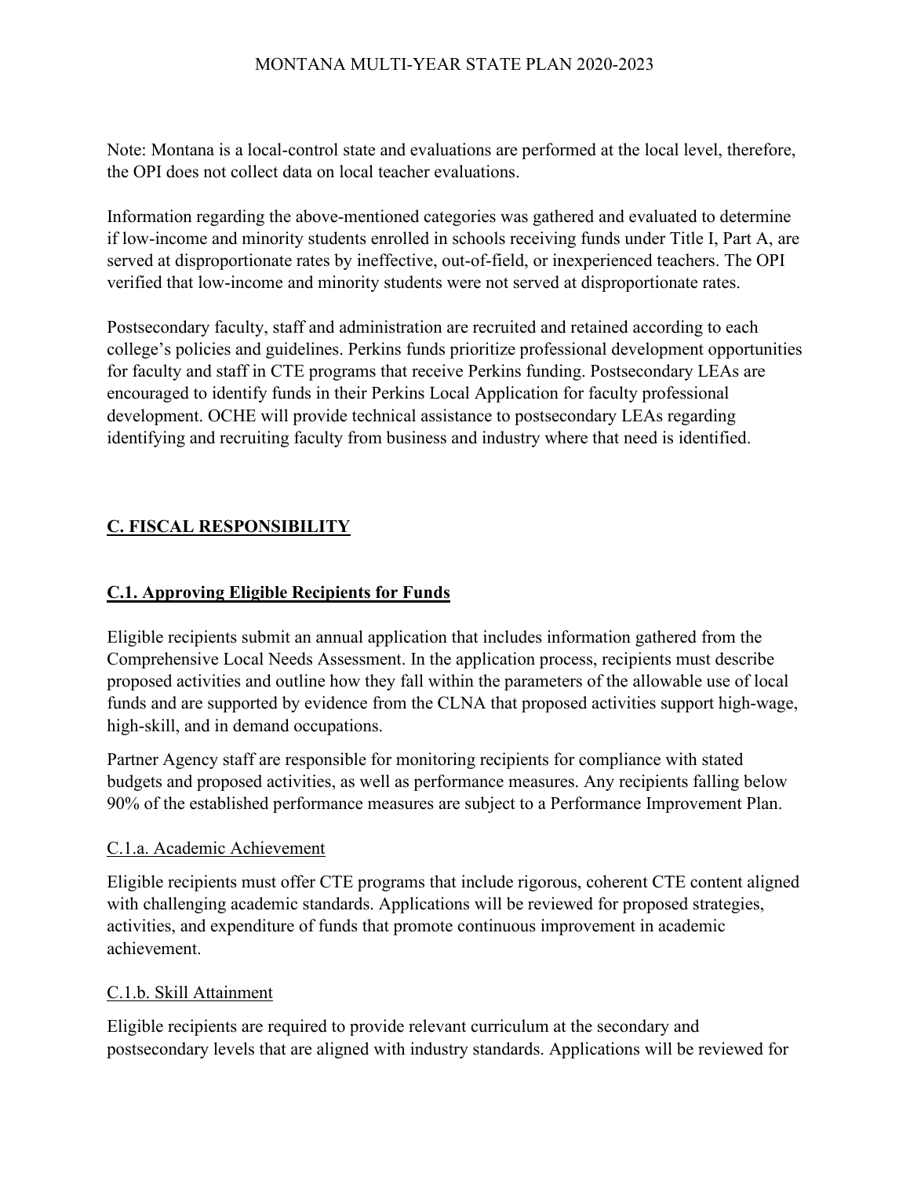Note: Montana is a local-control state and evaluations are performed at the local level, therefore, the OPI does not collect data on local teacher evaluations.

Information regarding the above-mentioned categories was gathered and evaluated to determine if low-income and minority students enrolled in schools receiving funds under Title I, Part A, are served at disproportionate rates by ineffective, out-of-field, or inexperienced teachers. The OPI verified that low-income and minority students were not served at disproportionate rates.

Postsecondary faculty, staff and administration are recruited and retained according to each college's policies and guidelines. Perkins funds prioritize professional development opportunities for faculty and staff in CTE programs that receive Perkins funding. Postsecondary LEAs are encouraged to identify funds in their Perkins Local Application for faculty professional development. OCHE will provide technical assistance to postsecondary LEAs regarding identifying and recruiting faculty from business and industry where that need is identified.

## C. FISCAL RESPONSIBILITY

### C.1. Approving Eligible Recipients for Funds

Eligible recipients submit an annual application that includes information gathered from the Comprehensive Local Needs Assessment. In the application process, recipients must describe proposed activities and outline how they fall within the parameters of the allowable use of local funds and are supported by evidence from the CLNA that proposed activities support high-wage, high-skill, and in demand occupations.

Partner Agency staff are responsible for monitoring recipients for compliance with stated budgets and proposed activities, as well as performance measures. Any recipients falling below 90% of the established performance measures are subject to a Performance Improvement Plan.

#### C.1.a. Academic Achievement

Eligible recipients must offer CTE programs that include rigorous, coherent CTE content aligned with challenging academic standards. Applications will be reviewed for proposed strategies, activities, and expenditure of funds that promote continuous improvement in academic achievement.

#### C.1.b. Skill Attainment

Eligible recipients are required to provide relevant curriculum at the secondary and postsecondary levels that are aligned with industry standards. Applications will be reviewed for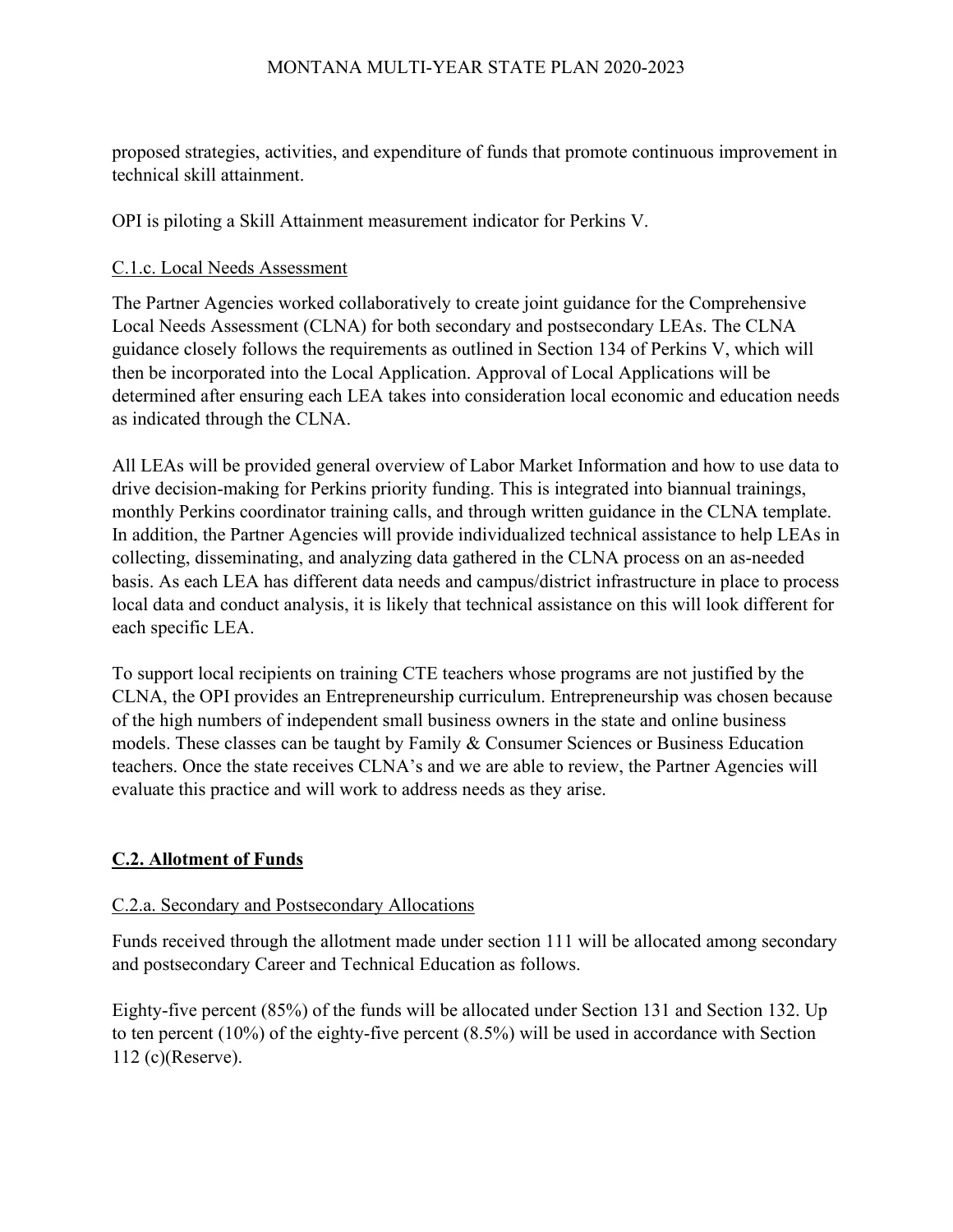proposed strategies, activities, and expenditure of funds that promote continuous improvement in technical skill attainment.

OPI is piloting a Skill Attainment measurement indicator for Perkins V.

### C.1.c. Local Needs Assessment

The Partner Agencies worked collaboratively to create joint guidance for the Comprehensive Local Needs Assessment (CLNA) for both secondary and postsecondary LEAs. The CLNA guidance closely follows the requirements as outlined in Section 134 of Perkins V, which will then be incorporated into the Local Application. Approval of Local Applications will be determined after ensuring each LEA takes into consideration local economic and education needs as indicated through the CLNA.

All LEAs will be provided general overview of Labor Market Information and how to use data to drive decision-making for Perkins priority funding. This is integrated into biannual trainings, monthly Perkins coordinator training calls, and through written guidance in the CLNA template. In addition, the Partner Agencies will provide individualized technical assistance to help LEAs in collecting, disseminating, and analyzing data gathered in the CLNA process on an as-needed basis. As each LEA has different data needs and campus/district infrastructure in place to process local data and conduct analysis, it is likely that technical assistance on this will look different for each specific LEA.

To support local recipients on training CTE teachers whose programs are not justified by the CLNA, the OPI provides an Entrepreneurship curriculum. Entrepreneurship was chosen because of the high numbers of independent small business owners in the state and online business models. These classes can be taught by Family & Consumer Sciences or Business Education teachers. Once the state receives CLNA's and we are able to review, the Partner Agencies will evaluate this practice and will work to address needs as they arise.

## C.2. Allotment of Funds

### C.2.a. Secondary and Postsecondary Allocations

Funds received through the allotment made under section 111 will be allocated among secondary and postsecondary Career and Technical Education as follows.

Eighty-five percent (85%) of the funds will be allocated under Section 131 and Section 132. Up to ten percent (10%) of the eighty-five percent (8.5%) will be used in accordance with Section 112 (c)(Reserve).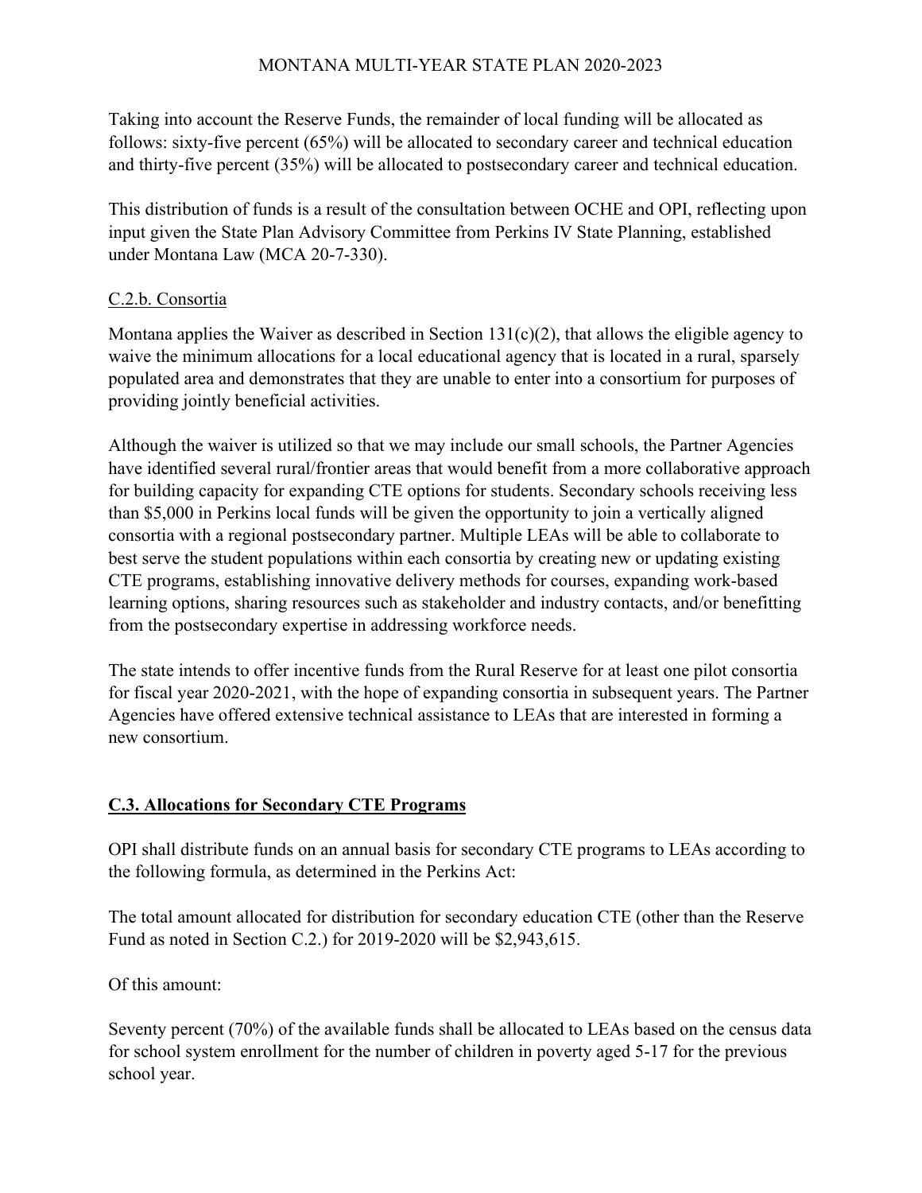Taking into account the Reserve Funds, the remainder of local funding will be allocated as follows: sixty-five percent (65%) will be allocated to secondary career and technical education and thirty-five percent (35%) will be allocated to postsecondary career and technical education.

This distribution of funds is a result of the consultation between OCHE and OPI, reflecting upon input given the State Plan Advisory Committee from Perkins IV State Planning, established under Montana Law (MCA 20-7-330).

C.2.b. Consortia

Montana applies the Waiver as described in Section 131(c)(2), that allows the eligible agency to waive the minimum allocations for a local educational agency that is located in a rural, sparsely populated area and demonstrates that they are unable to enter into a consortium for purposes of providing jointly beneficial activities.

Although the waiver is utilized so that we may include our small schools, the Partner Agencies have identified several rural/frontier areas that would benefit from a more collaborative approach for building capacity for expanding CTE options for students. Secondary schools receiving less than $5,000 in Perkins local funds will be given the opportunity to join a vertically aligned consortia with a regional postsecondary partner. Multiple LEAs will be able to collaborate to best serve the student populations within each consortia by creating new or updating existing CTE programs, establishing innovative delivery methods for courses, expanding work-based learning options, sharing resources such as stakeholder and industry contacts, and/or benefitting from the postsecondary expertise in addressing workforce needs.

The state intends to offer incentive funds from the Rural Reserve for at least one pilot consortia for fiscal year 2020-2021, with the hope of expanding consortia in subsequent years. The Partner Agencies have offered extensive technical assistance to LEAs that are interested in forming a new consortium.

**C.3. Allocations for Secondary CTE Programs**

OPI shall distribute funds on an annual basis for secondary CTE programs to LEAs according to the following formula, as determined in the Perkins Act:

The total amount allocated for distribution for secondary education CTE (other than the Reserve Fund as noted in Section C.2.) for 2019-2020 will be $2,943,615.

Of this amount:

Seventy percent (70%) of the available funds shall be allocated to LEAs based on the census data for school system enrollment for the number of children in poverty aged 5-17 for the previous school year.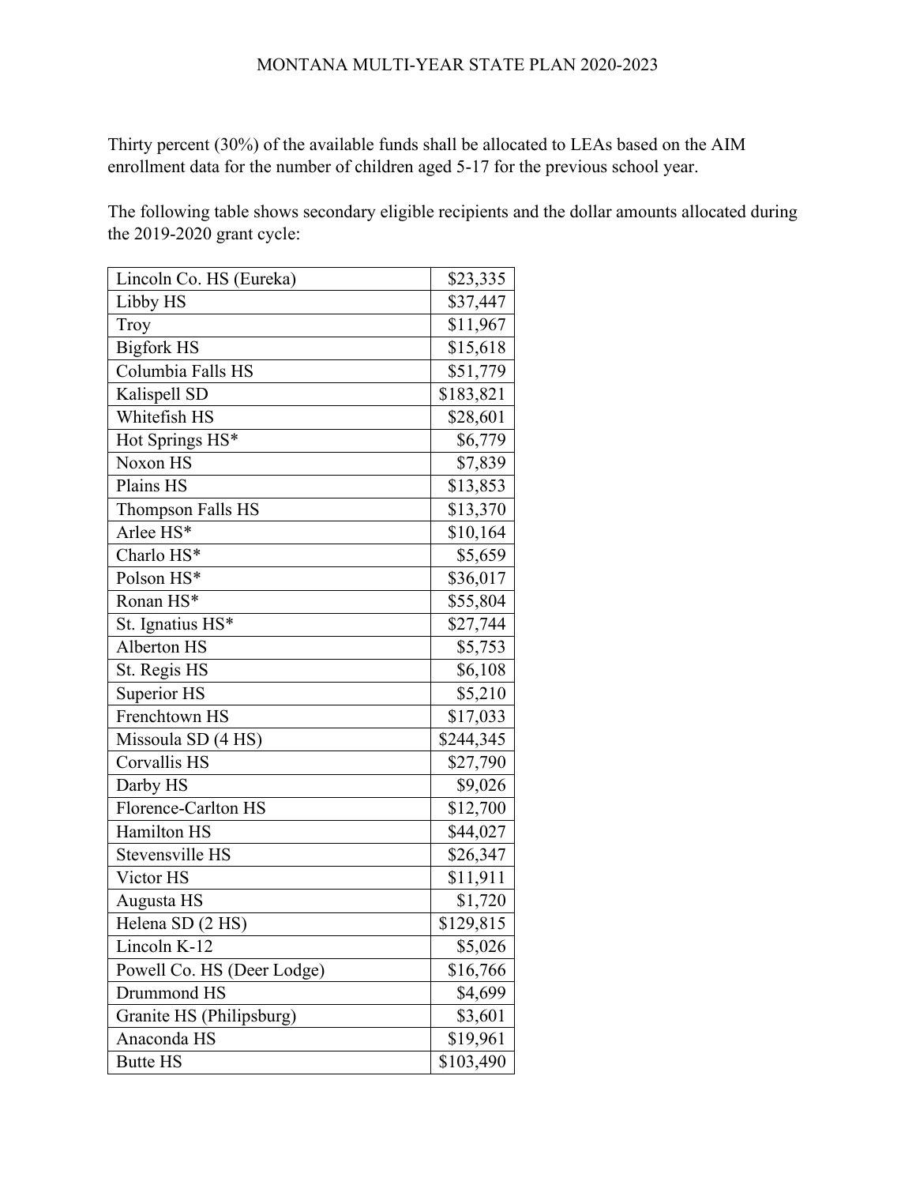Thirty percent (30%) of the available funds shall be allocated to LEAs based on the AIM enrollment data for the number of children aged 5-17 for the previous school year.

The following table shows secondary eligible recipients and the dollar amounts allocated during the 2019-2020 grant cycle:

| | |
|---|---:|
| Lincoln Co. HS (Eureka) | $23,335 |
| Libby HS | $37,447 |
| Troy | $11,967 |
| Bigfork HS | $15,618 |
| Columbia Falls HS | $51,779 |
| Kalispell SD | $183,821 |
| Whitefish HS | $28,601 |
| Hot Springs HS* | $6,779 |
| Noxon HS | $7,839 |
| Plains HS | $13,853 |
| Thompson Falls HS | $13,370 |
| Arlee HS* | $10,164 |
| Charlo HS* | $5,659 |
| Polson HS* | $36,017 |
| Ronan HS* | $55,804 |
| St. Ignatius HS* | $27,744 |
| Alberton HS | $5,753 |
| St. Regis HS | $6,108 |
| Superior HS | $5,210 |
| Frenchtown HS | $17,033 |
| Missoula SD (4 HS) | $244,345 |
| Corvallis HS | $27,790 |
| Darby HS | $9,026 |
| Florence-Carlton HS | $12,700 |
| Hamilton HS | $44,027 |
| Stevensville HS | $26,347 |
| Victor HS | $11,911 |
| Augusta HS | $1,720 |
| Helena SD (2 HS) | $129,815 |
| Lincoln K-12 | $5,026 |
| Powell Co. HS (Deer Lodge) | $16,766 |
| Drummond HS | $4,699 |
| Granite HS (Philipsburg) | $3,601 |
| Anaconda HS | $19,961 |
| Butte HS | $103,490 |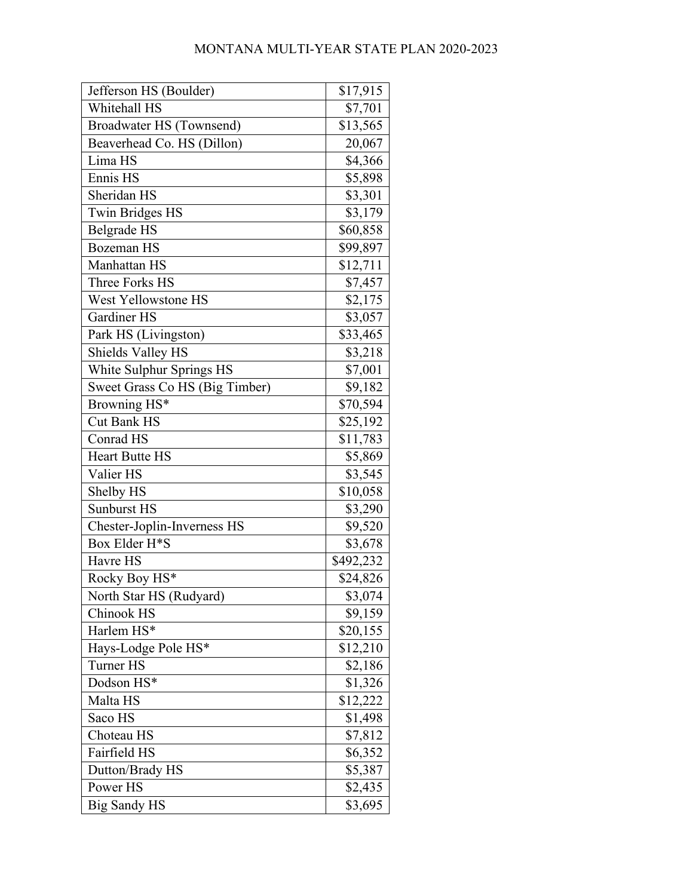| Jefferson HS (Boulder) | $17,915 |
|---|---|
| Whitehall HS | $7,701 |
| Broadwater HS (Townsend) | $13,565 |
| Beaverhead Co. HS (Dillon) | 20,067 |
| Lima HS | $4,366 |
| Ennis HS | $5,898 |
| Sheridan HS | $3,301 |
| Twin Bridges HS | $3,179 |
| Belgrade HS | $60,858 |
| Bozeman HS | $99,897 |
| Manhattan HS | $12,711 |
| Three Forks HS | $7,457 |
| West Yellowstone HS | $2,175 |
| Gardiner HS | $3,057 |
| Park HS (Livingston) | $33,465 |
| Shields Valley HS | $3,218 |
| White Sulphur Springs HS | $7,001 |
| Sweet Grass Co HS (Big Timber) | $9,182 |
| Browning HS* | $70,594 |
| Cut Bank HS | $25,192 |
| Conrad HS | $11,783 |
| Heart Butte HS | $5,869 |
| Valier HS | $3,545 |
| Shelby HS | $10,058 |
| Sunburst HS | $3,290 |
| Chester-Joplin-Inverness HS | $9,520 |
| Box Elder H*S | $3,678 |
| Havre HS | $492,232 |
| Rocky Boy HS* | $24,826 |
| North Star HS (Rudyard) | $3,074 |
| Chinook HS | $9,159 |
| Harlem HS* | $20,155 |
| Hays-Lodge Pole HS* | $12,210 |
| Turner HS | $2,186 |
| Dodson HS* | $1,326 |
| Malta HS | $12,222 |
| Saco HS | $1,498 |
| Choteau HS | $7,812 |
| Fairfield HS | $6,352 |
| Dutton/Brady HS | $5,387 |
| Power HS | $2,435 |
| Big Sandy HS | $3,695 |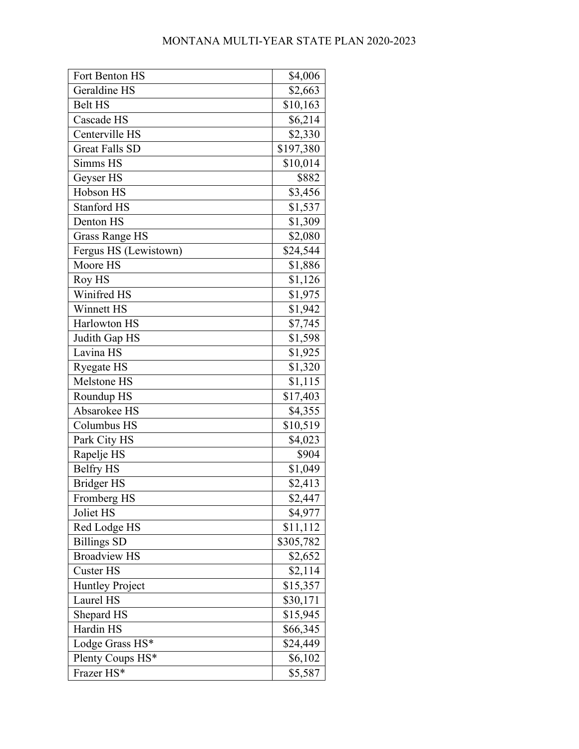| Fort Benton HS | $4,006 |
|---|---|
| Geraldine HS | $2,663 |
| Belt HS | $10,163 |
| Cascade HS | $6,214 |
| Centerville HS | $2,330 |
| Great Falls SD | $197,380 |
| Simms HS | $10,014 |
| Geyser HS | $882 |
| Hobson HS | $3,456 |
| Stanford HS | $1,537 |
| Denton HS | $1,309 |
| Grass Range HS | $2,080 |
| Fergus HS (Lewistown) | $24,544 |
| Moore HS | $1,886 |
| Roy HS | $1,126 |
| Winifred HS | $1,975 |
| Winnett HS | $1,942 |
| Harlowton HS | $7,745 |
| Judith Gap HS | $1,598 |
| Lavina HS | $1,925 |
| Ryegate HS | $1,320 |
| Melstone HS | $1,115 |
| Roundup HS | $17,403 |
| Absarokee HS | $4,355 |
| Columbus HS | $10,519 |
| Park City HS | $4,023 |
| Rapelje HS | $904 |
| Belfry HS | $1,049 |
| Bridger HS | $2,413 |
| Fromberg HS | $2,447 |
| Joliet HS | $4,977 |
| Red Lodge HS | $11,112 |
| Billings SD | $305,782 |
| Broadview HS | $2,652 |
| Custer HS | $2,114 |
| Huntley Project | $15,357 |
| Laurel HS | $30,171 |
| Shepard HS | $15,945 |
| Hardin HS | $66,345 |
| Lodge Grass HS* | $24,449 |
| Plenty Coups HS* | $6,102 |
| Frazer HS* | $5,587 |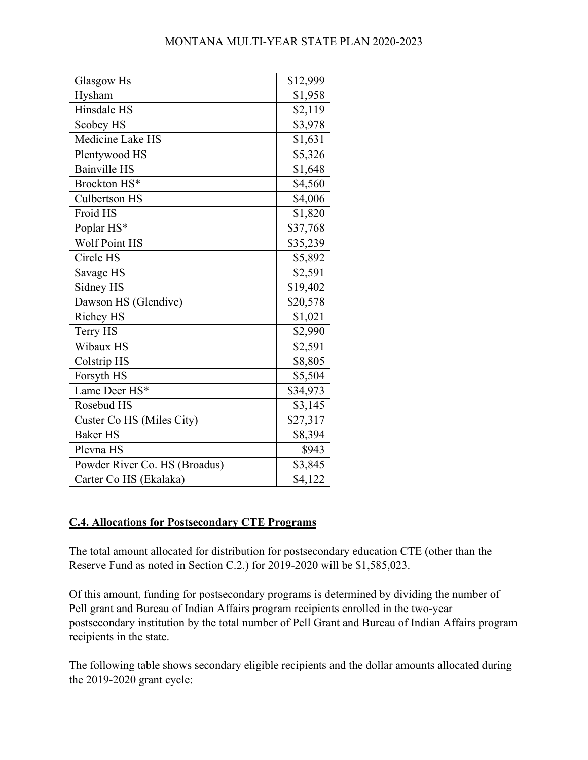| | |
|---|---|
| Glasgow Hs | $12,999 |
| Hysham | $1,958 |
| Hinsdale HS | $2,119 |
| Scobey HS | $3,978 |
| Medicine Lake HS | $1,631 |
| Plentywood HS | $5,326 |
| Bainville HS | $1,648 |
| Brockton HS* | $4,560 |
| Culbertson HS | $4,006 |
| Froid HS | $1,820 |
| Poplar HS* | $37,768 |
| Wolf Point HS | $35,239 |
| Circle HS | $5,892 |
| Savage HS | $2,591 |
| Sidney HS | $19,402 |
| Dawson HS (Glendive) | $20,578 |
| Richey HS | $1,021 |
| Terry HS | $2,990 |
| Wibaux HS | $2,591 |
| Colstrip HS | $8,805 |
| Forsyth HS | $5,504 |
| Lame Deer HS* | $34,973 |
| Rosebud HS | $3,145 |
| Custer Co HS (Miles City) | $27,317 |
| Baker HS | $8,394 |
| Plevna HS | $943 |
| Powder River Co. HS (Broadus) | $3,845 |
| Carter Co HS (Ekalaka) | $4,122 |

## C.4. Allocations for Postsecondary CTE Programs

The total amount allocated for distribution for postsecondary education CTE (other than the Reserve Fund as noted in Section C.2.) for 2019-2020 will be $1,585,023.

Of this amount, funding for postsecondary programs is determined by dividing the number of Pell grant and Bureau of Indian Affairs program recipients enrolled in the two-year postsecondary institution by the total number of Pell Grant and Bureau of Indian Affairs program recipients in the state.

The following table shows secondary eligible recipients and the dollar amounts allocated during the 2019-2020 grant cycle: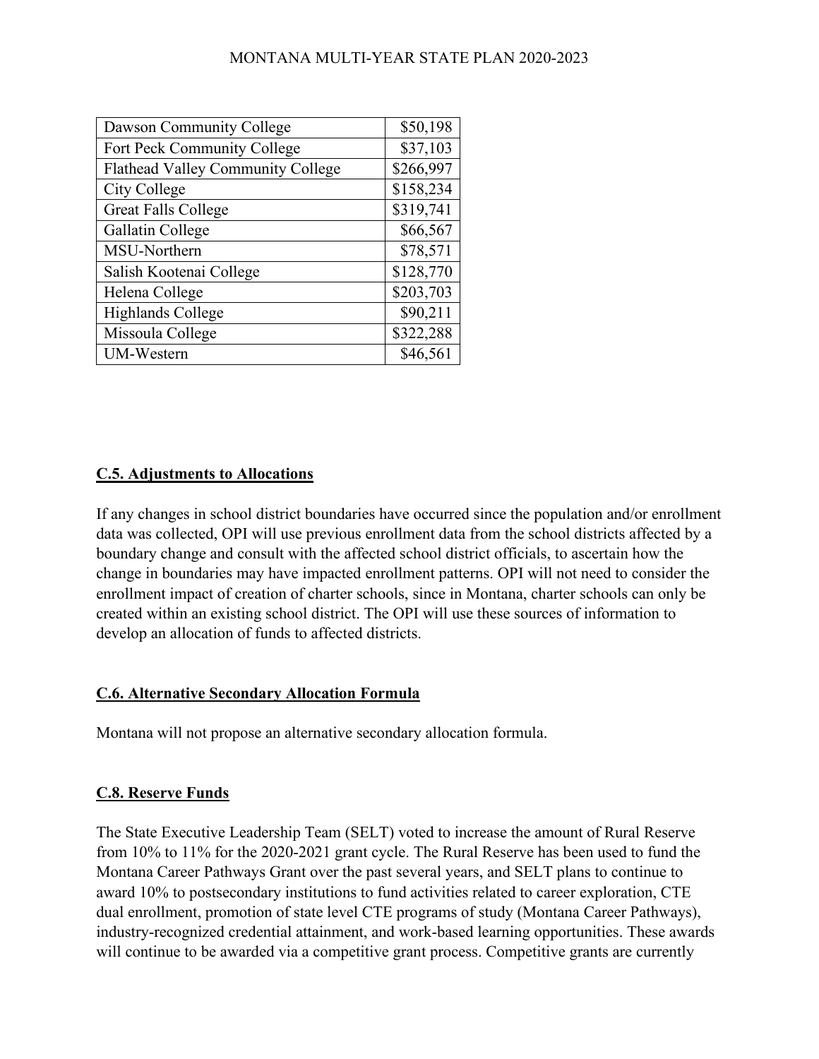| Dawson Community College | $50,198 |
|---|---|
| Fort Peck Community College | $37,103 |
| Flathead Valley Community College | $266,997 |
| City College | $158,234 |
| Great Falls College | $319,741 |
| Gallatin College | $66,567 |
| MSU-Northern | $78,571 |
| Salish Kootenai College | $128,770 |
| Helena College | $203,703 |
| Highlands College | $90,211 |
| Missoula College | $322,288 |
| UM-Western | $46,561 |

## C.5. Adjustments to Allocations

If any changes in school district boundaries have occurred since the population and/or enrollment data was collected, OPI will use previous enrollment data from the school districts affected by a boundary change and consult with the affected school district officials, to ascertain how the change in boundaries may have impacted enrollment patterns. OPI will not need to consider the enrollment impact of creation of charter schools, since in Montana, charter schools can only be created within an existing school district. The OPI will use these sources of information to develop an allocation of funds to affected districts.

## C.6. Alternative Secondary Allocation Formula

Montana will not propose an alternative secondary allocation formula.

## C.8. Reserve Funds

The State Executive Leadership Team (SELT) voted to increase the amount of Rural Reserve from 10% to 11% for the 2020-2021 grant cycle. The Rural Reserve has been used to fund the Montana Career Pathways Grant over the past several years, and SELT plans to continue to award 10% to postsecondary institutions to fund activities related to career exploration, CTE dual enrollment, promotion of state level CTE programs of study (Montana Career Pathways), industry-recognized credential attainment, and work-based learning opportunities. These awards will continue to be awarded via a competitive grant process. Competitive grants are currently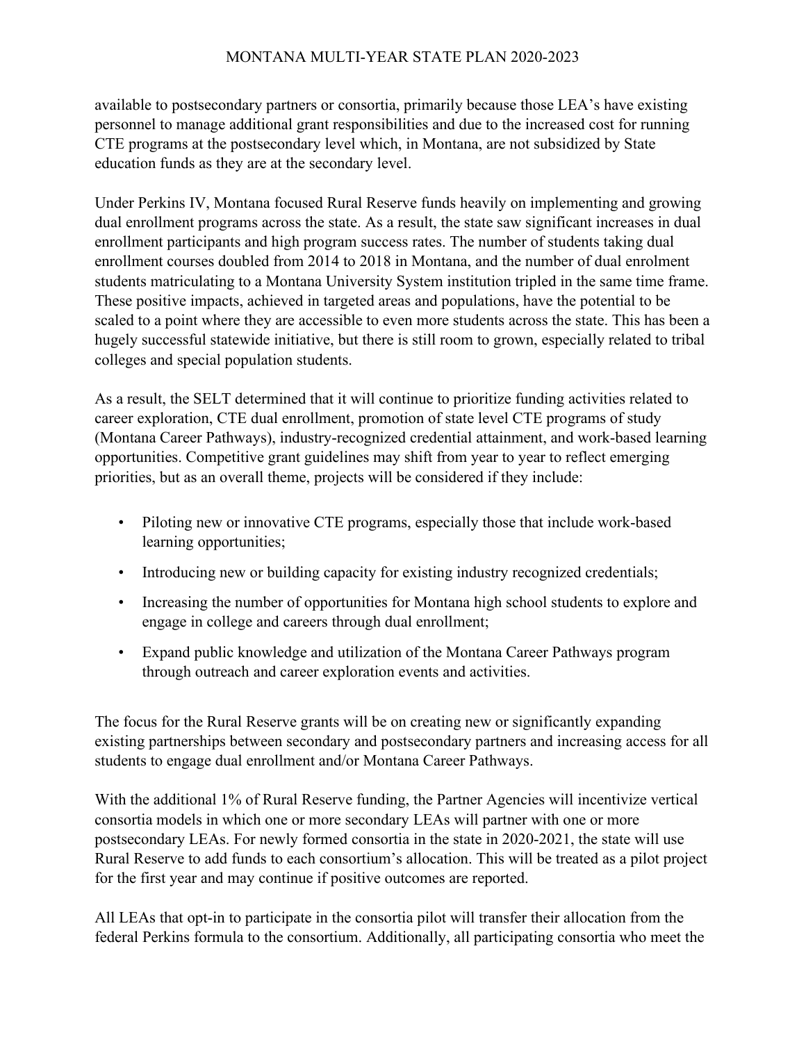available to postsecondary partners or consortia, primarily because those LEA's have existing personnel to manage additional grant responsibilities and due to the increased cost for running CTE programs at the postsecondary level which, in Montana, are not subsidized by State education funds as they are at the secondary level.

Under Perkins IV, Montana focused Rural Reserve funds heavily on implementing and growing dual enrollment programs across the state. As a result, the state saw significant increases in dual enrollment participants and high program success rates. The number of students taking dual enrollment courses doubled from 2014 to 2018 in Montana, and the number of dual enrolment students matriculating to a Montana University System institution tripled in the same time frame. These positive impacts, achieved in targeted areas and populations, have the potential to be scaled to a point where they are accessible to even more students across the state. This has been a hugely successful statewide initiative, but there is still room to grown, especially related to tribal colleges and special population students.

As a result, the SELT determined that it will continue to prioritize funding activities related to career exploration, CTE dual enrollment, promotion of state level CTE programs of study (Montana Career Pathways), industry-recognized credential attainment, and work-based learning opportunities. Competitive grant guidelines may shift from year to year to reflect emerging priorities, but as an overall theme, projects will be considered if they include:

- Piloting new or innovative CTE programs, especially those that include work-based learning opportunities;
- Introducing new or building capacity for existing industry recognized credentials;
- Increasing the number of opportunities for Montana high school students to explore and engage in college and careers through dual enrollment;
- Expand public knowledge and utilization of the Montana Career Pathways program through outreach and career exploration events and activities.

The focus for the Rural Reserve grants will be on creating new or significantly expanding existing partnerships between secondary and postsecondary partners and increasing access for all students to engage dual enrollment and/or Montana Career Pathways.

With the additional 1% of Rural Reserve funding, the Partner Agencies will incentivize vertical consortia models in which one or more secondary LEAs will partner with one or more postsecondary LEAs. For newly formed consortia in the state in 2020-2021, the state will use Rural Reserve to add funds to each consortium's allocation. This will be treated as a pilot project for the first year and may continue if positive outcomes are reported.

All LEAs that opt-in to participate in the consortia pilot will transfer their allocation from the federal Perkins formula to the consortium. Additionally, all participating consortia who meet the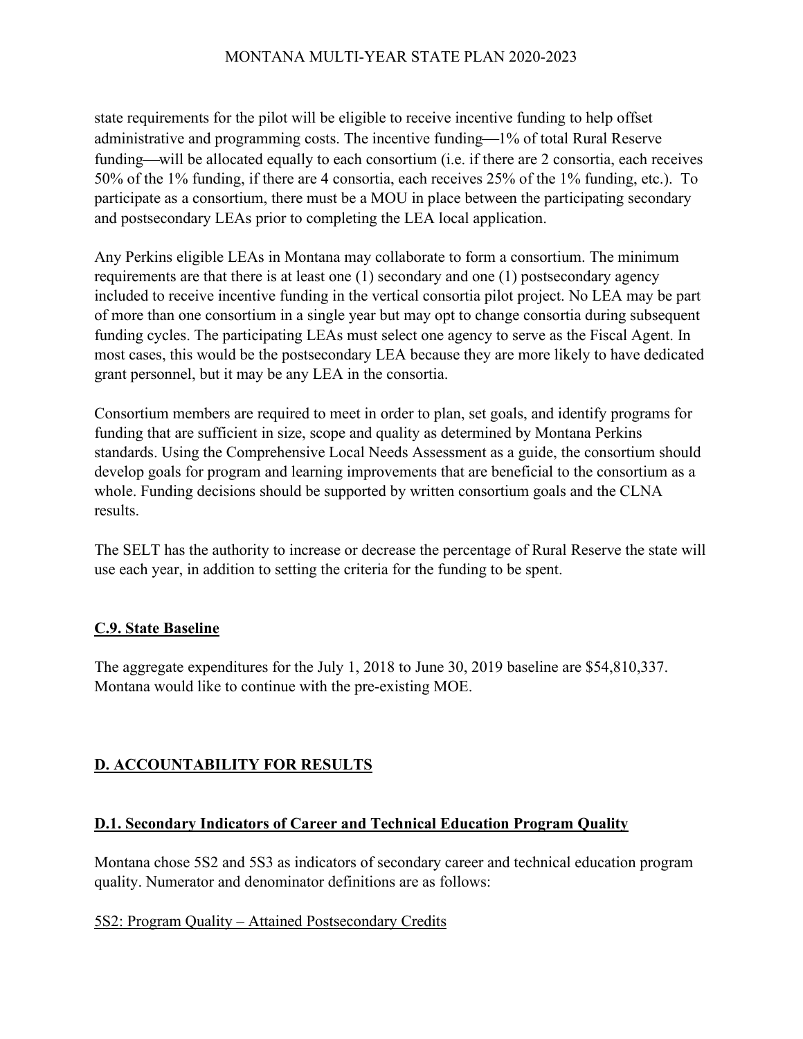state requirements for the pilot will be eligible to receive incentive funding to help offset administrative and programming costs. The incentive funding—1% of total Rural Reserve funding—will be allocated equally to each consortium (i.e. if there are 2 consortia, each receives 50% of the 1% funding, if there are 4 consortia, each receives 25% of the 1% funding, etc.). To participate as a consortium, there must be a MOU in place between the participating secondary and postsecondary LEAs prior to completing the LEA local application.

Any Perkins eligible LEAs in Montana may collaborate to form a consortium. The minimum requirements are that there is at least one (1) secondary and one (1) postsecondary agency included to receive incentive funding in the vertical consortia pilot project. No LEA may be part of more than one consortium in a single year but may opt to change consortia during subsequent funding cycles. The participating LEAs must select one agency to serve as the Fiscal Agent. In most cases, this would be the postsecondary LEA because they are more likely to have dedicated grant personnel, but it may be any LEA in the consortia.

Consortium members are required to meet in order to plan, set goals, and identify programs for funding that are sufficient in size, scope and quality as determined by Montana Perkins standards. Using the Comprehensive Local Needs Assessment as a guide, the consortium should develop goals for program and learning improvements that are beneficial to the consortium as a whole. Funding decisions should be supported by written consortium goals and the CLNA results.

The SELT has the authority to increase or decrease the percentage of Rural Reserve the state will use each year, in addition to setting the criteria for the funding to be spent.

### C.9. State Baseline

The aggregate expenditures for the July 1, 2018 to June 30, 2019 baseline are $54,810,337. Montana would like to continue with the pre-existing MOE.

## D. ACCOUNTABILITY FOR RESULTS

### D.1. Secondary Indicators of Career and Technical Education Program Quality

Montana chose 5S2 and 5S3 as indicators of secondary career and technical education program quality. Numerator and denominator definitions are as follows:

5S2: Program Quality – Attained Postsecondary Credits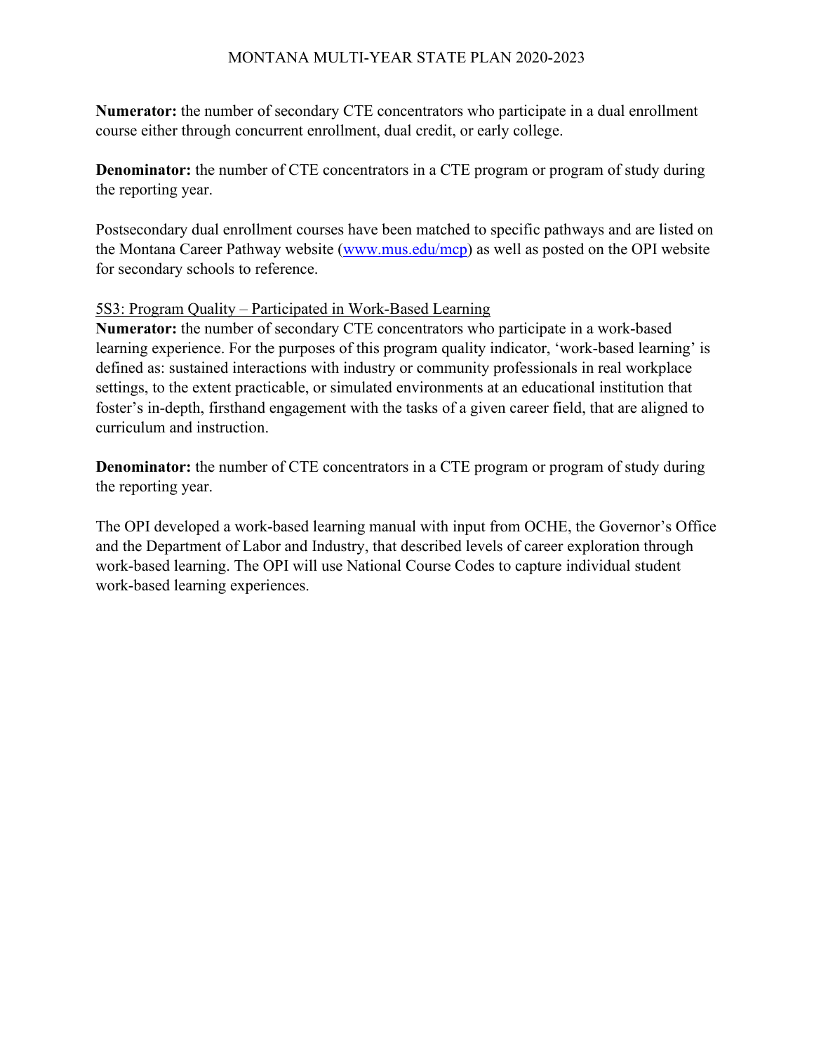**Numerator:** the number of secondary CTE concentrators who participate in a dual enrollment course either through concurrent enrollment, dual credit, or early college.

**Denominator:** the number of CTE concentrators in a CTE program or program of study during the reporting year.

Postsecondary dual enrollment courses have been matched to specific pathways and are listed on the Montana Career Pathway website (www.mus.edu/mcp) as well as posted on the OPI website for secondary schools to reference.

<u>5S3: Program Quality – Participated in Work-Based Learning</u>

**Numerator:** the number of secondary CTE concentrators who participate in a work-based learning experience. For the purposes of this program quality indicator, 'work-based learning' is defined as: sustained interactions with industry or community professionals in real workplace settings, to the extent practicable, or simulated environments at an educational institution that foster's in-depth, firsthand engagement with the tasks of a given career field, that are aligned to curriculum and instruction.

**Denominator:** the number of CTE concentrators in a CTE program or program of study during the reporting year.

The OPI developed a work-based learning manual with input from OCHE, the Governor's Office and the Department of Labor and Industry, that described levels of career exploration through work-based learning. The OPI will use National Course Codes to capture individual student work-based learning experiences.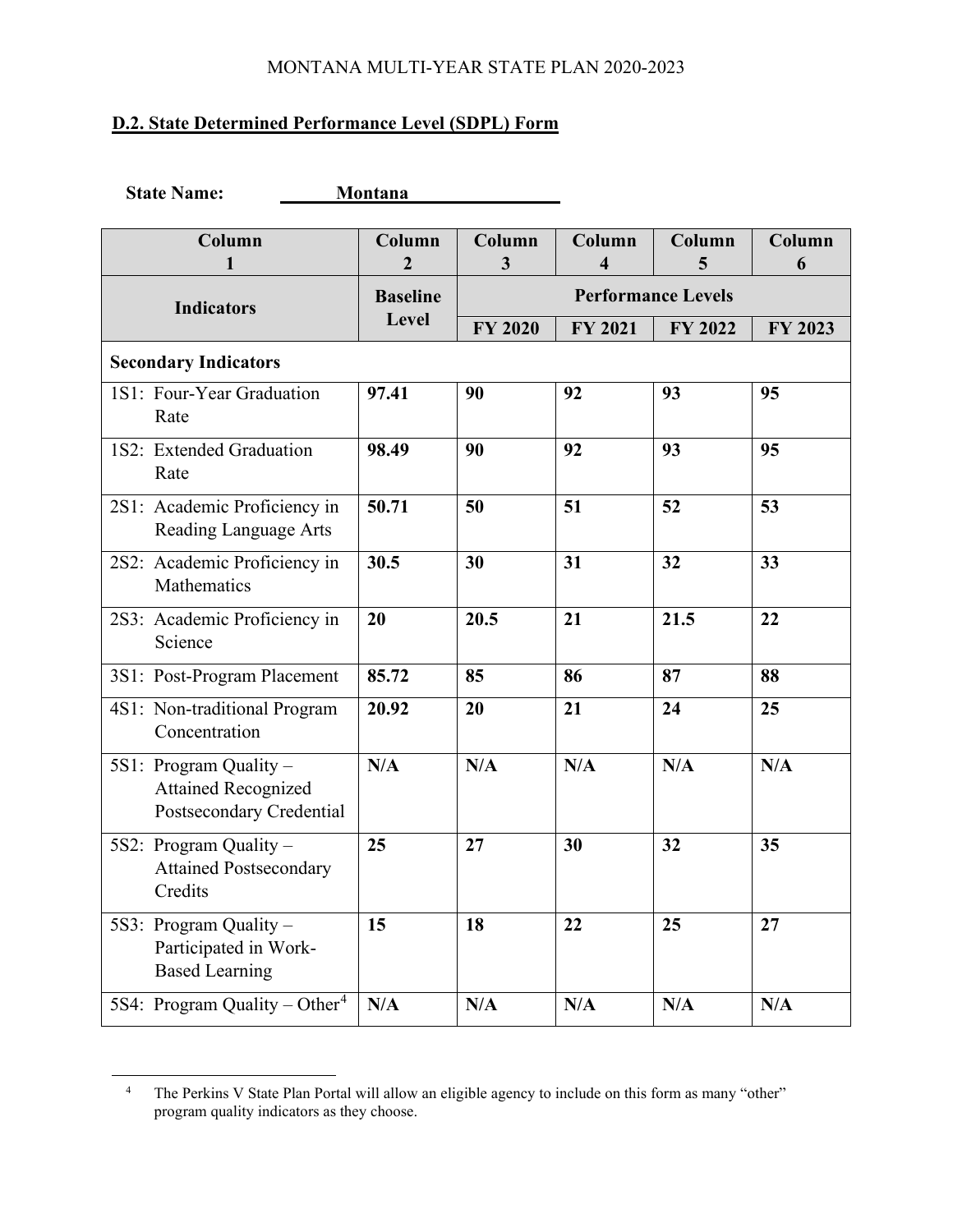**D.2. State Determined Performance Level (SDPL) Form**

**State Name:** **Montana**

| Column 1 | Column 2 | Column 3 | Column 4 | Column 5 | Column 6 |
|---|---|---|---|---|---|
| **Indicators** | **Baseline Level** | **Performance Levels** | | | |
| | | **FY 2020** | **FY 2021** | **FY 2022** | **FY 2023** |
| **Secondary Indicators** | | | | | |
| 1S1: Four-Year Graduation Rate | **97.41** | **90** | **92** | **93** | **95** |
| 1S2: Extended Graduation Rate | **98.49** | **90** | **92** | **93** | **95** |
| 2S1: Academic Proficiency in Reading Language Arts | **50.71** | **50** | **51** | **52** | **53** |
| 2S2: Academic Proficiency in Mathematics | **30.5** | **30** | **31** | **32** | **33** |
| 2S3: Academic Proficiency in Science | **20** | **20.5** | **21** | **21.5** | **22** |
| 3S1: Post-Program Placement | **85.72** | **85** | **86** | **87** | **88** |
| 4S1: Non-traditional Program Concentration | **20.92** | **20** | **21** | **24** | **25** |
| 5S1: Program Quality – Attained Recognized Postsecondary Credential | **N/A** | **N/A** | **N/A** | **N/A** | **N/A** |
| 5S2: Program Quality – Attained Postsecondary Credits | **25** | **27** | **30** | **32** | **35** |
| 5S3: Program Quality – Participated in Work-Based Learning | **15** | **18** | **22** | **25** | **27** |
| 5S4: Program Quality – Other[4] | **N/A** | **N/A** | **N/A** | **N/A** | **N/A** |

[4] The Perkins V State Plan Portal will allow an eligible agency to include on this form as many "other" program quality indicators as they choose.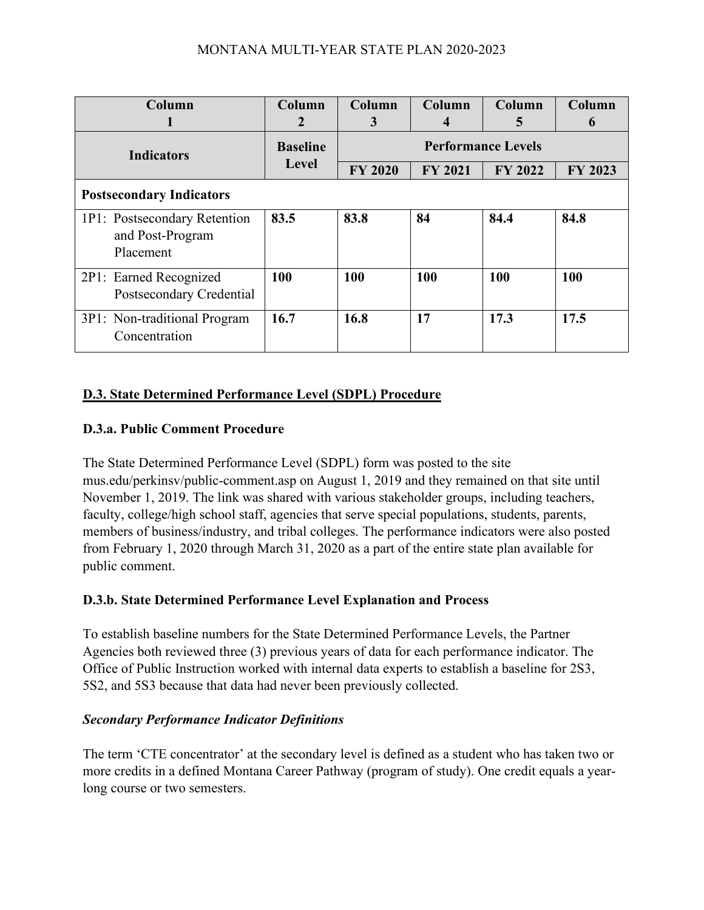| Column 1 | Column 2 | Column 3 | Column 4 | Column 5 | Column 6 |
|---|---|---|---|---|---|
| Indicators | Baseline Level | Performance Levels | | | |
| | | FY 2020 | FY 2021 | FY 2022 | FY 2023 |
| **Postsecondary Indicators** | | | | | |
| 1P1: Postsecondary Retention and Post-Program Placement | **83.5** | **83.8** | **84** | **84.4** | **84.8** |
| 2P1: Earned Recognized Postsecondary Credential | **100** | **100** | **100** | **100** | **100** |
| 3P1: Non-traditional Program Concentration | **16.7** | **16.8** | **17** | **17.3** | **17.5** |

## D.3. State Determined Performance Level (SDPL) Procedure

### D.3.a. Public Comment Procedure

The State Determined Performance Level (SDPL) form was posted to the site mus.edu/perkinsv/public-comment.asp on August 1, 2019 and they remained on that site until November 1, 2019. The link was shared with various stakeholder groups, including teachers, faculty, college/high school staff, agencies that serve special populations, students, parents, members of business/industry, and tribal colleges. The performance indicators were also posted from February 1, 2020 through March 31, 2020 as a part of the entire state plan available for public comment.

### D.3.b. State Determined Performance Level Explanation and Process

To establish baseline numbers for the State Determined Performance Levels, the Partner Agencies both reviewed three (3) previous years of data for each performance indicator. The Office of Public Instruction worked with internal data experts to establish a baseline for 2S3, 5S2, and 5S3 because that data had never been previously collected.

#### *Secondary Performance Indicator Definitions*

The term 'CTE concentrator' at the secondary level is defined as a student who has taken two or more credits in a defined Montana Career Pathway (program of study). One credit equals a year-long course or two semesters.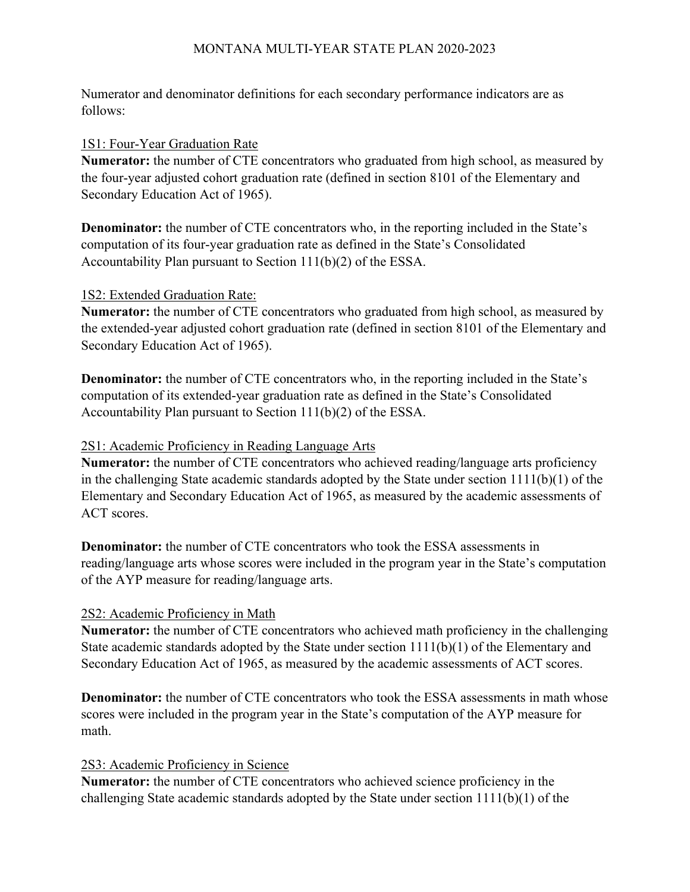Numerator and denominator definitions for each secondary performance indicators are as follows:

1S1: Four-Year Graduation Rate

**Numerator:** the number of CTE concentrators who graduated from high school, as measured by the four-year adjusted cohort graduation rate (defined in section 8101 of the Elementary and Secondary Education Act of 1965).

**Denominator:** the number of CTE concentrators who, in the reporting included in the State's computation of its four-year graduation rate as defined in the State's Consolidated Accountability Plan pursuant to Section 111(b)(2) of the ESSA.

1S2: Extended Graduation Rate:

**Numerator:** the number of CTE concentrators who graduated from high school, as measured by the extended-year adjusted cohort graduation rate (defined in section 8101 of the Elementary and Secondary Education Act of 1965).

**Denominator:** the number of CTE concentrators who, in the reporting included in the State's computation of its extended-year graduation rate as defined in the State's Consolidated Accountability Plan pursuant to Section 111(b)(2) of the ESSA.

2S1: Academic Proficiency in Reading Language Arts

**Numerator:** the number of CTE concentrators who achieved reading/language arts proficiency in the challenging State academic standards adopted by the State under section 1111(b)(1) of the Elementary and Secondary Education Act of 1965, as measured by the academic assessments of ACT scores.

**Denominator:** the number of CTE concentrators who took the ESSA assessments in reading/language arts whose scores were included in the program year in the State's computation of the AYP measure for reading/language arts.

2S2: Academic Proficiency in Math

**Numerator:** the number of CTE concentrators who achieved math proficiency in the challenging State academic standards adopted by the State under section 1111(b)(1) of the Elementary and Secondary Education Act of 1965, as measured by the academic assessments of ACT scores.

**Denominator:** the number of CTE concentrators who took the ESSA assessments in math whose scores were included in the program year in the State's computation of the AYP measure for math.

2S3: Academic Proficiency in Science

**Numerator:** the number of CTE concentrators who achieved science proficiency in the challenging State academic standards adopted by the State under section 1111(b)(1) of the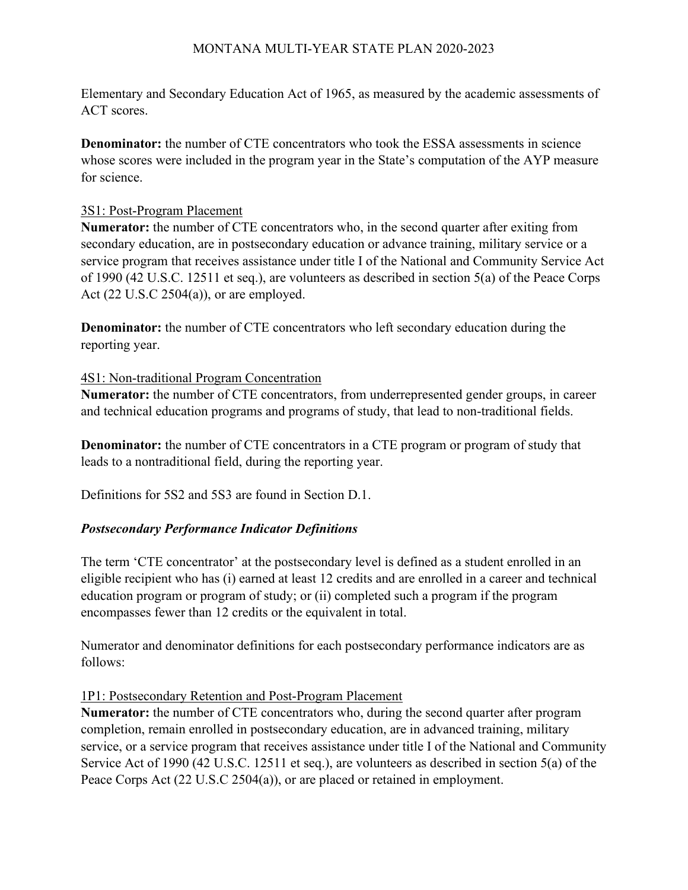Elementary and Secondary Education Act of 1965, as measured by the academic assessments of ACT scores.

**Denominator:** the number of CTE concentrators who took the ESSA assessments in science whose scores were included in the program year in the State's computation of the AYP measure for science.

<u>3S1: Post-Program Placement</u>

**Numerator:** the number of CTE concentrators who, in the second quarter after exiting from secondary education, are in postsecondary education or advance training, military service or a service program that receives assistance under title I of the National and Community Service Act of 1990 (42 U.S.C. 12511 et seq.), are volunteers as described in section 5(a) of the Peace Corps Act (22 U.S.C 2504(a)), or are employed.

**Denominator:** the number of CTE concentrators who left secondary education during the reporting year.

<u>4S1: Non-traditional Program Concentration</u>

**Numerator:** the number of CTE concentrators, from underrepresented gender groups, in career and technical education programs and programs of study, that lead to non-traditional fields.

**Denominator:** the number of CTE concentrators in a CTE program or program of study that leads to a nontraditional field, during the reporting year.

Definitions for 5S2 and 5S3 are found in Section D.1.

### *Postsecondary Performance Indicator Definitions*

The term 'CTE concentrator' at the postsecondary level is defined as a student enrolled in an eligible recipient who has (i) earned at least 12 credits and are enrolled in a career and technical education program or program of study; or (ii) completed such a program if the program encompasses fewer than 12 credits or the equivalent in total.

Numerator and denominator definitions for each postsecondary performance indicators are as follows:

<u>1P1: Postsecondary Retention and Post-Program Placement</u>

**Numerator:** the number of CTE concentrators who, during the second quarter after program completion, remain enrolled in postsecondary education, are in advanced training, military service, or a service program that receives assistance under title I of the National and Community Service Act of 1990 (42 U.S.C. 12511 et seq.), are volunteers as described in section 5(a) of the Peace Corps Act (22 U.S.C 2504(a)), or are placed or retained in employment.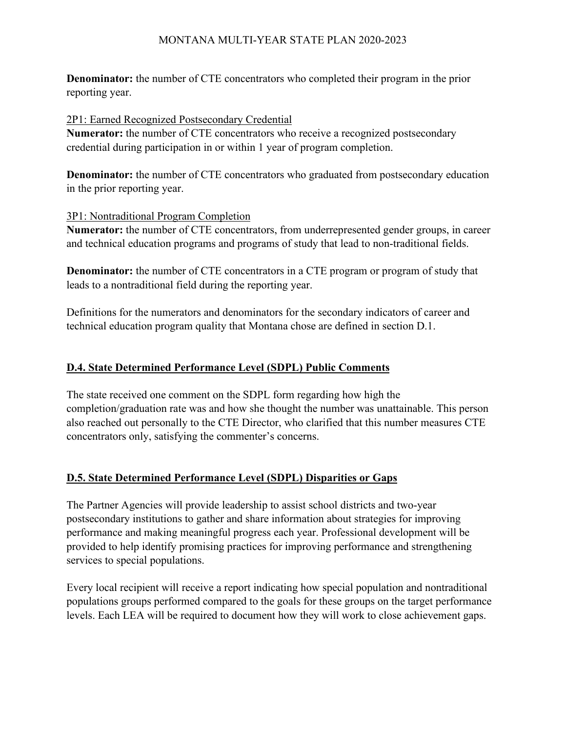**Denominator:** the number of CTE concentrators who completed their program in the prior reporting year.

2P1: Earned Recognized Postsecondary Credential

**Numerator:** the number of CTE concentrators who receive a recognized postsecondary credential during participation in or within 1 year of program completion.

**Denominator:** the number of CTE concentrators who graduated from postsecondary education in the prior reporting year.

3P1: Nontraditional Program Completion

**Numerator:** the number of CTE concentrators, from underrepresented gender groups, in career and technical education programs and programs of study that lead to non-traditional fields.

**Denominator:** the number of CTE concentrators in a CTE program or program of study that leads to a nontraditional field during the reporting year.

Definitions for the numerators and denominators for the secondary indicators of career and technical education program quality that Montana chose are defined in section D.1.

## D.4. State Determined Performance Level (SDPL) Public Comments

The state received one comment on the SDPL form regarding how high the completion/graduation rate was and how she thought the number was unattainable. This person also reached out personally to the CTE Director, who clarified that this number measures CTE concentrators only, satisfying the commenter's concerns.

## D.5. State Determined Performance Level (SDPL) Disparities or Gaps

The Partner Agencies will provide leadership to assist school districts and two-year postsecondary institutions to gather and share information about strategies for improving performance and making meaningful progress each year. Professional development will be provided to help identify promising practices for improving performance and strengthening services to special populations.

Every local recipient will receive a report indicating how special population and nontraditional populations groups performed compared to the goals for these groups on the target performance levels. Each LEA will be required to document how they will work to close achievement gaps.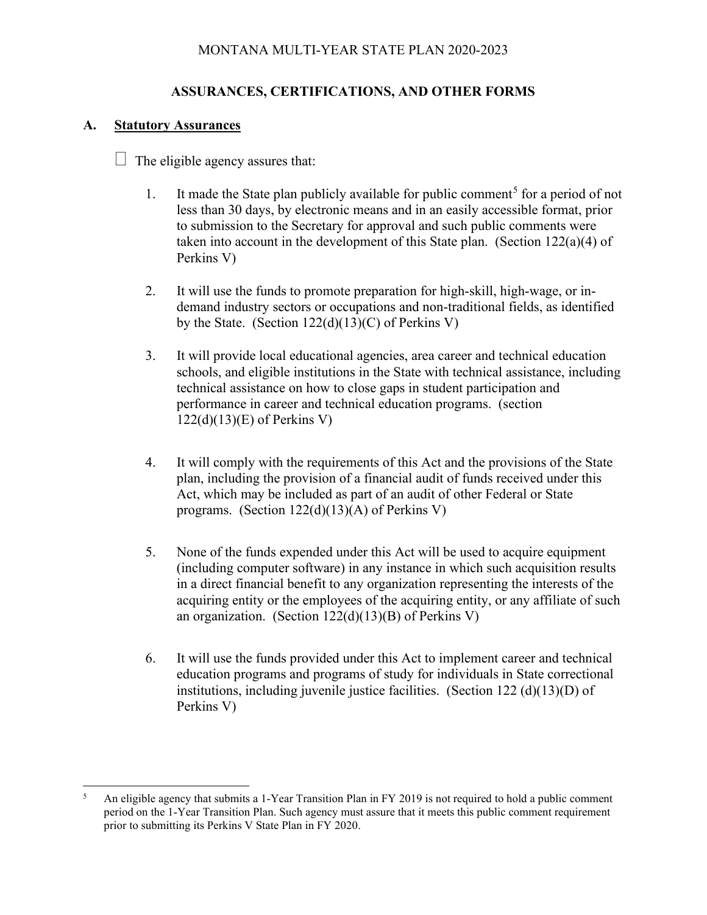MONTANA MULTI-YEAR STATE PLAN 2020-2023

## ASSURANCES, CERTIFICATIONS, AND OTHER FORMS

### A. Statutory Assurances

☐ The eligible agency assures that:

1. It made the State plan publicly available for public comment[5] for a period of not less than 30 days, by electronic means and in an easily accessible format, prior to submission to the Secretary for approval and such public comments were taken into account in the development of this State plan. (Section 122(a)(4) of Perkins V)

2. It will use the funds to promote preparation for high-skill, high-wage, or in-demand industry sectors or occupations and non-traditional fields, as identified by the State. (Section 122(d)(13)(C) of Perkins V)

3. It will provide local educational agencies, area career and technical education schools, and eligible institutions in the State with technical assistance, including technical assistance on how to close gaps in student participation and performance in career and technical education programs. (section 122(d)(13)(E) of Perkins V)

4. It will comply with the requirements of this Act and the provisions of the State plan, including the provision of a financial audit of funds received under this Act, which may be included as part of an audit of other Federal or State programs. (Section 122(d)(13)(A) of Perkins V)

5. None of the funds expended under this Act will be used to acquire equipment (including computer software) in any instance in which such acquisition results in a direct financial benefit to any organization representing the interests of the acquiring entity or the employees of the acquiring entity, or any affiliate of such an organization. (Section 122(d)(13)(B) of Perkins V)

6. It will use the funds provided under this Act to implement career and technical education programs and programs of study for individuals in State correctional institutions, including juvenile justice facilities. (Section 122 (d)(13)(D) of Perkins V)

---

[5] An eligible agency that submits a 1-Year Transition Plan in FY 2019 is not required to hold a public comment period on the 1-Year Transition Plan. Such agency must assure that it meets this public comment requirement prior to submitting its Perkins V State Plan in FY 2020.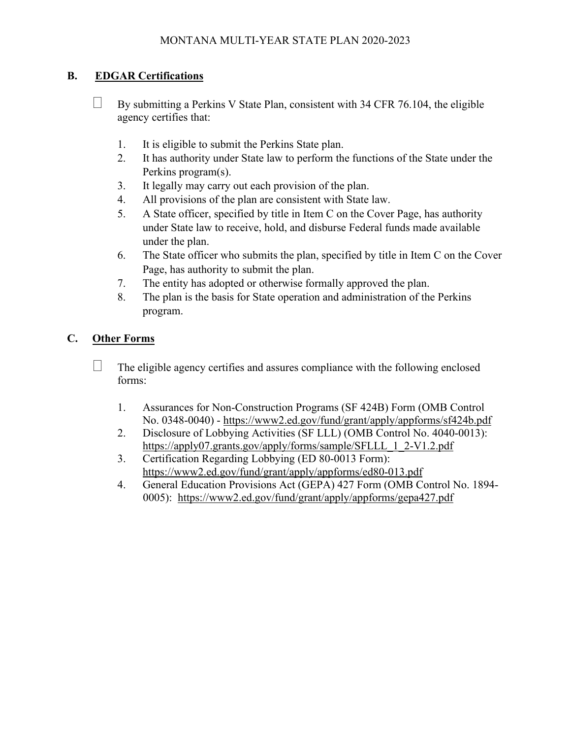## B. EDGAR Certifications

☐ By submitting a Perkins V State Plan, consistent with 34 CFR 76.104, the eligible agency certifies that:

1. It is eligible to submit the Perkins State plan.
2. It has authority under State law to perform the functions of the State under the Perkins program(s).
3. It legally may carry out each provision of the plan.
4. All provisions of the plan are consistent with State law.
5. A State officer, specified by title in Item C on the Cover Page, has authority under State law to receive, hold, and disburse Federal funds made available under the plan.
6. The State officer who submits the plan, specified by title in Item C on the Cover Page, has authority to submit the plan.
7. The entity has adopted or otherwise formally approved the plan.
8. The plan is the basis for State operation and administration of the Perkins program.

## C. Other Forms

☐ The eligible agency certifies and assures compliance with the following enclosed forms:

1. Assurances for Non-Construction Programs (SF 424B) Form (OMB Control No. 0348-0040) - https://www2.ed.gov/fund/grant/apply/appforms/sf424b.pdf
2. Disclosure of Lobbying Activities (SF LLL) (OMB Control No. 4040-0013): https://apply07.grants.gov/apply/forms/sample/SFLLL_1_2-V1.2.pdf
3. Certification Regarding Lobbying (ED 80-0013 Form): https://www2.ed.gov/fund/grant/apply/appforms/ed80-013.pdf
4. General Education Provisions Act (GEPA) 427 Form (OMB Control No. 1894-0005): https://www2.ed.gov/fund/grant/apply/appforms/gepa427.pdf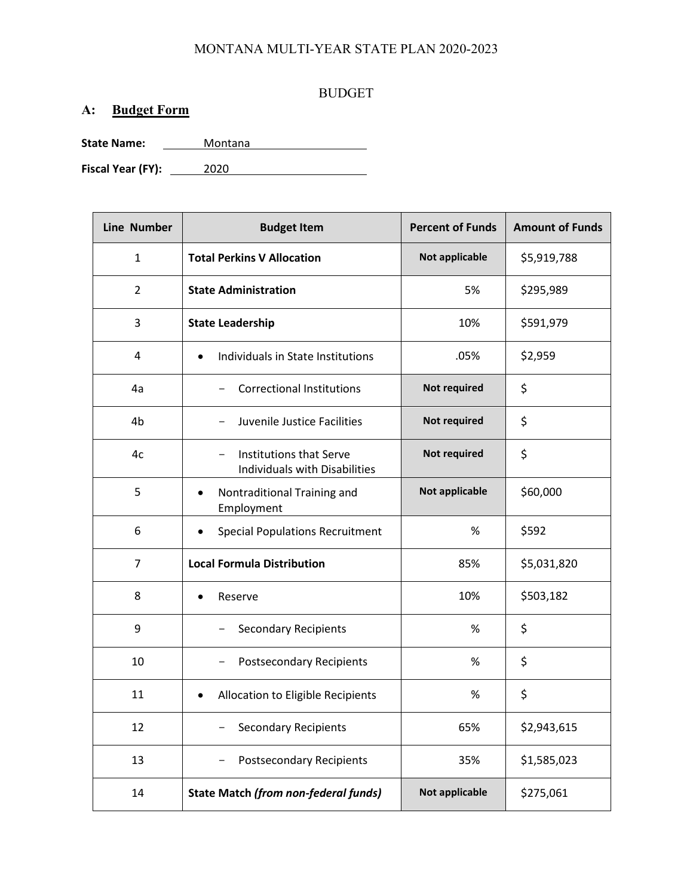MONTANA MULTI-YEAR STATE PLAN 2020-2023

BUDGET

## A: Budget Form

**State Name:** Montana

**Fiscal Year (FY):** 2020

| Line Number | Budget Item | Percent of Funds | Amount of Funds |
|---|---|---|---|
| 1 | **Total Perkins V Allocation** | Not applicable | $5,919,788 |
| 2 | **State Administration** | 5% | $295,989 |
| 3 | **State Leadership** | 10% | $591,979 |
| 4 | • Individuals in State Institutions | .05% | $2,959 |
| 4a | − Correctional Institutions | Not required | $ |
| 4b | − Juvenile Justice Facilities | Not required | $ |
| 4c | − Institutions that Serve Individuals with Disabilities | Not required | $ |
| 5 | • Nontraditional Training and Employment | Not applicable | $60,000 |
| 6 | • Special Populations Recruitment | % | $592 |
| 7 | **Local Formula Distribution** | 85% | $5,031,820 |
| 8 | • Reserve | 10% | $503,182 |
| 9 | − Secondary Recipients | % | $ |
| 10 | − Postsecondary Recipients | % | $ |
| 11 | • Allocation to Eligible Recipients | % | $ |
| 12 | − Secondary Recipients | 65% | $2,943,615 |
| 13 | − Postsecondary Recipients | 35% | $1,585,023 |
| 14 | **State Match *(from non-federal funds)*** | Not applicable | $275,061 |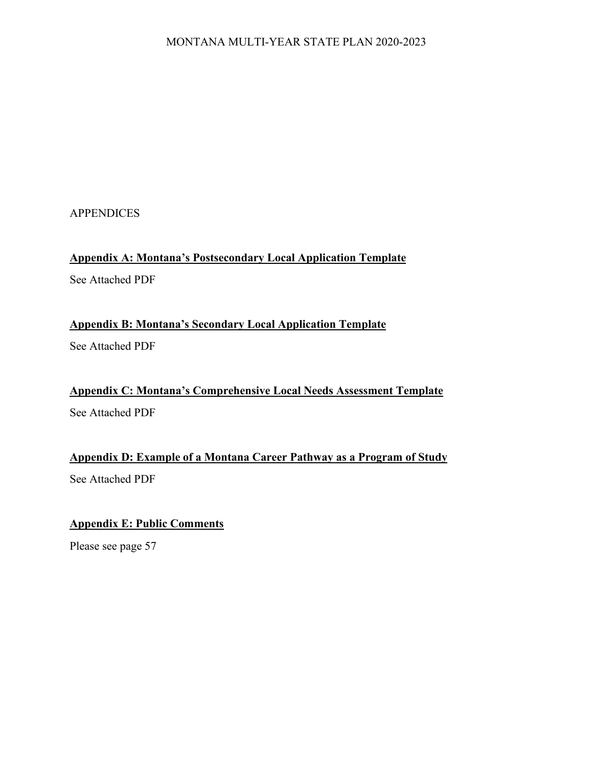APPENDICES

**Appendix A: Montana's Postsecondary Local Application Template**

See Attached PDF

**Appendix B: Montana's Secondary Local Application Template**

See Attached PDF

**Appendix C: Montana's Comprehensive Local Needs Assessment Template**

See Attached PDF

**Appendix D: Example of a Montana Career Pathway as a Program of Study**

See Attached PDF

**Appendix E: Public Comments**

Please see page 57